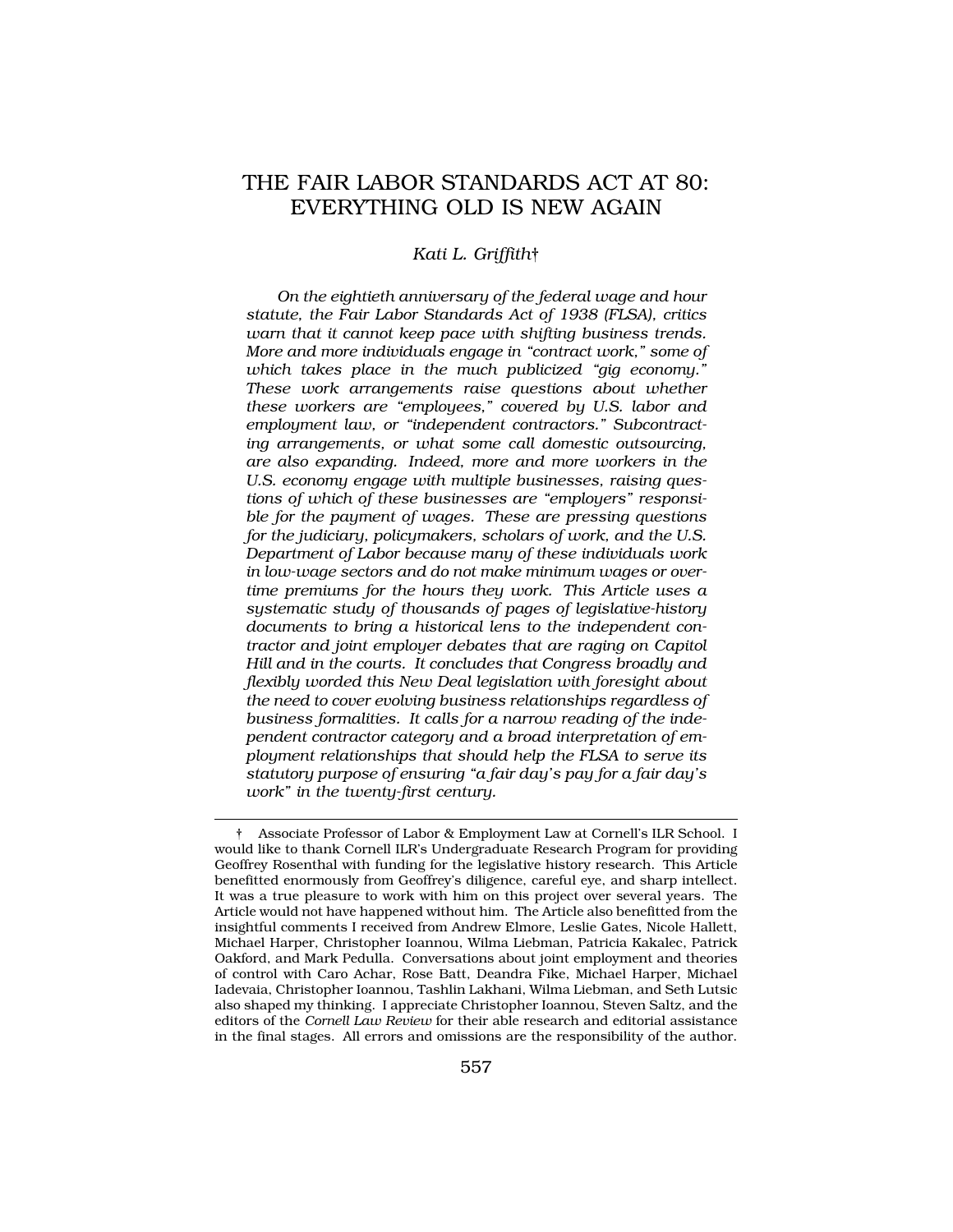# THE FAIR LABOR STANDARDS ACT AT 80: EVERYTHING OLD IS NEW AGAIN

*Kati L. Griffith*†

*On the eightieth anniversary of the federal wage and hour statute, the Fair Labor Standards Act of 1938 (FLSA), critics warn that it cannot keep pace with shifting business trends. More and more individuals engage in "contract work," some of which takes place in the much publicized "gig economy." These work arrangements raise questions about whether these workers are "employees," covered by U.S. labor and employment law, or "independent contractors." Subcontracting arrangements, or what some call domestic outsourcing, are also expanding. Indeed, more and more workers in the U.S. economy engage with multiple businesses, raising questions of which of these businesses are "employers" responsible for the payment of wages. These are pressing questions for the judiciary, policymakers, scholars of work, and the U.S. Department of Labor because many of these individuals work in low-wage sectors and do not make minimum wages or overtime premiums for the hours they work. This Article uses a systematic study of thousands of pages of legislative-history documents to bring a historical lens to the independent contractor and joint employer debates that are raging on Capitol Hill and in the courts. It concludes that Congress broadly and flexibly worded this New Deal legislation with foresight about the need to cover evolving business relationships regardless of business formalities. It calls for a narrow reading of the independent contractor category and a broad interpretation of employment relationships that should help the FLSA to serve its statutory purpose of ensuring "a fair day's pay for a fair day's work" in the twenty-first century.*

---

† Associate Professor of Labor & Employment Law at Cornell's ILR School. I would like to thank Cornell ILR's Undergraduate Research Program for providing Geoffrey Rosenthal with funding for the legislative history research. This Article benefitted enormously from Geoffrey's diligence, careful eye, and sharp intellect. It was a true pleasure to work with him on this project over several years. The Article would not have happened without him. The Article also benefitted from the insightful comments I received from Andrew Elmore, Leslie Gates, Nicole Hallett, Michael Harper, Christopher Ioannou, Wilma Liebman, Patricia Kakalec, Patrick Oakford, and Mark Pedulla. Conversations about joint employment and theories of control with Caro Achar, Rose Batt, Deandra Fike, Michael Harper, Michael Iadevaia, Christopher Ioannou, Tashlin Lakhani, Wilma Liebman, and Seth Lutsic also shaped my thinking. I appreciate Christopher Ioannou, Steven Saltz, and the editors of the *Cornell Law Review* for their able research and editorial assistance in the final stages. All errors and omissions are the responsibility of the author.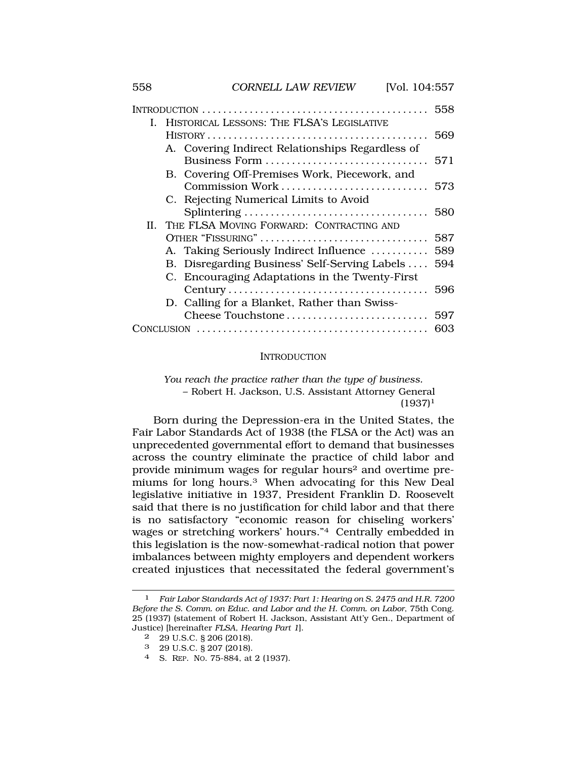| | |
|---|---|
| INTRODUCTION | 558 |
| I. HISTORICAL LESSONS: THE FLSA'S LEGISLATIVE HISTORY | 569 |
| A. Covering Indirect Relationships Regardless of Business Form | 571 |
| B. Covering Off-Premises Work, Piecework, and Commission Work | 573 |
| C. Rejecting Numerical Limits to Avoid Splintering | 580 |
| II. THE FLSA MOVING FORWARD: CONTRACTING AND OTHER "FISSURING" | 587 |
| A. Taking Seriously Indirect Influence | 589 |
| B. Disregarding Business' Self-Serving Labels | 594 |
| C. Encouraging Adaptations in the Twenty-First Century | 596 |
| D. Calling for a Blanket, Rather than Swiss-Cheese Touchstone | 597 |
| CONCLUSION | 603 |

## INTRODUCTION

> *You reach the practice rather than the type of business.*
> – Robert H. Jackson, U.S. Assistant Attorney General (1937)[1]

Born during the Depression-era in the United States, the Fair Labor Standards Act of 1938 (the FLSA or the Act) was an unprecedented governmental effort to demand that businesses across the country eliminate the practice of child labor and provide minimum wages for regular hours[2] and overtime premiums for long hours.[3] When advocating for this New Deal legislative initiative in 1937, President Franklin D. Roosevelt said that there is no justification for child labor and that there is no satisfactory "economic reason for chiseling workers' wages or stretching workers' hours."[4] Centrally embedded in this legislation is the now-somewhat-radical notion that power imbalances between mighty employers and dependent workers created injustices that necessitated the federal government's

---

[1] *Fair Labor Standards Act of 1937: Part 1: Hearing on S. 2475 and H.R. 7200 Before the S. Comm. on Educ. and Labor and the H. Comm. on Labor*, 75th Cong. 25 (1937) (statement of Robert H. Jackson, Assistant Att'y Gen., Department of Justice) [hereinafter *FLSA, Hearing Part 1*].

[2] 29 U.S.C. § 206 (2018).

[3] 29 U.S.C. § 207 (2018).

[4] S. REP. NO. 75-884, at 2 (1937).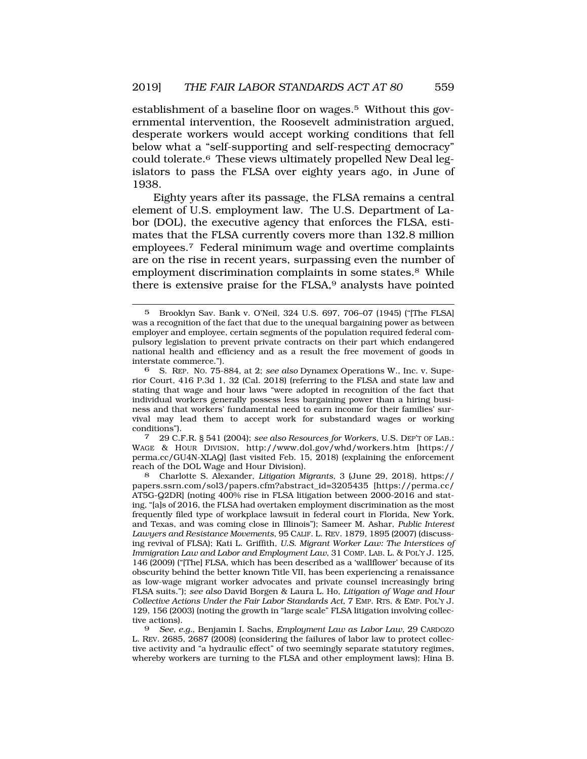establishment of a baseline floor on wages.[5] Without this governmental intervention, the Roosevelt administration argued, desperate workers would accept working conditions that fell below what a "self-supporting and self-respecting democracy" could tolerate.[6] These views ultimately propelled New Deal legislators to pass the FLSA over eighty years ago, in June of 1938.

Eighty years after its passage, the FLSA remains a central element of U.S. employment law. The U.S. Department of Labor (DOL), the executive agency that enforces the FLSA, estimates that the FLSA currently covers more than 132.8 million employees.[7] Federal minimum wage and overtime complaints are on the rise in recent years, surpassing even the number of employment discrimination complaints in some states.[8] While there is extensive praise for the FLSA,[9] analysts have pointed

---

5 Brooklyn Sav. Bank v. O'Neil, 324 U.S. 697, 706–07 (1945) ("[The FLSA] was a recognition of the fact that due to the unequal bargaining power as between employer and employee, certain segments of the population required federal compulsory legislation to prevent private contracts on their part which endangered national health and efficiency and as a result the free movement of goods in interstate commerce.").

6 S. REP. NO. 75-884, at 2; *see also* Dynamex Operations W., Inc. v. Superior Court, 416 P.3d 1, 32 (Cal. 2018) (referring to the FLSA and state law and stating that wage and hour laws "were adopted in recognition of the fact that individual workers generally possess less bargaining power than a hiring business and that workers' fundamental need to earn income for their families' survival may lead them to accept work for substandard wages or working conditions").

7 29 C.F.R. § 541 (2004); *see also Resources for Workers*, U.S. DEP'T OF LAB.: WAGE & HOUR DIVISION, http://www.dol.gov/whd/workers.htm [https://perma.cc/GU4N-XLAQ] (last visited Feb. 15, 2018) (explaining the enforcement reach of the DOL Wage and Hour Division).

8 Charlotte S. Alexander, *Litigation Migrants*, 3 (June 29, 2018), https://papers.ssrn.com/sol3/papers.cfm?abstract_id=3205435 [https://perma.cc/AT5G-Q2DR] (noting 400% rise in FLSA litigation between 2000-2016 and stating, "[a]s of 2016, the FLSA had overtaken employment discrimination as the most frequently filed type of workplace lawsuit in federal court in Florida, New York, and Texas, and was coming close in Illinois"); Sameer M. Ashar, *Public Interest Lawyers and Resistance Movements*, 95 CALIF. L. REV. 1879, 1895 (2007) (discussing revival of FLSA); Kati L. Griffith, *U.S. Migrant Worker Law: The Interstices of Immigration Law and Labor and Employment Law*, 31 COMP. LAB. L. & POL'Y J. 125, 146 (2009) ("[The] FLSA, which has been described as a 'wallflower' because of its obscurity behind the better known Title VII, has been experiencing a renaissance as low-wage migrant worker advocates and private counsel increasingly bring FLSA suits."); *see also* David Borgen & Laura L. Ho, *Litigation of Wage and Hour Collective Actions Under the Fair Labor Standards Act*, 7 EMP. RTS. & EMP. POL'Y J. 129, 156 (2003) (noting the growth in "large scale" FLSA litigation involving collective actions).

9 *See, e.g.*, Benjamin I. Sachs, *Employment Law as Labor Law*, 29 CARDOZO L. REV. 2685, 2687 (2008) (considering the failures of labor law to protect collective activity and "a hydraulic effect" of two seemingly separate statutory regimes, whereby workers are turning to the FLSA and other employment laws); Hina B.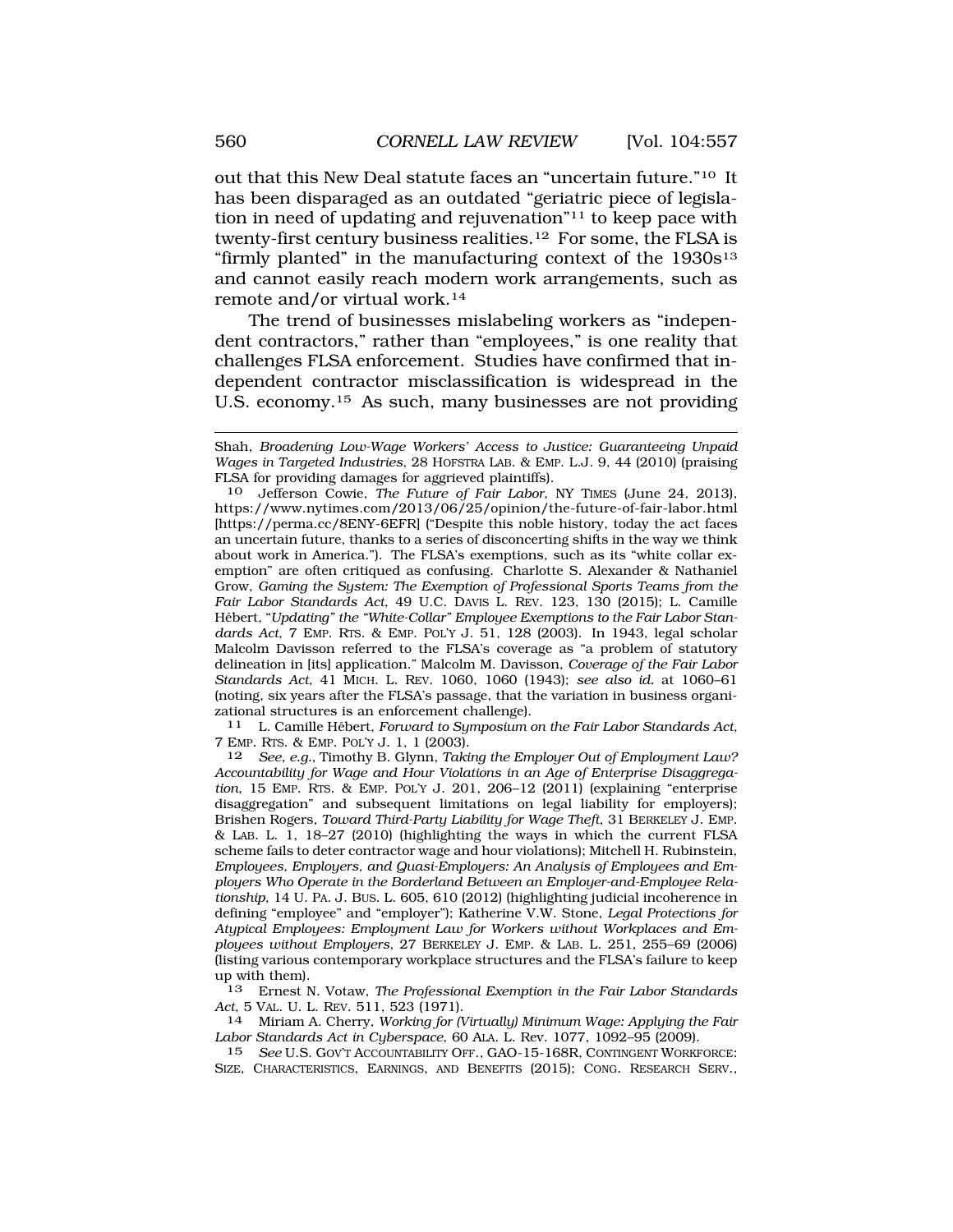out that this New Deal statute faces an "uncertain future."[10] It has been disparaged as an outdated "geriatric piece of legislation in need of updating and rejuvenation"[11] to keep pace with twenty-first century business realities.[12] For some, the FLSA is "firmly planted" in the manufacturing context of the 1930s[13] and cannot easily reach modern work arrangements, such as remote and/or virtual work.[14]

The trend of businesses mislabeling workers as "independent contractors," rather than "employees," is one reality that challenges FLSA enforcement. Studies have confirmed that independent contractor misclassification is widespread in the U.S. economy.[15] As such, many businesses are not providing

---

Shah, *Broadening Low-Wage Workers' Access to Justice: Guaranteeing Unpaid Wages in Targeted Industries*, 28 HOFSTRA LAB. & EMP. L.J. 9, 44 (2010) (praising FLSA for providing damages for aggrieved plaintiffs).

10 Jefferson Cowie, *The Future of Fair Labor*, NY TIMES (June 24, 2013), https://www.nytimes.com/2013/06/25/opinion/the-future-of-fair-labor.html [https://perma.cc/8ENY-6EFR] ("Despite this noble history, today the act faces an uncertain future, thanks to a series of disconcerting shifts in the way we think about work in America."). The FLSA's exemptions, such as its "white collar exemption" are often critiqued as confusing. Charlotte S. Alexander & Nathaniel Grow, *Gaming the System: The Exemption of Professional Sports Teams from the Fair Labor Standards Act*, 49 U.C. DAVIS L. REV. 123, 130 (2015); L. Camille Hébert, *"Updating" the "White-Collar" Employee Exemptions to the Fair Labor Standards Act*, 7 EMP. RTS. & EMP. POL'Y J. 51, 128 (2003). In 1943, legal scholar Malcolm Davisson referred to the FLSA's coverage as "a problem of statutory delineation in [its] application." Malcolm M. Davisson, *Coverage of the Fair Labor Standards Act*, 41 MICH. L. REV. 1060, 1060 (1943); *see also id.* at 1060–61 (noting, six years after the FLSA's passage, that the variation in business organizational structures is an enforcement challenge).

11 L. Camille Hébert, *Forward to Symposium on the Fair Labor Standards Act*, 7 EMP. RTS. & EMP. POL'Y J. 1, 1 (2003).

12 *See, e.g.*, Timothy B. Glynn, *Taking the Employer Out of Employment Law? Accountability for Wage and Hour Violations in an Age of Enterprise Disaggregation*, 15 EMP. RTS. & EMP. POL'Y J. 201, 206–12 (2011) (explaining "enterprise disaggregation" and subsequent limitations on legal liability for employers); Brishen Rogers, *Toward Third-Party Liability for Wage Theft*, 31 BERKELEY J. EMP. & LAB. L. 1, 18–27 (2010) (highlighting the ways in which the current FLSA scheme fails to deter contractor wage and hour violations); Mitchell H. Rubinstein, *Employees, Employers, and Quasi-Employers: An Analysis of Employees and Employers Who Operate in the Borderland Between an Employer-and-Employee Relationship*, 14 U. PA. J. BUS. L. 605, 610 (2012) (highlighting judicial incoherence in defining "employee" and "employer"); Katherine V.W. Stone, *Legal Protections for Atypical Employees: Employment Law for Workers without Workplaces and Employees without Employers*, 27 BERKELEY J. EMP. & LAB. L. 251, 255–69 (2006) (listing various contemporary workplace structures and the FLSA's failure to keep up with them).

13 Ernest N. Votaw, *The Professional Exemption in the Fair Labor Standards Act*, 5 VAL. U. L. REV. 511, 523 (1971).

14 Miriam A. Cherry, *Working for (Virtually) Minimum Wage: Applying the Fair Labor Standards Act in Cyberspace*, 60 ALA. L. Rev. 1077, 1092–95 (2009).

15 *See* U.S. GOV'T ACCOUNTABILITY OFF., GAO-15-168R, CONTINGENT WORKFORCE: SIZE, CHARACTERISTICS, EARNINGS, AND BENEFITS (2015); CONG. RESEARCH SERV.,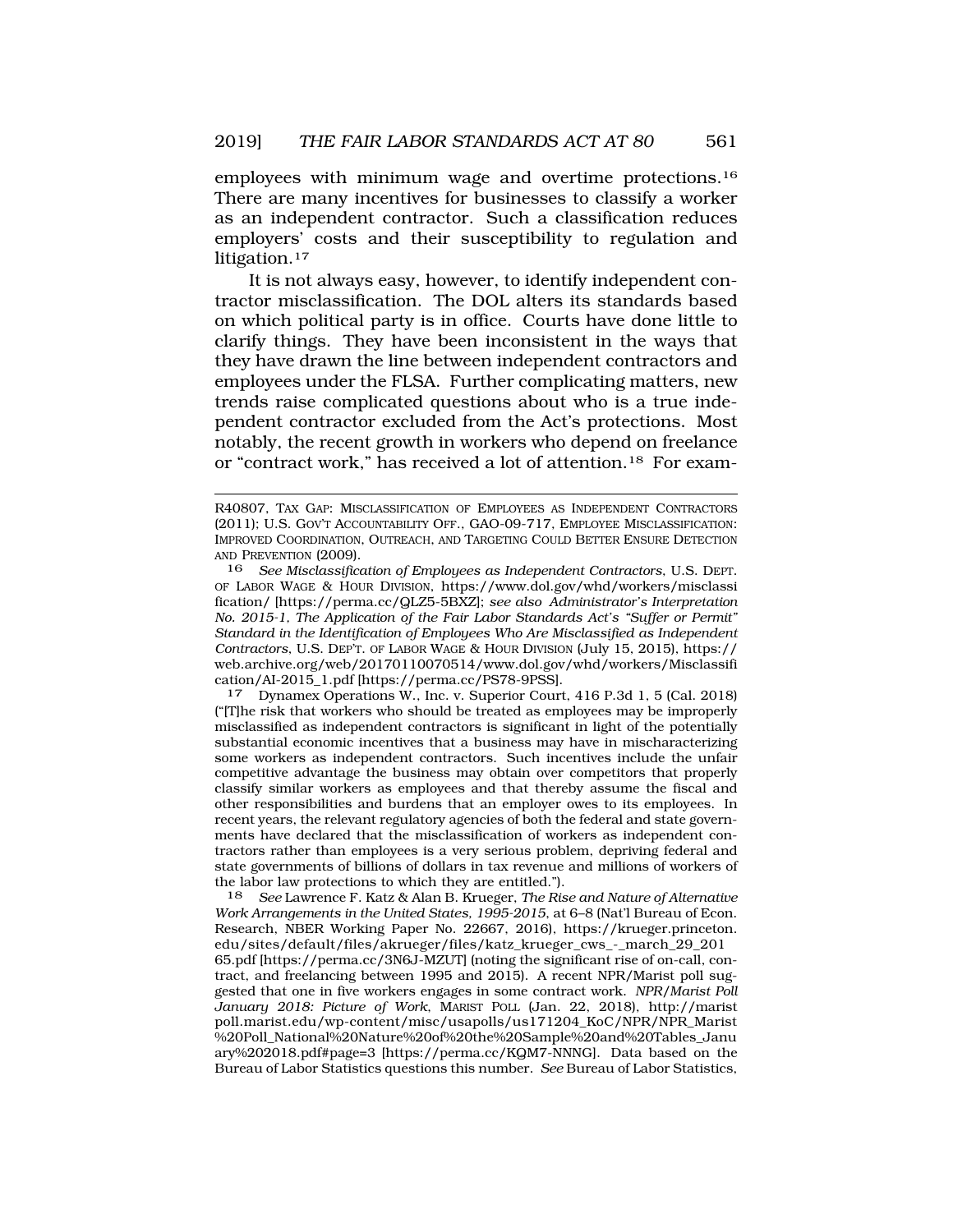employees with minimum wage and overtime protections.[16] There are many incentives for businesses to classify a worker as an independent contractor. Such a classification reduces employers' costs and their susceptibility to regulation and litigation.[17]

It is not always easy, however, to identify independent contractor misclassification. The DOL alters its standards based on which political party is in office. Courts have done little to clarify things. They have been inconsistent in the ways that they have drawn the line between independent contractors and employees under the FLSA. Further complicating matters, new trends raise complicated questions about who is a true independent contractor excluded from the Act's protections. Most notably, the recent growth in workers who depend on freelance or "contract work," has received a lot of attention.[18] For exam-

---

R40807, TAX GAP: MISCLASSIFICATION OF EMPLOYEES AS INDEPENDENT CONTRACTORS (2011); U.S. GOV'T ACCOUNTABILITY OFF., GAO-09-717, EMPLOYEE MISCLASSIFICATION: IMPROVED COORDINATION, OUTREACH, AND TARGETING COULD BETTER ENSURE DETECTION AND PREVENTION (2009).

16 *See Misclassification of Employees as Independent Contractors*, U.S. DEPT. OF LABOR WAGE & HOUR DIVISION, https://www.dol.gov/whd/workers/misclassification/ [https://perma.cc/QLZ5-5BXZ]; *see also Administrator's Interpretation No. 2015-1, The Application of the Fair Labor Standards Act's "Suffer or Permit" Standard in the Identification of Employees Who Are Misclassified as Independent Contractors*, U.S. DEP'T. OF LABOR WAGE & HOUR DIVISION (July 15, 2015), https://web.archive.org/web/20170110070514/www.dol.gov/whd/workers/Misclassification/AI-2015_1.pdf [https://perma.cc/PS78-9PSS].

17 Dynamex Operations W., Inc. v. Superior Court, 416 P.3d 1, 5 (Cal. 2018) ("[T]he risk that workers who should be treated as employees may be improperly misclassified as independent contractors is significant in light of the potentially substantial economic incentives that a business may have in mischaracterizing some workers as independent contractors. Such incentives include the unfair competitive advantage the business may obtain over competitors that properly classify similar workers as employees and that thereby assume the fiscal and other responsibilities and burdens that an employer owes to its employees. In recent years, the relevant regulatory agencies of both the federal and state governments have declared that the misclassification of workers as independent contractors rather than employees is a very serious problem, depriving federal and state governments of billions of dollars in tax revenue and millions of workers of the labor law protections to which they are entitled.").

18 *See* Lawrence F. Katz & Alan B. Krueger, *The Rise and Nature of Alternative Work Arrangements in the United States, 1995-2015*, at 6–8 (Nat'l Bureau of Econ. Research, NBER Working Paper No. 22667, 2016), https://krueger.princeton.edu/sites/default/files/akrueger/files/katz_krueger_cws_-_march_29_20165.pdf [https://perma.cc/3N6J-MZUT] (noting the significant rise of on-call, contract, and freelancing between 1995 and 2015). A recent NPR/Marist poll suggested that one in five workers engages in some contract work. *NPR/Marist Poll January 2018: Picture of Work*, MARIST POLL (Jan. 22, 2018), http://maristpoll.marist.edu/wp-content/misc/usapolls/us171204_KoC/NPR/NPR_Marist%20Poll_National%20Nature%20of%20the%20Sample%20and%20Tables_January%202018.pdf#page=3 [https://perma.cc/KQM7-NNNG]. Data based on the Bureau of Labor Statistics questions this number. *See* Bureau of Labor Statistics,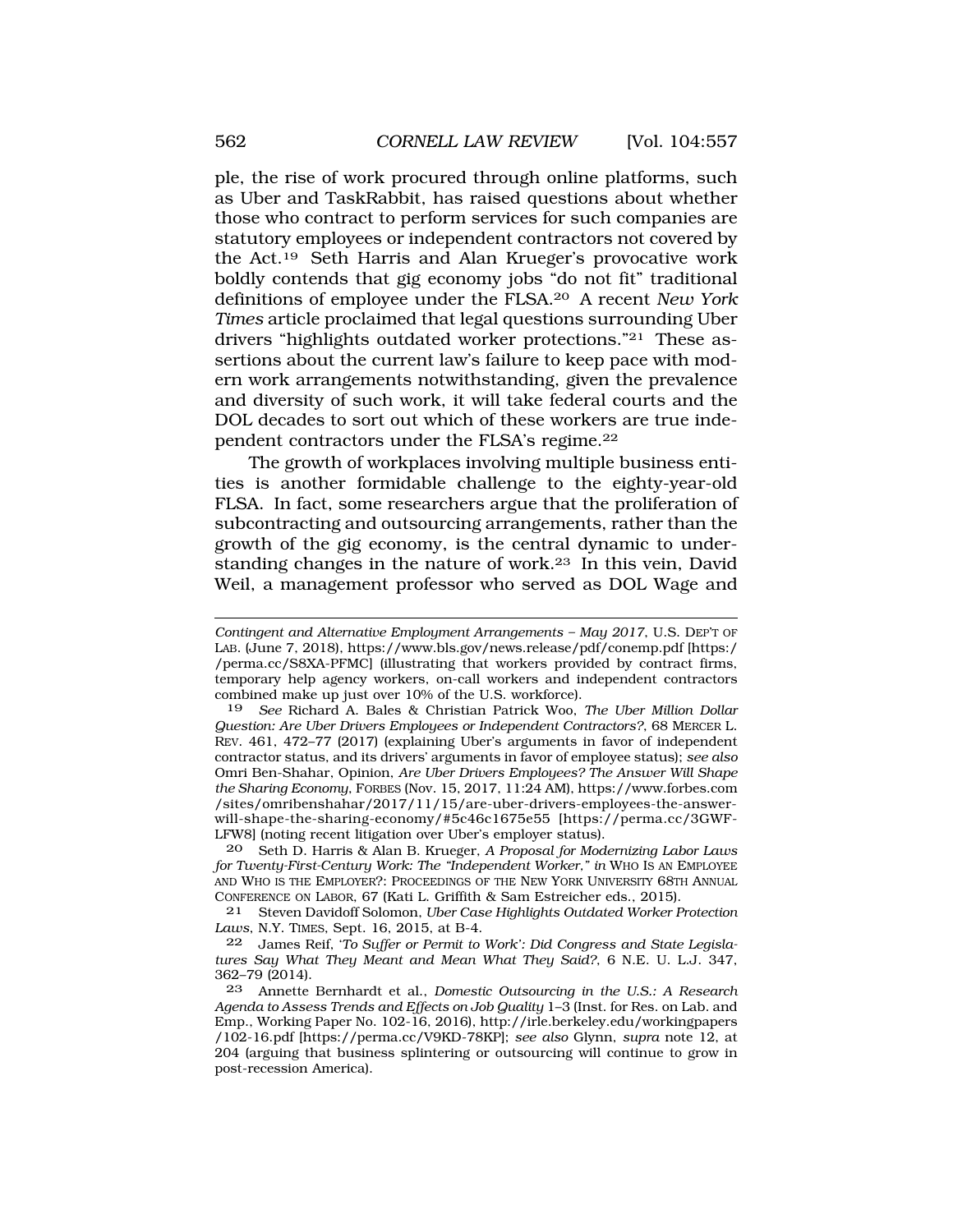ple, the rise of work procured through online platforms, such as Uber and TaskRabbit, has raised questions about whether those who contract to perform services for such companies are statutory employees or independent contractors not covered by the Act.[19] Seth Harris and Alan Krueger's provocative work boldly contends that gig economy jobs "do not fit" traditional definitions of employee under the FLSA.[20] A recent *New York Times* article proclaimed that legal questions surrounding Uber drivers "highlights outdated worker protections."[21] These assertions about the current law's failure to keep pace with modern work arrangements notwithstanding, given the prevalence and diversity of such work, it will take federal courts and the DOL decades to sort out which of these workers are true independent contractors under the FLSA's regime.[22]

The growth of workplaces involving multiple business entities is another formidable challenge to the eighty-year-old FLSA. In fact, some researchers argue that the proliferation of subcontracting and outsourcing arrangements, rather than the growth of the gig economy, is the central dynamic to understanding changes in the nature of work.[23] In this vein, David Weil, a management professor who served as DOL Wage and

---

*Contingent and Alternative Employment Arrangements – May 2017*, U.S. DEP'T OF LAB. (June 7, 2018), https://www.bls.gov/news.release/pdf/conemp.pdf [https://perma.cc/S8XA-PFMC] (illustrating that workers provided by contract firms, temporary help agency workers, on-call workers and independent contractors combined make up just over 10% of the U.S. workforce).

19 *See* Richard A. Bales & Christian Patrick Woo, *The Uber Million Dollar Question: Are Uber Drivers Employees or Independent Contractors?*, 68 MERCER L. REV. 461, 472–77 (2017) (explaining Uber's arguments in favor of independent contractor status, and its drivers' arguments in favor of employee status); *see also* Omri Ben-Shahar, Opinion, *Are Uber Drivers Employees? The Answer Will Shape the Sharing Economy*, FORBES (Nov. 15, 2017, 11:24 AM), https://www.forbes.com/sites/omribenshahar/2017/11/15/are-uber-drivers-employees-the-answer-will-shape-the-sharing-economy/#5c46c1675e55 [https://perma.cc/3GWF-LFW8] (noting recent litigation over Uber's employer status).

20 Seth D. Harris & Alan B. Krueger, *A Proposal for Modernizing Labor Laws for Twenty-First-Century Work: The "Independent Worker," in* WHO IS AN EMPLOYEE AND WHO IS THE EMPLOYER?: PROCEEDINGS OF THE NEW YORK UNIVERSITY 68TH ANNUAL CONFERENCE ON LABOR, 67 (Kati L. Griffith & Sam Estreicher eds., 2015).

21 Steven Davidoff Solomon, *Uber Case Highlights Outdated Worker Protection Laws*, N.Y. TIMES, Sept. 16, 2015, at B-4.

22 James Reif, *'To Suffer or Permit to Work': Did Congress and State Legislatures Say What They Meant and Mean What They Said?*, 6 N.E. U. L.J. 347, 362–79 (2014).

23 Annette Bernhardt et al., *Domestic Outsourcing in the U.S.: A Research Agenda to Assess Trends and Effects on Job Quality* 1–3 (Inst. for Res. on Lab. and Emp., Working Paper No. 102-16, 2016), http://irle.berkeley.edu/workingpapers/102-16.pdf [https://perma.cc/V9KD-78KP]; *see also* Glynn, *supra* note 12, at 204 (arguing that business splintering or outsourcing will continue to grow in post-recession America).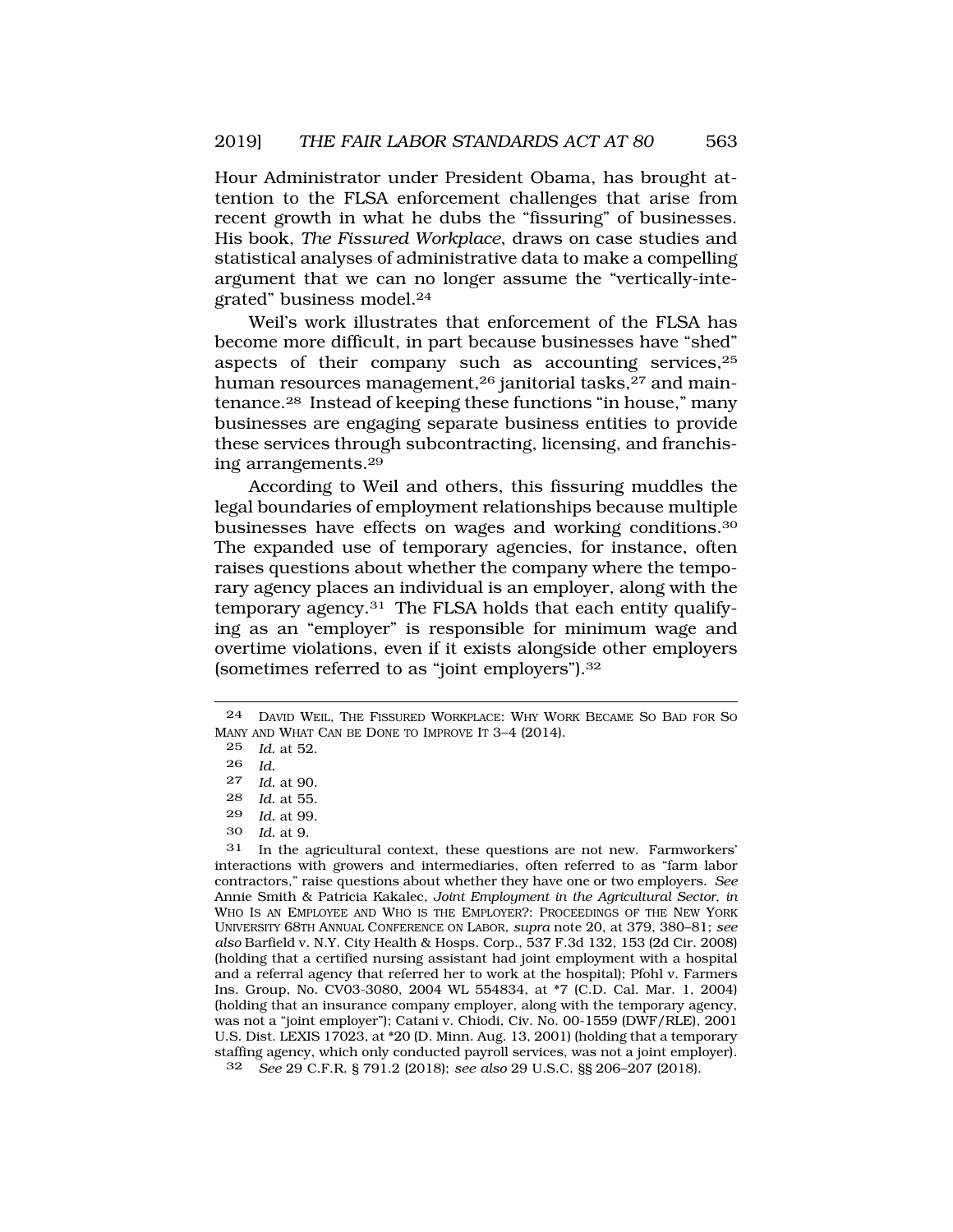Hour Administrator under President Obama, has brought attention to the FLSA enforcement challenges that arise from recent growth in what he dubs the "fissuring" of businesses. His book, *The Fissured Workplace*, draws on case studies and statistical analyses of administrative data to make a compelling argument that we can no longer assume the "vertically-integrated" business model.[24]

Weil's work illustrates that enforcement of the FLSA has become more difficult, in part because businesses have "shed" aspects of their company such as accounting services,[25] human resources management,[26] janitorial tasks,[27] and maintenance.[28] Instead of keeping these functions "in house," many businesses are engaging separate business entities to provide these services through subcontracting, licensing, and franchising arrangements.[29]

According to Weil and others, this fissuring muddles the legal boundaries of employment relationships because multiple businesses have effects on wages and working conditions.[30] The expanded use of temporary agencies, for instance, often raises questions about whether the company where the temporary agency places an individual is an employer, along with the temporary agency.[31] The FLSA holds that each entity qualifying as an "employer" is responsible for minimum wage and overtime violations, even if it exists alongside other employers (sometimes referred to as "joint employers").[32]

---

24 DAVID WEIL, THE FISSURED WORKPLACE: WHY WORK BECAME SO BAD FOR SO MANY AND WHAT CAN BE DONE TO IMPROVE IT 3–4 (2014).

25 *Id.* at 52.

26 *Id.*

27 *Id.* at 90.

28 *Id.* at 55.

29 *Id.* at 99.

30 *Id.* at 9.

31 In the agricultural context, these questions are not new. Farmworkers' interactions with growers and intermediaries, often referred to as "farm labor contractors," raise questions about whether they have one or two employers. *See* Annie Smith & Patricia Kakalec, *Joint Employment in the Agricultural Sector*, *in* WHO IS AN EMPLOYEE AND WHO IS THE EMPLOYER?: PROCEEDINGS OF THE NEW YORK UNIVERSITY 68TH ANNUAL CONFERENCE ON LABOR, *supra* note 20, at 379, 380–81; *see also* Barfield v. N.Y. City Health & Hosps. Corp., 537 F.3d 132, 153 (2d Cir. 2008) (holding that a certified nursing assistant had joint employment with a hospital and a referral agency that referred her to work at the hospital); Pfohl v. Farmers Ins. Group, No. CV03-3080, 2004 WL 554834, at *7 (C.D. Cal. Mar. 1, 2004) (holding that an insurance company employer, along with the temporary agency, was not a "joint employer"); Catani v. Chiodi, Civ. No. 00-1559 (DWF/RLE), 2001 U.S. Dist. LEXIS 17023, at *20 (D. Minn. Aug. 13, 2001) (holding that a temporary staffing agency, which only conducted payroll services, was not a joint employer).

32 *See* 29 C.F.R. § 791.2 (2018); *see also* 29 U.S.C. §§ 206–207 (2018).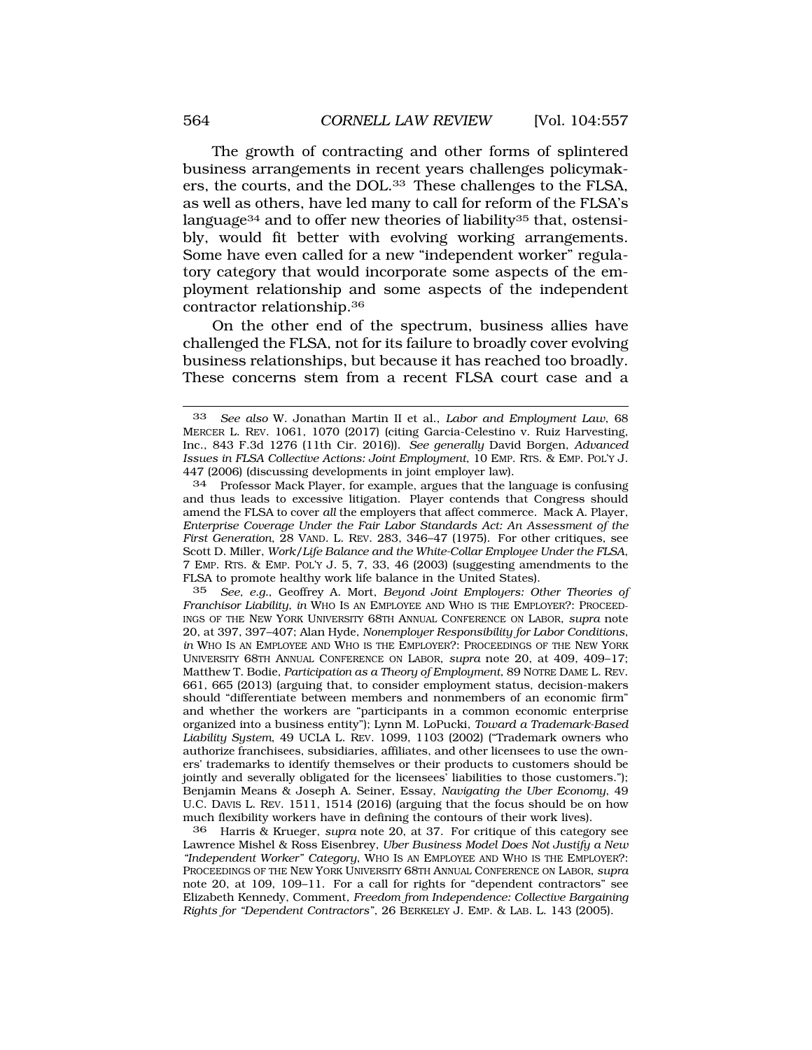The growth of contracting and other forms of splintered business arrangements in recent years challenges policymakers, the courts, and the DOL.[33] These challenges to the FLSA, as well as others, have led many to call for reform of the FLSA's language[34] and to offer new theories of liability[35] that, ostensibly, would fit better with evolving working arrangements. Some have even called for a new "independent worker" regulatory category that would incorporate some aspects of the employment relationship and some aspects of the independent contractor relationship.[36]

On the other end of the spectrum, business allies have challenged the FLSA, not for its failure to broadly cover evolving business relationships, but because it has reached too broadly. These concerns stem from a recent FLSA court case and a

---

[33] *See also* W. Jonathan Martin II et al., *Labor and Employment Law*, 68 MERCER L. REV. 1061, 1070 (2017) (citing Garcia-Celestino v. Ruiz Harvesting, Inc., 843 F.3d 1276 (11th Cir. 2016)). *See generally* David Borgen, *Advanced Issues in FLSA Collective Actions: Joint Employment*, 10 EMP. RTS. & EMP. POL'Y J. 447 (2006) (discussing developments in joint employer law).

[34] Professor Mack Player, for example, argues that the language is confusing and thus leads to excessive litigation. Player contends that Congress should amend the FLSA to cover *all* the employers that affect commerce. Mack A. Player, *Enterprise Coverage Under the Fair Labor Standards Act: An Assessment of the First Generation*, 28 VAND. L. REV. 283, 346–47 (1975). For other critiques, see Scott D. Miller, *Work/Life Balance and the White-Collar Employee Under the FLSA*, 7 EMP. RTS. & EMP. POL'Y J. 5, 7, 33, 46 (2003) (suggesting amendments to the FLSA to promote healthy work life balance in the United States).

[35] *See, e.g.*, Geoffrey A. Mort, *Beyond Joint Employers: Other Theories of Franchisor Liability*, *in* WHO IS AN EMPLOYEE AND WHO IS THE EMPLOYER?: PROCEEDINGS OF THE NEW YORK UNIVERSITY 68TH ANNUAL CONFERENCE ON LABOR, *supra* note 20, at 397, 397–407; Alan Hyde, *Nonemployer Responsibility for Labor Conditions*, *in* WHO IS AN EMPLOYEE AND WHO IS THE EMPLOYER?: PROCEEDINGS OF THE NEW YORK UNIVERSITY 68TH ANNUAL CONFERENCE ON LABOR, *supra* note 20, at 409, 409–17; Matthew T. Bodie, *Participation as a Theory of Employment*, 89 NOTRE DAME L. REV. 661, 665 (2013) (arguing that, to consider employment status, decision-makers should "differentiate between members and nonmembers of an economic firm" and whether the workers are "participants in a common economic enterprise organized into a business entity"); Lynn M. LoPucki, *Toward a Trademark-Based Liability System*, 49 UCLA L. REV. 1099, 1103 (2002) ("Trademark owners who authorize franchisees, subsidiaries, affiliates, and other licensees to use the owners' trademarks to identify themselves or their products to customers should be jointly and severally obligated for the licensees' liabilities to those customers."); Benjamin Means & Joseph A. Seiner, Essay, *Navigating the Uber Economy*, 49 U.C. DAVIS L. REV. 1511, 1514 (2016) (arguing that the focus should be on how much flexibility workers have in defining the contours of their work lives).

[36] Harris & Krueger, *supra* note 20, at 37. For critique of this category see Lawrence Mishel & Ross Eisenbrey, *Uber Business Model Does Not Justify a New "Independent Worker" Category*, WHO IS AN EMPLOYEE AND WHO IS THE EMPLOYER?: PROCEEDINGS OF THE NEW YORK UNIVERSITY 68TH ANNUAL CONFERENCE ON LABOR, *supra* note 20, at 109, 109–11. For a call for rights for "dependent contractors" see Elizabeth Kennedy, Comment, *Freedom from Independence: Collective Bargaining Rights for "Dependent Contractors"*, 26 BERKELEY J. EMP. & LAB. L. 143 (2005).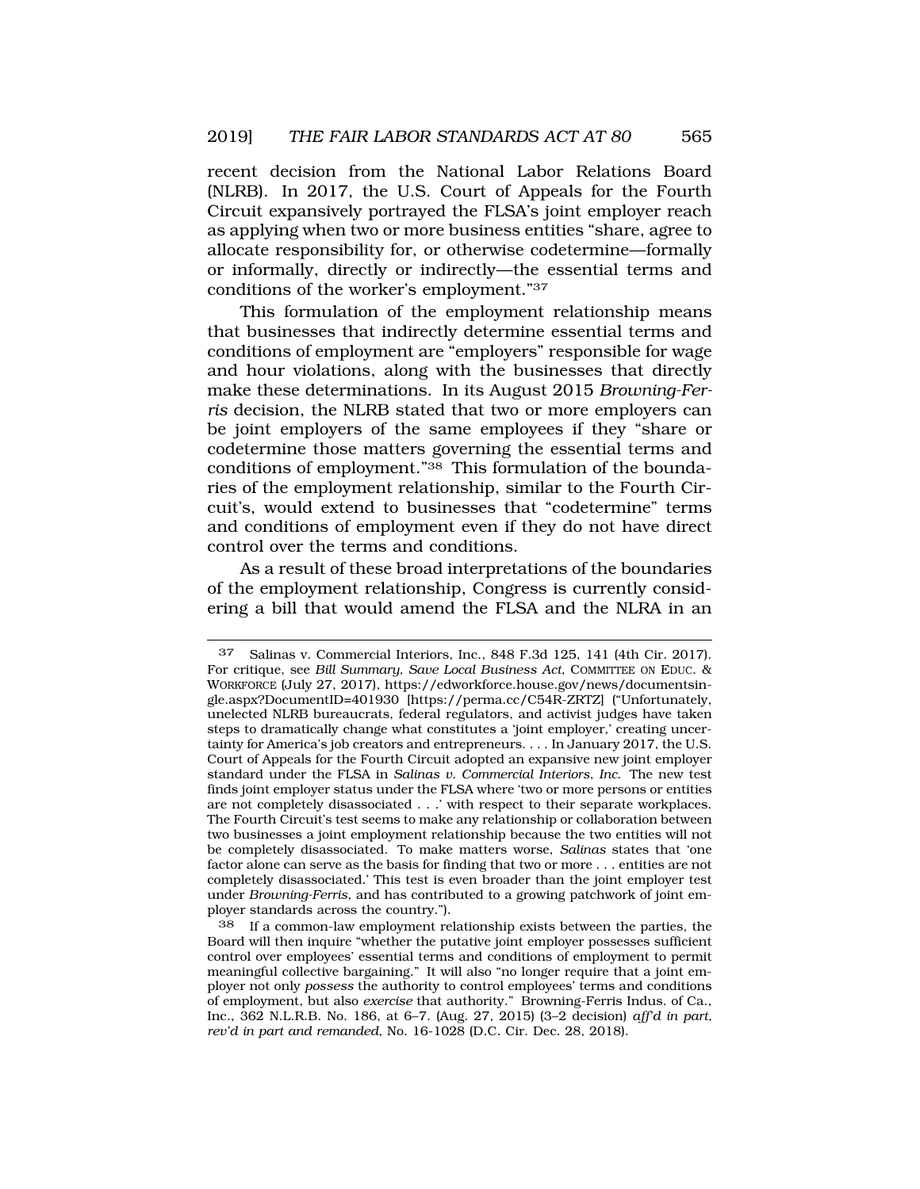recent decision from the National Labor Relations Board (NLRB). In 2017, the U.S. Court of Appeals for the Fourth Circuit expansively portrayed the FLSA's joint employer reach as applying when two or more business entities "share, agree to allocate responsibility for, or otherwise codetermine—formally or informally, directly or indirectly—the essential terms and conditions of the worker's employment."[37]

This formulation of the employment relationship means that businesses that indirectly determine essential terms and conditions of employment are "employers" responsible for wage and hour violations, along with the businesses that directly make these determinations. In its August 2015 *Browning-Ferris* decision, the NLRB stated that two or more employers can be joint employers of the same employees if they "share or codetermine those matters governing the essential terms and conditions of employment."[38] This formulation of the boundaries of the employment relationship, similar to the Fourth Circuit's, would extend to businesses that "codetermine" terms and conditions of employment even if they do not have direct control over the terms and conditions.

As a result of these broad interpretations of the boundaries of the employment relationship, Congress is currently considering a bill that would amend the FLSA and the NLRA in an

---

[37] Salinas v. Commercial Interiors, Inc., 848 F.3d 125, 141 (4th Cir. 2017). For critique, see *Bill Summary, Save Local Business Act*, COMMITTEE ON EDUC. & WORKFORCE (July 27, 2017), https://edworkforce.house.gov/news/documentsingle.aspx?DocumentID=401930 [https://perma.cc/C54R-ZRTZ] ("Unfortunately, unelected NLRB bureaucrats, federal regulators, and activist judges have taken steps to dramatically change what constitutes a 'joint employer,' creating uncertainty for America's job creators and entrepreneurs. . . . In January 2017, the U.S. Court of Appeals for the Fourth Circuit adopted an expansive new joint employer standard under the FLSA in *Salinas v. Commercial Interiors, Inc.* The new test finds joint employer status under the FLSA where 'two or more persons or entities are not completely disassociated . . .' with respect to their separate workplaces. The Fourth Circuit's test seems to make any relationship or collaboration between two businesses a joint employment relationship because the two entities will not be completely disassociated. To make matters worse, *Salinas* states that 'one factor alone can serve as the basis for finding that two or more . . . entities are not completely disassociated.' This test is even broader than the joint employer test under *Browning-Ferris*, and has contributed to a growing patchwork of joint employer standards across the country.").

[38] If a common-law employment relationship exists between the parties, the Board will then inquire "whether the putative joint employer possesses sufficient control over employees' essential terms and conditions of employment to permit meaningful collective bargaining." It will also "no longer require that a joint employer not only *possess* the authority to control employees' terms and conditions of employment, but also *exercise* that authority." Browning-Ferris Indus. of Ca., Inc., 362 N.L.R.B. No. 186, at 6–7. (Aug. 27, 2015) (3–2 decision) *aff'd in part, rev'd in part and remanded*, No. 16-1028 (D.C. Cir. Dec. 28, 2018).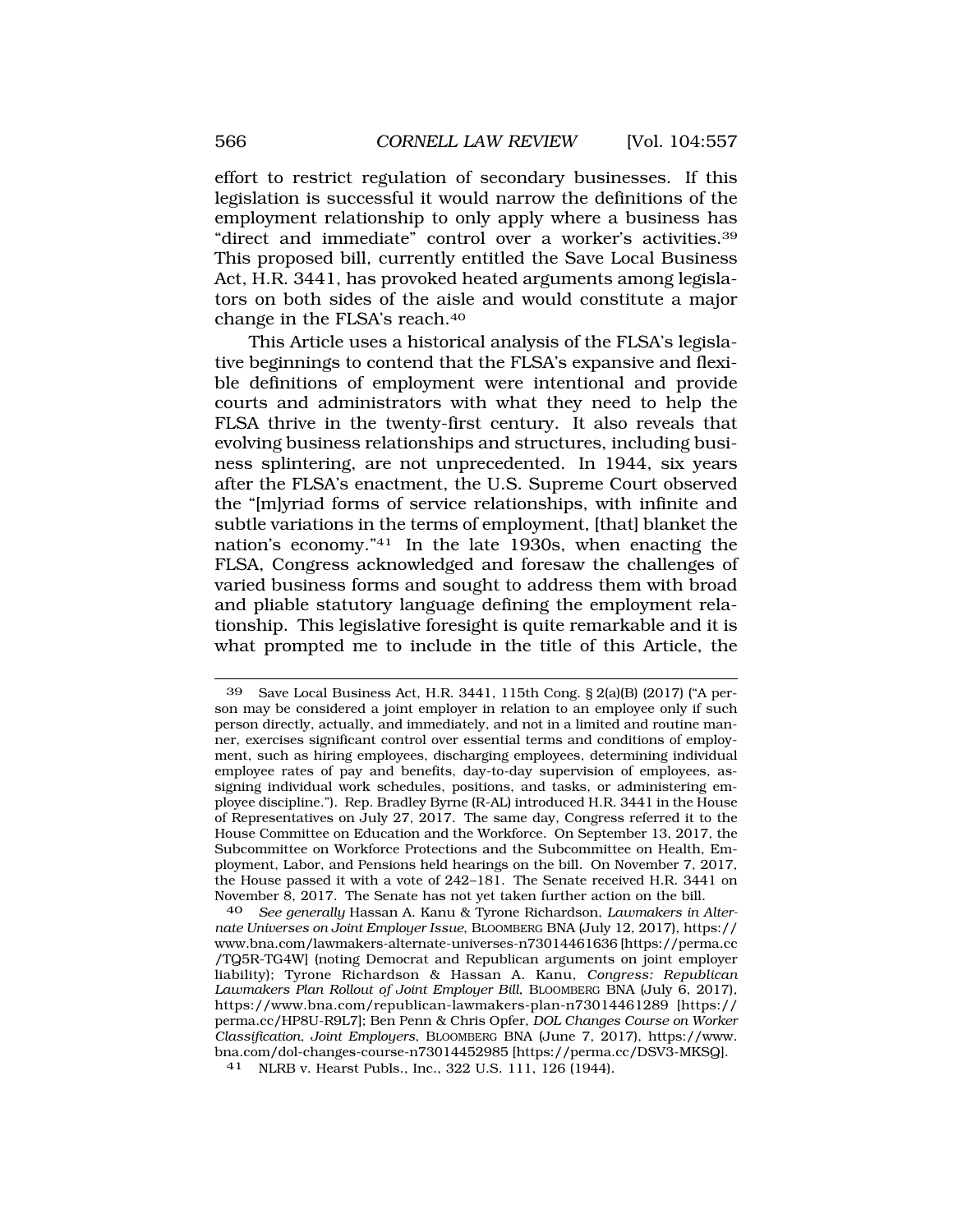effort to restrict regulation of secondary businesses. If this legislation is successful it would narrow the definitions of the employment relationship to only apply where a business has "direct and immediate" control over a worker's activities.[39] This proposed bill, currently entitled the Save Local Business Act, H.R. 3441, has provoked heated arguments among legislators on both sides of the aisle and would constitute a major change in the FLSA's reach.[40]

This Article uses a historical analysis of the FLSA's legislative beginnings to contend that the FLSA's expansive and flexible definitions of employment were intentional and provide courts and administrators with what they need to help the FLSA thrive in the twenty-first century. It also reveals that evolving business relationships and structures, including business splintering, are not unprecedented. In 1944, six years after the FLSA's enactment, the U.S. Supreme Court observed the "[m]yriad forms of service relationships, with infinite and subtle variations in the terms of employment, [that] blanket the nation's economy."[41] In the late 1930s, when enacting the FLSA, Congress acknowledged and foresaw the challenges of varied business forms and sought to address them with broad and pliable statutory language defining the employment relationship. This legislative foresight is quite remarkable and it is what prompted me to include in the title of this Article, the

---

39 Save Local Business Act, H.R. 3441, 115th Cong. § 2(a)(B) (2017) ("A person may be considered a joint employer in relation to an employee only if such person directly, actually, and immediately, and not in a limited and routine manner, exercises significant control over essential terms and conditions of employment, such as hiring employees, discharging employees, determining individual employee rates of pay and benefits, day-to-day supervision of employees, assigning individual work schedules, positions, and tasks, or administering employee discipline."). Rep. Bradley Byrne (R-AL) introduced H.R. 3441 in the House of Representatives on July 27, 2017. The same day, Congress referred it to the House Committee on Education and the Workforce. On September 13, 2017, the Subcommittee on Workforce Protections and the Subcommittee on Health, Employment, Labor, and Pensions held hearings on the bill. On November 7, 2017, the House passed it with a vote of 242–181. The Senate received H.R. 3441 on November 8, 2017. The Senate has not yet taken further action on the bill.

40 *See generally* Hassan A. Kanu & Tyrone Richardson, *Lawmakers in Alternate Universes on Joint Employer Issue*, BLOOMBERG BNA (July 12, 2017), https://www.bna.com/lawmakers-alternate-universes-n73014461636 [https://perma.cc/TQ5R-TG4W] (noting Democrat and Republican arguments on joint employer liability); Tyrone Richardson & Hassan A. Kanu, *Congress: Republican Lawmakers Plan Rollout of Joint Employer Bill*, BLOOMBERG BNA (July 6, 2017), https://www.bna.com/republican-lawmakers-plan-n73014461289 [https://perma.cc/HP8U-R9L7]; Ben Penn & Chris Opfer, *DOL Changes Course on Worker Classification, Joint Employers*, BLOOMBERG BNA (June 7, 2017), https://www.bna.com/dol-changes-course-n73014452985 [https://perma.cc/DSV3-MKSQ].

41 NLRB v. Hearst Publs., Inc., 322 U.S. 111, 126 (1944).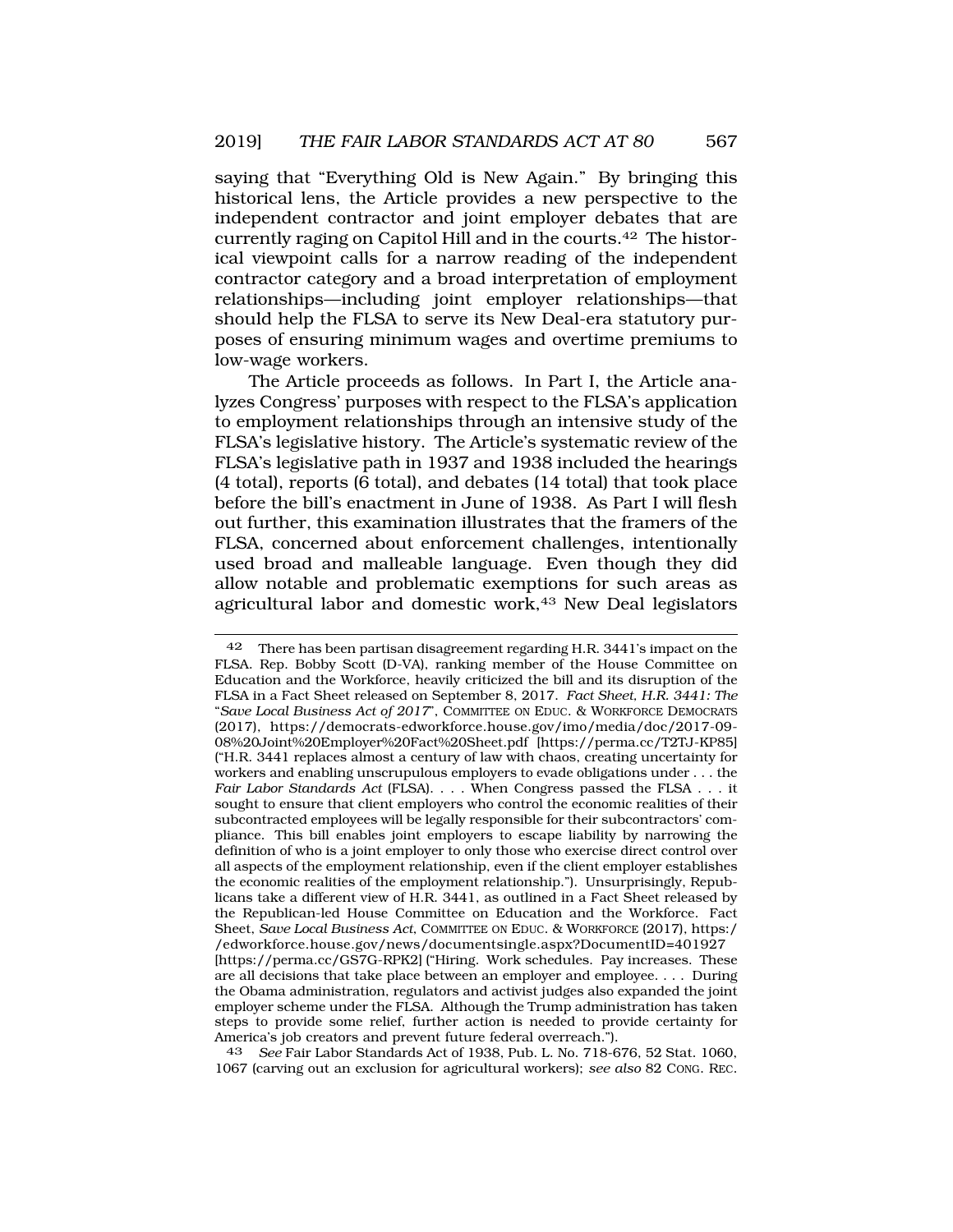saying that "Everything Old is New Again." By bringing this historical lens, the Article provides a new perspective to the independent contractor and joint employer debates that are currently raging on Capitol Hill and in the courts.[42] The historical viewpoint calls for a narrow reading of the independent contractor category and a broad interpretation of employment relationships—including joint employer relationships—that should help the FLSA to serve its New Deal-era statutory purposes of ensuring minimum wages and overtime premiums to low-wage workers.

The Article proceeds as follows. In Part I, the Article analyzes Congress' purposes with respect to the FLSA's application to employment relationships through an intensive study of the FLSA's legislative history. The Article's systematic review of the FLSA's legislative path in 1937 and 1938 included the hearings (4 total), reports (6 total), and debates (14 total) that took place before the bill's enactment in June of 1938. As Part I will flesh out further, this examination illustrates that the framers of the FLSA, concerned about enforcement challenges, intentionally used broad and malleable language. Even though they did allow notable and problematic exemptions for such areas as agricultural labor and domestic work,[43] New Deal legislators

---

42 There has been partisan disagreement regarding H.R. 3441's impact on the FLSA. Rep. Bobby Scott (D-VA), ranking member of the House Committee on Education and the Workforce, heavily criticized the bill and its disruption of the FLSA in a Fact Sheet released on September 8, 2017. *Fact Sheet, H.R. 3441: The "Save Local Business Act of 2017"*, COMMITTEE ON EDUC. & WORKFORCE DEMOCRATS (2017), https://democrats-edworkforce.house.gov/imo/media/doc/2017-09-08%20Joint%20Employer%20Fact%20Sheet.pdf [https://perma.cc/T2TJ-KP85] ("H.R. 3441 replaces almost a century of law with chaos, creating uncertainty for workers and enabling unscrupulous employers to evade obligations under . . . the *Fair Labor Standards Act* (FLSA). . . . When Congress passed the FLSA . . . it sought to ensure that client employers who control the economic realities of their subcontracted employees will be legally responsible for their subcontractors' compliance. This bill enables joint employers to escape liability by narrowing the definition of who is a joint employer to only those who exercise direct control over all aspects of the employment relationship, even if the client employer establishes the economic realities of the employment relationship."). Unsurprisingly, Republicans take a different view of H.R. 3441, as outlined in a Fact Sheet released by the Republican-led House Committee on Education and the Workforce. Fact Sheet, *Save Local Business Act*, COMMITTEE ON EDUC. & WORKFORCE (2017), https://edworkforce.house.gov/news/documentsingle.aspx?DocumentID=401927 [https://perma.cc/GS7G-RPK2] ("Hiring. Work schedules. Pay increases. These are all decisions that take place between an employer and employee. . . . During the Obama administration, regulators and activist judges also expanded the joint employer scheme under the FLSA. Although the Trump administration has taken steps to provide some relief, further action is needed to provide certainty for America's job creators and prevent future federal overreach.").

43 *See* Fair Labor Standards Act of 1938, Pub. L. No. 718-676, 52 Stat. 1060, 1067 (carving out an exclusion for agricultural workers); *see also* 82 CONG. REC.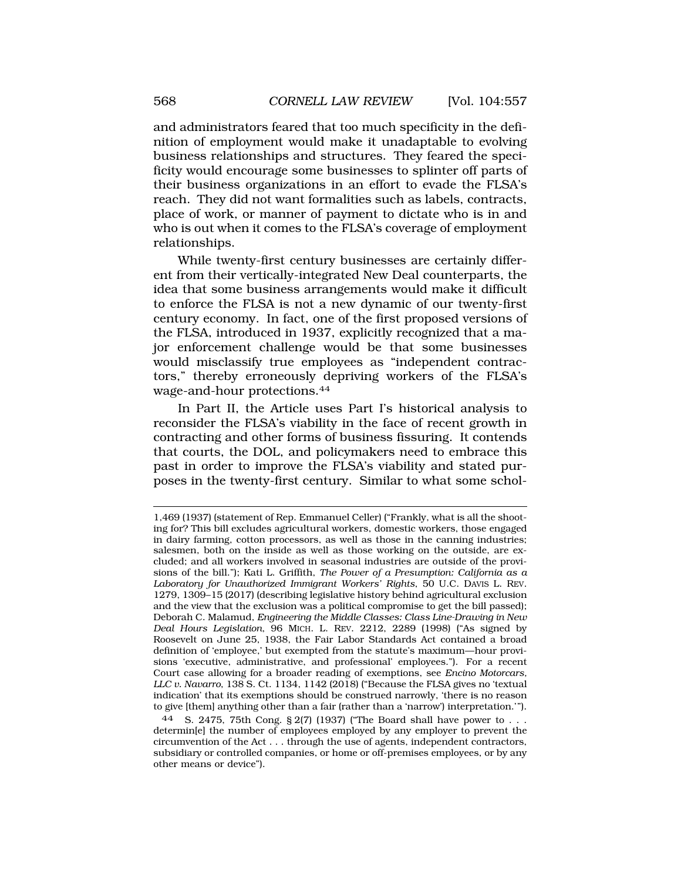and administrators feared that too much specificity in the definition of employment would make it unadaptable to evolving business relationships and structures. They feared the specificity would encourage some businesses to splinter off parts of their business organizations in an effort to evade the FLSA's reach. They did not want formalities such as labels, contracts, place of work, or manner of payment to dictate who is in and who is out when it comes to the FLSA's coverage of employment relationships.

While twenty-first century businesses are certainly different from their vertically-integrated New Deal counterparts, the idea that some business arrangements would make it difficult to enforce the FLSA is not a new dynamic of our twenty-first century economy. In fact, one of the first proposed versions of the FLSA, introduced in 1937, explicitly recognized that a major enforcement challenge would be that some businesses would misclassify true employees as "independent contractors," thereby erroneously depriving workers of the FLSA's wage-and-hour protections.[44]

In Part II, the Article uses Part I's historical analysis to reconsider the FLSA's viability in the face of recent growth in contracting and other forms of business fissuring. It contends that courts, the DOL, and policymakers need to embrace this past in order to improve the FLSA's viability and stated purposes in the twenty-first century. Similar to what some schol-

---

1,469 (1937) (statement of Rep. Emmanuel Celler) ("Frankly, what is all the shooting for? This bill excludes agricultural workers, domestic workers, those engaged in dairy farming, cotton processors, as well as those in the canning industries; salesmen, both on the inside as well as those working on the outside, are excluded; and all workers involved in seasonal industries are outside of the provisions of the bill."); Kati L. Griffith, *The Power of a Presumption: California as a Laboratory for Unauthorized Immigrant Workers' Rights*, 50 U.C. DAVIS L. REV. 1279, 1309–15 (2017) (describing legislative history behind agricultural exclusion and the view that the exclusion was a political compromise to get the bill passed); Deborah C. Malamud, *Engineering the Middle Classes: Class Line-Drawing in New Deal Hours Legislation*, 96 MICH. L. REV. 2212, 2289 (1998) ("As signed by Roosevelt on June 25, 1938, the Fair Labor Standards Act contained a broad definition of 'employee,' but exempted from the statute's maximum—hour provisions 'executive, administrative, and professional' employees."). For a recent Court case allowing for a broader reading of exemptions, see *Encino Motorcars, LLC v. Navarro*, 138 S. Ct. 1134, 1142 (2018) ("Because the FLSA gives no 'textual indication' that its exemptions should be construed narrowly, 'there is no reason to give [them] anything other than a fair (rather than a 'narrow') interpretation.'").

44 S. 2475, 75th Cong. § 2(7) (1937) ("The Board shall have power to . . . determin[e] the number of employees employed by any employer to prevent the circumvention of the Act . . . through the use of agents, independent contractors, subsidiary or controlled companies, or home or off-premises employees, or by any other means or device").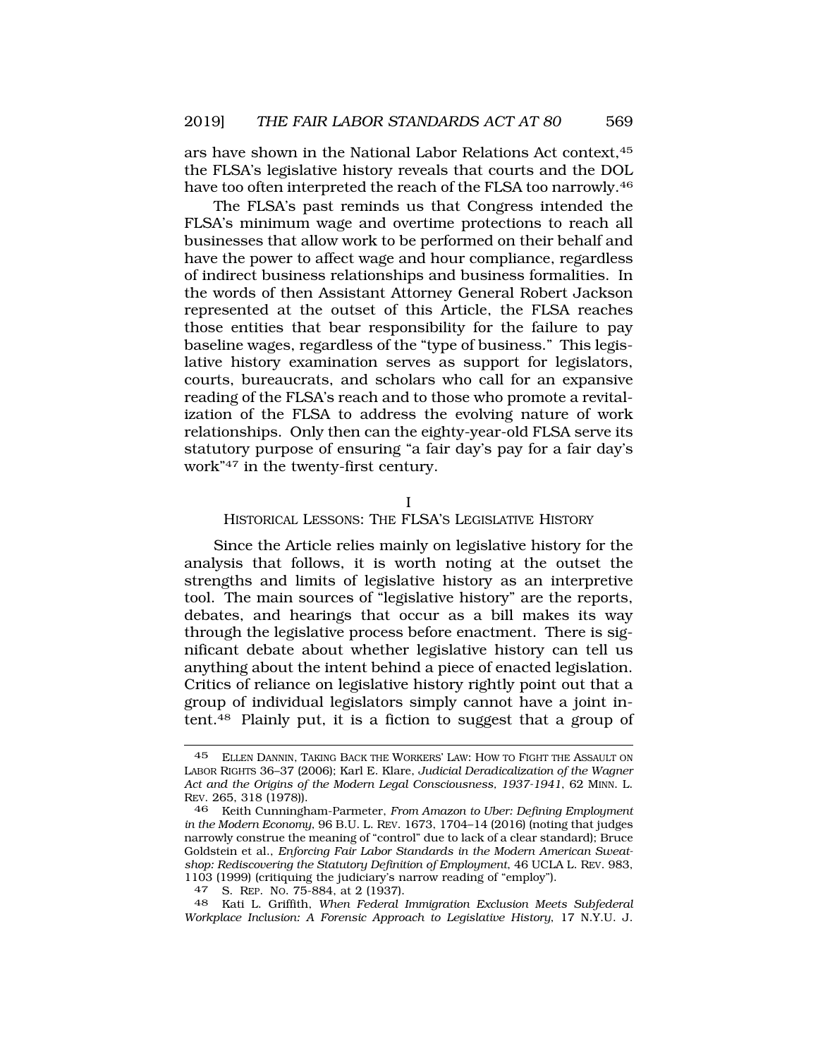ars have shown in the National Labor Relations Act context,[45] the FLSA's legislative history reveals that courts and the DOL have too often interpreted the reach of the FLSA too narrowly.[46]

The FLSA's past reminds us that Congress intended the FLSA's minimum wage and overtime protections to reach all businesses that allow work to be performed on their behalf and have the power to affect wage and hour compliance, regardless of indirect business relationships and business formalities. In the words of then Assistant Attorney General Robert Jackson represented at the outset of this Article, the FLSA reaches those entities that bear responsibility for the failure to pay baseline wages, regardless of the "type of business." This legislative history examination serves as support for legislators, courts, bureaucrats, and scholars who call for an expansive reading of the FLSA's reach and to those who promote a revitalization of the FLSA to address the evolving nature of work relationships. Only then can the eighty-year-old FLSA serve its statutory purpose of ensuring "a fair day's pay for a fair day's work"[47] in the twenty-first century.

## I
## HISTORICAL LESSONS: THE FLSA'S LEGISLATIVE HISTORY

Since the Article relies mainly on legislative history for the analysis that follows, it is worth noting at the outset the strengths and limits of legislative history as an interpretive tool. The main sources of "legislative history" are the reports, debates, and hearings that occur as a bill makes its way through the legislative process before enactment. There is significant debate about whether legislative history can tell us anything about the intent behind a piece of enacted legislation. Critics of reliance on legislative history rightly point out that a group of individual legislators simply cannot have a joint intent.[48] Plainly put, it is a fiction to suggest that a group of

---

45 ELLEN DANNIN, TAKING BACK THE WORKERS' LAW: HOW TO FIGHT THE ASSAULT ON LABOR RIGHTS 36–37 (2006); Karl E. Klare, *Judicial Deradicalization of the Wagner Act and the Origins of the Modern Legal Consciousness, 1937-1941*, 62 MINN. L. REV. 265, 318 (1978)).

46 Keith Cunningham-Parmeter, *From Amazon to Uber: Defining Employment in the Modern Economy*, 96 B.U. L. REV. 1673, 1704–14 (2016) (noting that judges narrowly construe the meaning of "control" due to lack of a clear standard); Bruce Goldstein et al., *Enforcing Fair Labor Standards in the Modern American Sweatshop: Rediscovering the Statutory Definition of Employment*, 46 UCLA L. REV. 983, 1103 (1999) (critiquing the judiciary's narrow reading of "employ").

47 S. REP. NO. 75-884, at 2 (1937).

48 Kati L. Griffith, *When Federal Immigration Exclusion Meets Subfederal Workplace Inclusion: A Forensic Approach to Legislative History*, 17 N.Y.U. J.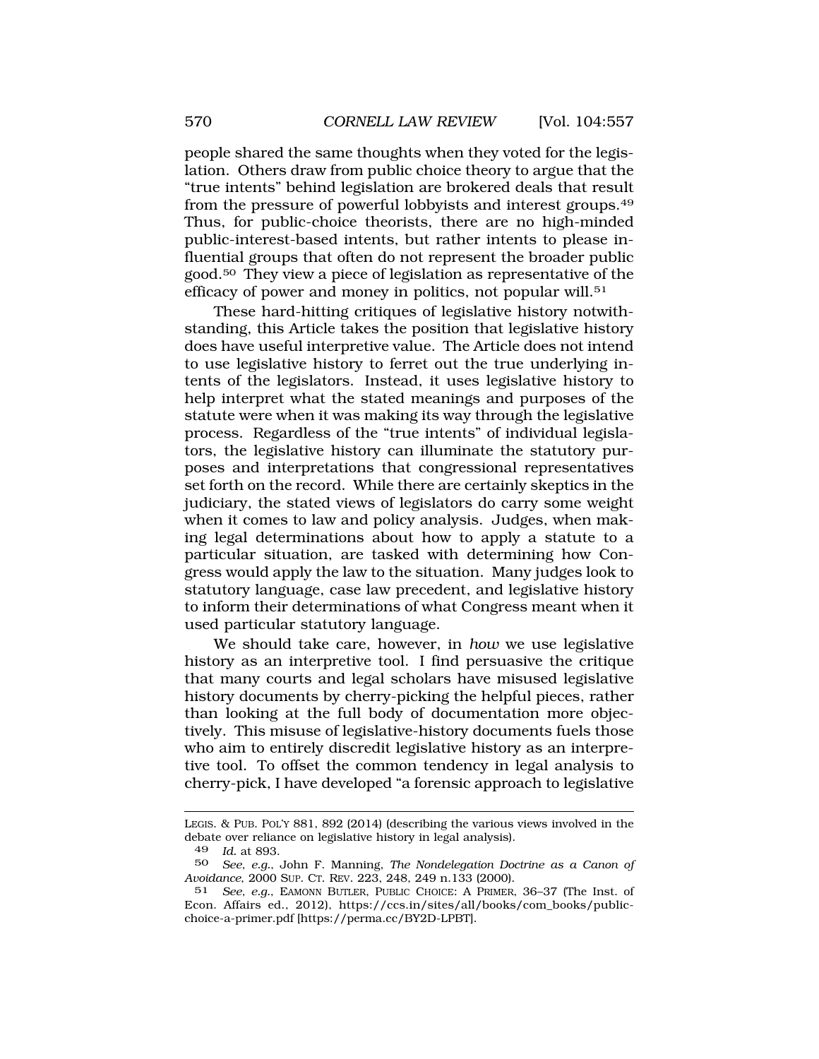people shared the same thoughts when they voted for the legislation. Others draw from public choice theory to argue that the "true intents" behind legislation are brokered deals that result from the pressure of powerful lobbyists and interest groups.[49] Thus, for public-choice theorists, there are no high-minded public-interest-based intents, but rather intents to please influential groups that often do not represent the broader public good.[50] They view a piece of legislation as representative of the efficacy of power and money in politics, not popular will.[51]

These hard-hitting critiques of legislative history notwithstanding, this Article takes the position that legislative history does have useful interpretive value. The Article does not intend to use legislative history to ferret out the true underlying intents of the legislators. Instead, it uses legislative history to help interpret what the stated meanings and purposes of the statute were when it was making its way through the legislative process. Regardless of the "true intents" of individual legislators, the legislative history can illuminate the statutory purposes and interpretations that congressional representatives set forth on the record. While there are certainly skeptics in the judiciary, the stated views of legislators do carry some weight when it comes to law and policy analysis. Judges, when making legal determinations about how to apply a statute to a particular situation, are tasked with determining how Congress would apply the law to the situation. Many judges look to statutory language, case law precedent, and legislative history to inform their determinations of what Congress meant when it used particular statutory language.

We should take care, however, in *how* we use legislative history as an interpretive tool. I find persuasive the critique that many courts and legal scholars have misused legislative history documents by cherry-picking the helpful pieces, rather than looking at the full body of documentation more objectively. This misuse of legislative-history documents fuels those who aim to entirely discredit legislative history as an interpretive tool. To offset the common tendency in legal analysis to cherry-pick, I have developed "a forensic approach to legislative

---

LEGIS. & PUB. POL'Y 881, 892 (2014) (describing the various views involved in the debate over reliance on legislative history in legal analysis).

49 *Id.* at 893.

50 *See, e.g.*, John F. Manning, *The Nondelegation Doctrine as a Canon of Avoidance*, 2000 SUP. CT. REV. 223, 248, 249 n.133 (2000).

51 *See, e.g.*, EAMONN BUTLER, PUBLIC CHOICE: A PRIMER, 36–37 (The Inst. of Econ. Affairs ed., 2012), https://ccs.in/sites/all/books/com_books/public-choice-a-primer.pdf [https://perma.cc/BY2D-LPBT].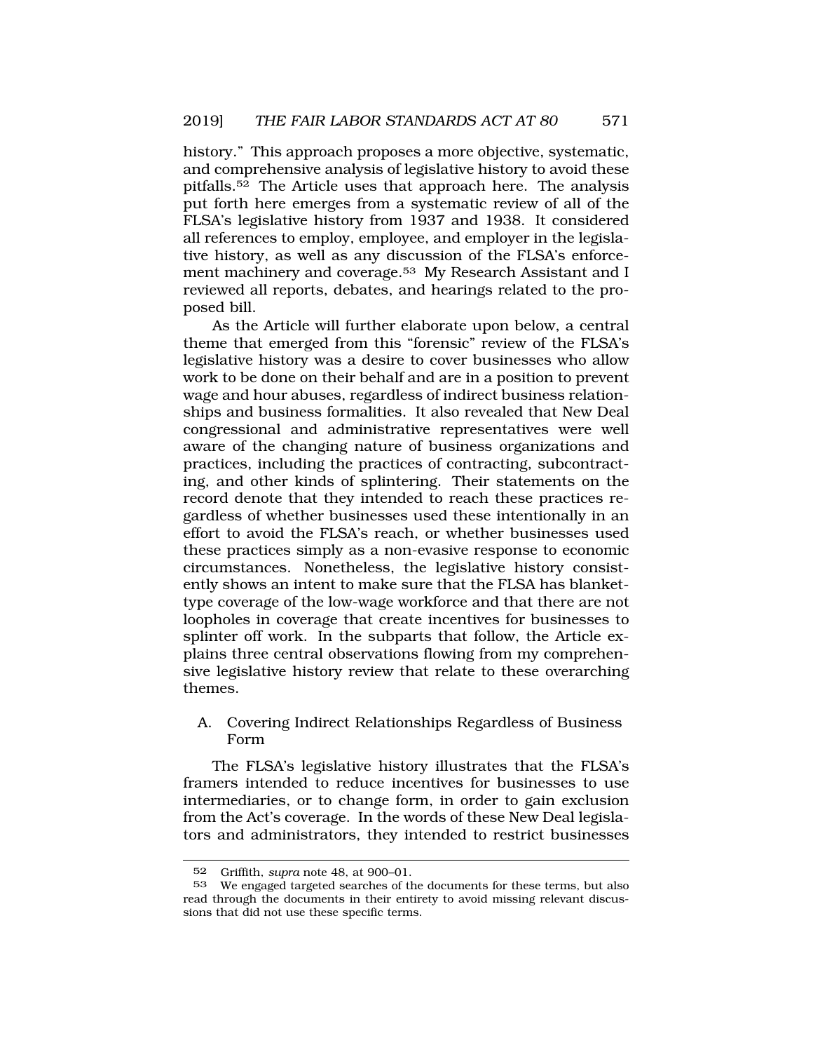history." This approach proposes a more objective, systematic, and comprehensive analysis of legislative history to avoid these pitfalls.[52] The Article uses that approach here. The analysis put forth here emerges from a systematic review of all of the FLSA's legislative history from 1937 and 1938. It considered all references to employ, employee, and employer in the legislative history, as well as any discussion of the FLSA's enforcement machinery and coverage.[53] My Research Assistant and I reviewed all reports, debates, and hearings related to the proposed bill.

As the Article will further elaborate upon below, a central theme that emerged from this "forensic" review of the FLSA's legislative history was a desire to cover businesses who allow work to be done on their behalf and are in a position to prevent wage and hour abuses, regardless of indirect business relationships and business formalities. It also revealed that New Deal congressional and administrative representatives were well aware of the changing nature of business organizations and practices, including the practices of contracting, subcontracting, and other kinds of splintering. Their statements on the record denote that they intended to reach these practices regardless of whether businesses used these intentionally in an effort to avoid the FLSA's reach, or whether businesses used these practices simply as a non-evasive response to economic circumstances. Nonetheless, the legislative history consistently shows an intent to make sure that the FLSA has blanket-type coverage of the low-wage workforce and that there are not loopholes in coverage that create incentives for businesses to splinter off work. In the subparts that follow, the Article explains three central observations flowing from my comprehensive legislative history review that relate to these overarching themes.

### A. Covering Indirect Relationships Regardless of Business Form

The FLSA's legislative history illustrates that the FLSA's framers intended to reduce incentives for businesses to use intermediaries, or to change form, in order to gain exclusion from the Act's coverage. In the words of these New Deal legislators and administrators, they intended to restrict businesses

---

52 Griffith, *supra* note 48, at 900–01.

53 We engaged targeted searches of the documents for these terms, but also read through the documents in their entirety to avoid missing relevant discussions that did not use these specific terms.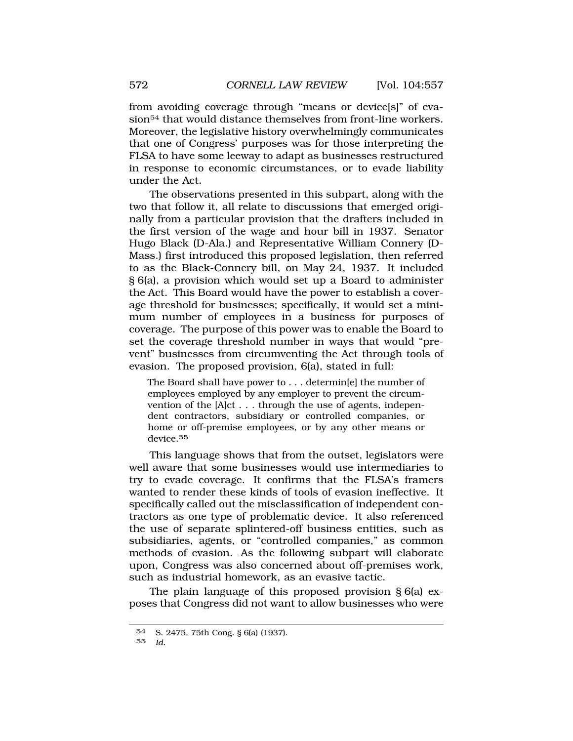from avoiding coverage through "means or device[s]" of evasion[54] that would distance themselves from front-line workers. Moreover, the legislative history overwhelmingly communicates that one of Congress' purposes was for those interpreting the FLSA to have some leeway to adapt as businesses restructured in response to economic circumstances, or to evade liability under the Act.

The observations presented in this subpart, along with the two that follow it, all relate to discussions that emerged originally from a particular provision that the drafters included in the first version of the wage and hour bill in 1937. Senator Hugo Black (D-Ala.) and Representative William Connery (D-Mass.) first introduced this proposed legislation, then referred to as the Black-Connery bill, on May 24, 1937. It included § 6(a), a provision which would set up a Board to administer the Act. This Board would have the power to establish a coverage threshold for businesses; specifically, it would set a minimum number of employees in a business for purposes of coverage. The purpose of this power was to enable the Board to set the coverage threshold number in ways that would "prevent" businesses from circumventing the Act through tools of evasion. The proposed provision, 6(a), stated in full:

> The Board shall have power to . . . determin[e] the number of employees employed by any employer to prevent the circumvention of the [A]ct . . . through the use of agents, independent contractors, subsidiary or controlled companies, or home or off-premise employees, or by any other means or device.[55]

This language shows that from the outset, legislators were well aware that some businesses would use intermediaries to try to evade coverage. It confirms that the FLSA's framers wanted to render these kinds of tools of evasion ineffective. It specifically called out the misclassification of independent contractors as one type of problematic device. It also referenced the use of separate splintered-off business entities, such as subsidiaries, agents, or "controlled companies," as common methods of evasion. As the following subpart will elaborate upon, Congress was also concerned about off-premises work, such as industrial homework, as an evasive tactic.

The plain language of this proposed provision § 6(a) exposes that Congress did not want to allow businesses who were

---

[54] S. 2475, 75th Cong. § 6(a) (1937).

[55] *Id.*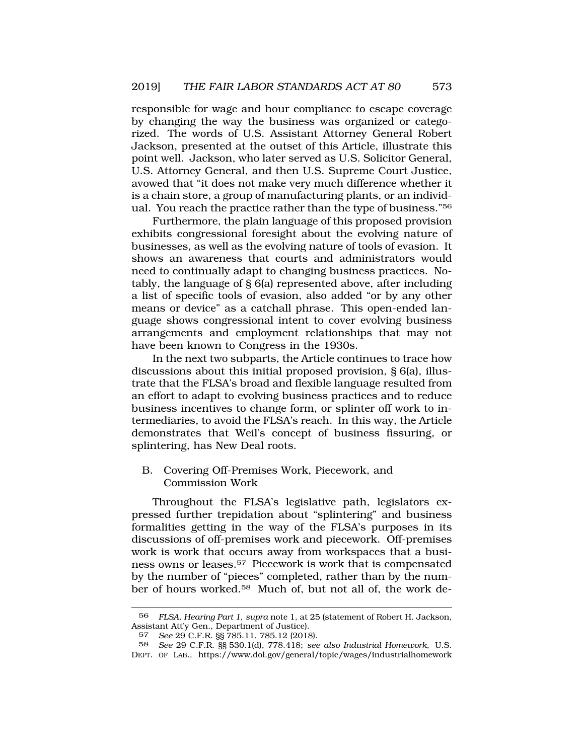responsible for wage and hour compliance to escape coverage by changing the way the business was organized or categorized. The words of U.S. Assistant Attorney General Robert Jackson, presented at the outset of this Article, illustrate this point well. Jackson, who later served as U.S. Solicitor General, U.S. Attorney General, and then U.S. Supreme Court Justice, avowed that "it does not make very much difference whether it is a chain store, a group of manufacturing plants, or an individual. You reach the practice rather than the type of business."[56]

Furthermore, the plain language of this proposed provision exhibits congressional foresight about the evolving nature of businesses, as well as the evolving nature of tools of evasion. It shows an awareness that courts and administrators would need to continually adapt to changing business practices. Notably, the language of § 6(a) represented above, after including a list of specific tools of evasion, also added "or by any other means or device" as a catchall phrase. This open-ended language shows congressional intent to cover evolving business arrangements and employment relationships that may not have been known to Congress in the 1930s.

In the next two subparts, the Article continues to trace how discussions about this initial proposed provision, § 6(a), illustrate that the FLSA's broad and flexible language resulted from an effort to adapt to evolving business practices and to reduce business incentives to change form, or splinter off work to intermediaries, to avoid the FLSA's reach. In this way, the Article demonstrates that Weil's concept of business fissuring, or splintering, has New Deal roots.

## B. Covering Off-Premises Work, Piecework, and Commission Work

Throughout the FLSA's legislative path, legislators expressed further trepidation about "splintering" and business formalities getting in the way of the FLSA's purposes in its discussions of off-premises work and piecework. Off-premises work is work that occurs away from workspaces that a business owns or leases.[57] Piecework is work that is compensated by the number of "pieces" completed, rather than by the number of hours worked.[58] Much of, but not all of, the work de-

---

56 *FLSA, Hearing Part 1*, *supra* note 1, at 25 (statement of Robert H. Jackson, Assistant Att'y Gen., Department of Justice).

57 *See* 29 C.F.R. §§ 785.11, 785.12 (2018).

58 *See* 29 C.F.R. §§ 530.1(d), 778.418; *see also Industrial Homework*, U.S. DEPT. OF LAB., https://www.dol.gov/general/topic/wages/industrialhomework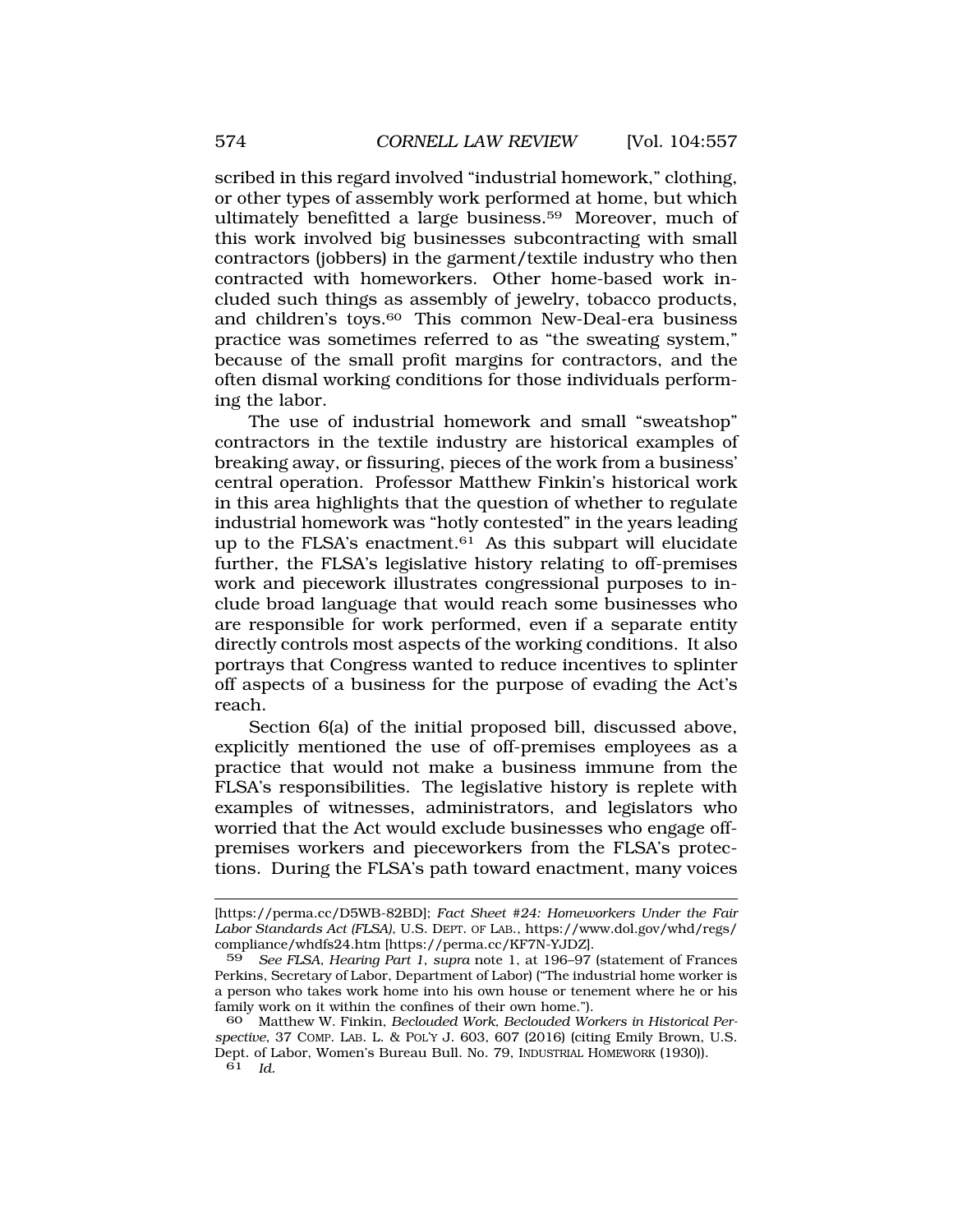scribed in this regard involved "industrial homework," clothing, or other types of assembly work performed at home, but which ultimately benefitted a large business.[59] Moreover, much of this work involved big businesses subcontracting with small contractors (jobbers) in the garment/textile industry who then contracted with homeworkers. Other home-based work included such things as assembly of jewelry, tobacco products, and children's toys.[60] This common New-Deal-era business practice was sometimes referred to as "the sweating system," because of the small profit margins for contractors, and the often dismal working conditions for those individuals performing the labor.

The use of industrial homework and small "sweatshop" contractors in the textile industry are historical examples of breaking away, or fissuring, pieces of the work from a business' central operation. Professor Matthew Finkin's historical work in this area highlights that the question of whether to regulate industrial homework was "hotly contested" in the years leading up to the FLSA's enactment.[61] As this subpart will elucidate further, the FLSA's legislative history relating to off-premises work and piecework illustrates congressional purposes to include broad language that would reach some businesses who are responsible for work performed, even if a separate entity directly controls most aspects of the working conditions. It also portrays that Congress wanted to reduce incentives to splinter off aspects of a business for the purpose of evading the Act's reach.

Section 6(a) of the initial proposed bill, discussed above, explicitly mentioned the use of off-premises employees as a practice that would not make a business immune from the FLSA's responsibilities. The legislative history is replete with examples of witnesses, administrators, and legislators who worried that the Act would exclude businesses who engage off-premises workers and pieceworkers from the FLSA's protections. During the FLSA's path toward enactment, many voices

---

[https://perma.cc/D5WB-82BD]; *Fact Sheet #24: Homeworkers Under the Fair Labor Standards Act (FLSA)*, U.S. DEPT. OF LAB., https://www.dol.gov/whd/regs/compliance/whdfs24.htm [https://perma.cc/KF7N-YJDZ].

59 *See FLSA, Hearing Part 1*, *supra* note 1, at 196–97 (statement of Frances Perkins, Secretary of Labor, Department of Labor) ("The industrial home worker is a person who takes work home into his own house or tenement where he or his family work on it within the confines of their own home.").

60 Matthew W. Finkin, *Beclouded Work, Beclouded Workers in Historical Perspective*, 37 COMP. LAB. L. & POL'Y J. 603, 607 (2016) (citing Emily Brown, U.S. Dept. of Labor, Women's Bureau Bull. No. 79, INDUSTRIAL HOMEWORK (1930)).

61 *Id.*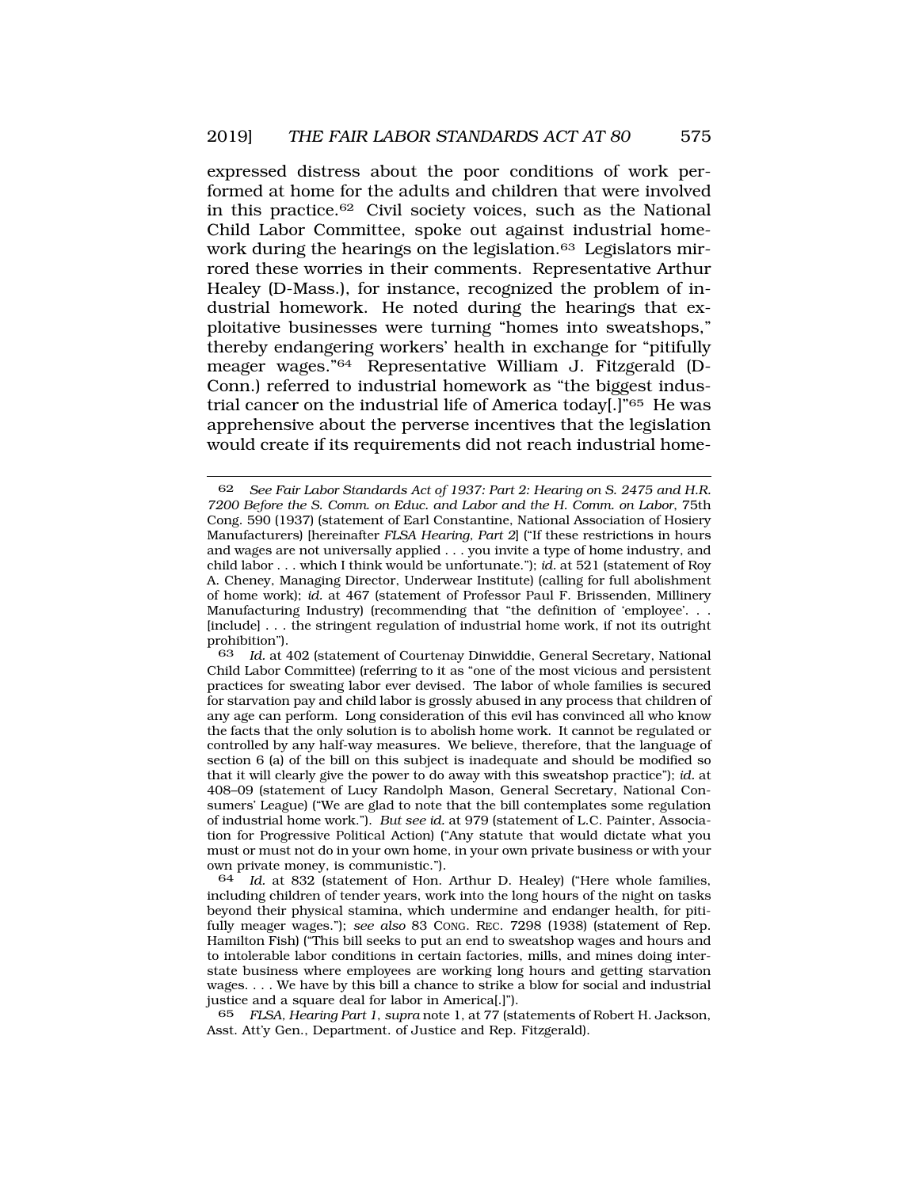expressed distress about the poor conditions of work performed at home for the adults and children that were involved in this practice.[62] Civil society voices, such as the National Child Labor Committee, spoke out against industrial homework during the hearings on the legislation.[63] Legislators mirrored these worries in their comments. Representative Arthur Healey (D-Mass.), for instance, recognized the problem of industrial homework. He noted during the hearings that exploitative businesses were turning "homes into sweatshops," thereby endangering workers' health in exchange for "pitifully meager wages."[64] Representative William J. Fitzgerald (D-Conn.) referred to industrial homework as "the biggest industrial cancer on the industrial life of America today[.]"[65] He was apprehensive about the perverse incentives that the legislation would create if its requirements did not reach industrial home-

---

62 *See Fair Labor Standards Act of 1937: Part 2: Hearing on S. 2475 and H.R. 7200 Before the S. Comm. on Educ. and Labor and the H. Comm. on Labor*, 75th Cong. 590 (1937) (statement of Earl Constantine, National Association of Hosiery Manufacturers) [hereinafter *FLSA Hearing, Part 2*] ("If these restrictions in hours and wages are not universally applied . . . you invite a type of home industry, and child labor . . . which I think would be unfortunate."); *id.* at 521 (statement of Roy A. Cheney, Managing Director, Underwear Institute) (calling for full abolishment of home work); *id.* at 467 (statement of Professor Paul F. Brissenden, Millinery Manufacturing Industry) (recommending that "the definition of 'employee'. . . [include] . . . the stringent regulation of industrial home work, if not its outright prohibition").

63 *Id.* at 402 (statement of Courtenay Dinwiddie, General Secretary, National Child Labor Committee) (referring to it as "one of the most vicious and persistent practices for sweating labor ever devised. The labor of whole families is secured for starvation pay and child labor is grossly abused in any process that children of any age can perform. Long consideration of this evil has convinced all who know the facts that the only solution is to abolish home work. It cannot be regulated or controlled by any half-way measures. We believe, therefore, that the language of section 6 (a) of the bill on this subject is inadequate and should be modified so that it will clearly give the power to do away with this sweatshop practice"); *id.* at 408–09 (statement of Lucy Randolph Mason, General Secretary, National Consumers' League) ("We are glad to note that the bill contemplates some regulation of industrial home work."). *But see id.* at 979 (statement of L.C. Painter, Association for Progressive Political Action) ("Any statute that would dictate what you must or must not do in your own home, in your own private business or with your own private money, is communistic.").

64 *Id.* at 832 (statement of Hon. Arthur D. Healey) ("Here whole families, including children of tender years, work into the long hours of the night on tasks beyond their physical stamina, which undermine and endanger health, for pitifully meager wages."); *see also* 83 CONG. REC. 7298 (1938) (statement of Rep. Hamilton Fish) ("This bill seeks to put an end to sweatshop wages and hours and to intolerable labor conditions in certain factories, mills, and mines doing interstate business where employees are working long hours and getting starvation wages. . . . We have by this bill a chance to strike a blow for social and industrial justice and a square deal for labor in America[.]").

65 *FLSA, Hearing Part 1*, *supra* note 1, at 77 (statements of Robert H. Jackson, Asst. Att'y Gen., Department. of Justice and Rep. Fitzgerald).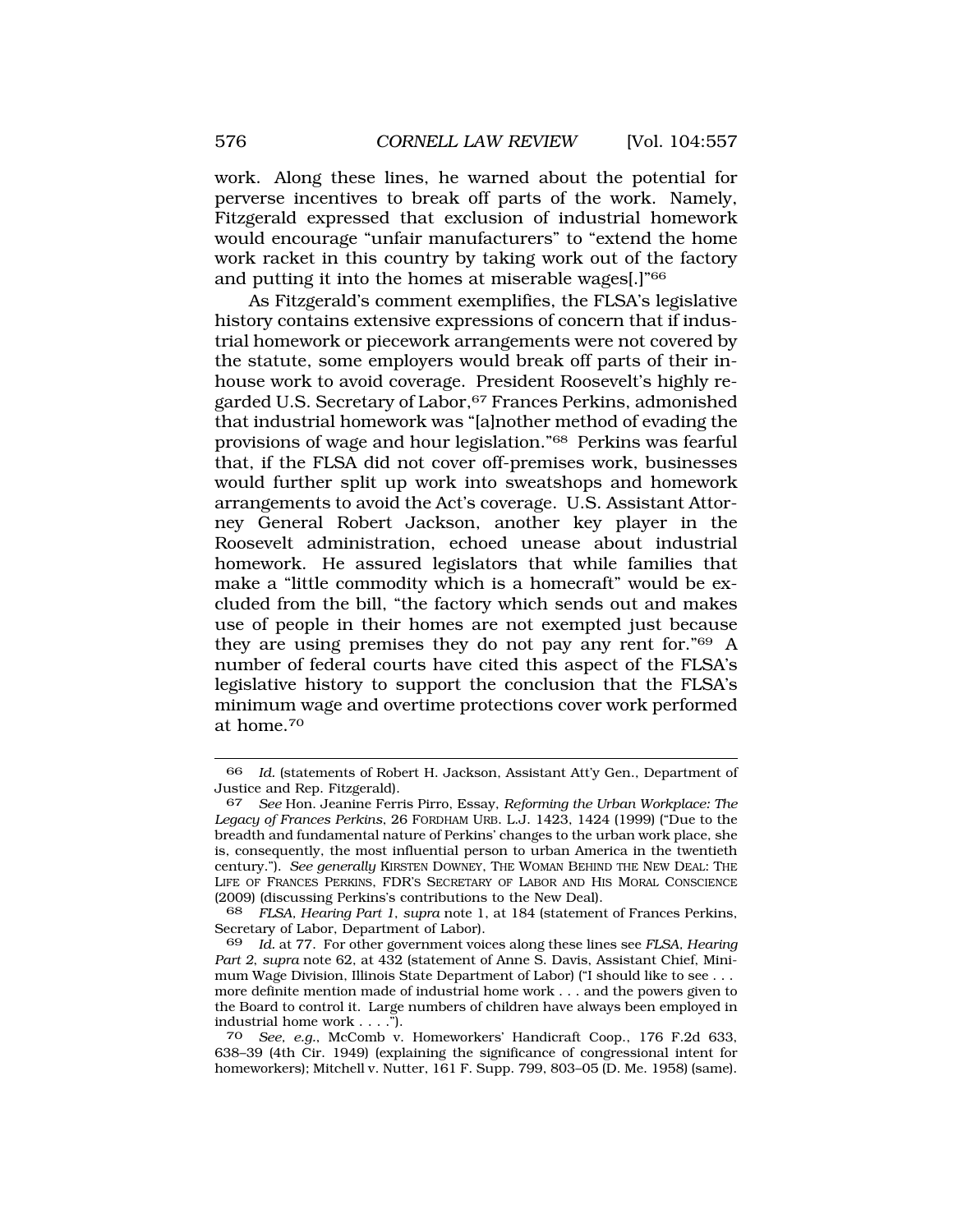work. Along these lines, he warned about the potential for perverse incentives to break off parts of the work. Namely, Fitzgerald expressed that exclusion of industrial homework would encourage "unfair manufacturers" to "extend the home work racket in this country by taking work out of the factory and putting it into the homes at miserable wages[.]"[66]

As Fitzgerald's comment exemplifies, the FLSA's legislative history contains extensive expressions of concern that if industrial homework or piecework arrangements were not covered by the statute, some employers would break off parts of their in-house work to avoid coverage. President Roosevelt's highly regarded U.S. Secretary of Labor,[67] Frances Perkins, admonished that industrial homework was "[a]nother method of evading the provisions of wage and hour legislation."[68] Perkins was fearful that, if the FLSA did not cover off-premises work, businesses would further split up work into sweatshops and homework arrangements to avoid the Act's coverage. U.S. Assistant Attorney General Robert Jackson, another key player in the Roosevelt administration, echoed unease about industrial homework. He assured legislators that while families that make a "little commodity which is a homecraft" would be excluded from the bill, "the factory which sends out and makes use of people in their homes are not exempted just because they are using premises they do not pay any rent for."[69] A number of federal courts have cited this aspect of the FLSA's legislative history to support the conclusion that the FLSA's minimum wage and overtime protections cover work performed at home.[70]

---

66 *Id.* (statements of Robert H. Jackson, Assistant Att'y Gen., Department of Justice and Rep. Fitzgerald).

67 *See* Hon. Jeanine Ferris Pirro, Essay, *Reforming the Urban Workplace: The Legacy of Frances Perkins*, 26 FORDHAM URB. L.J. 1423, 1424 (1999) ("Due to the breadth and fundamental nature of Perkins' changes to the urban work place, she is, consequently, the most influential person to urban America in the twentieth century."). *See generally* KIRSTEN DOWNEY, THE WOMAN BEHIND THE NEW DEAL: THE LIFE OF FRANCES PERKINS, FDR'S SECRETARY OF LABOR AND HIS MORAL CONSCIENCE (2009) (discussing Perkins's contributions to the New Deal).

68 *FLSA, Hearing Part 1*, *supra* note 1, at 184 (statement of Frances Perkins, Secretary of Labor, Department of Labor).

69 *Id.* at 77. For other government voices along these lines see *FLSA, Hearing Part 2*, *supra* note 62, at 432 (statement of Anne S. Davis, Assistant Chief, Minimum Wage Division, Illinois State Department of Labor) ("I should like to see . . . more definite mention made of industrial home work . . . and the powers given to the Board to control it. Large numbers of children have always been employed in industrial home work . . . .").

70 *See, e.g.*, McComb v. Homeworkers' Handicraft Coop., 176 F.2d 633, 638–39 (4th Cir. 1949) (explaining the significance of congressional intent for homeworkers); Mitchell v. Nutter, 161 F. Supp. 799, 803–05 (D. Me. 1958) (same).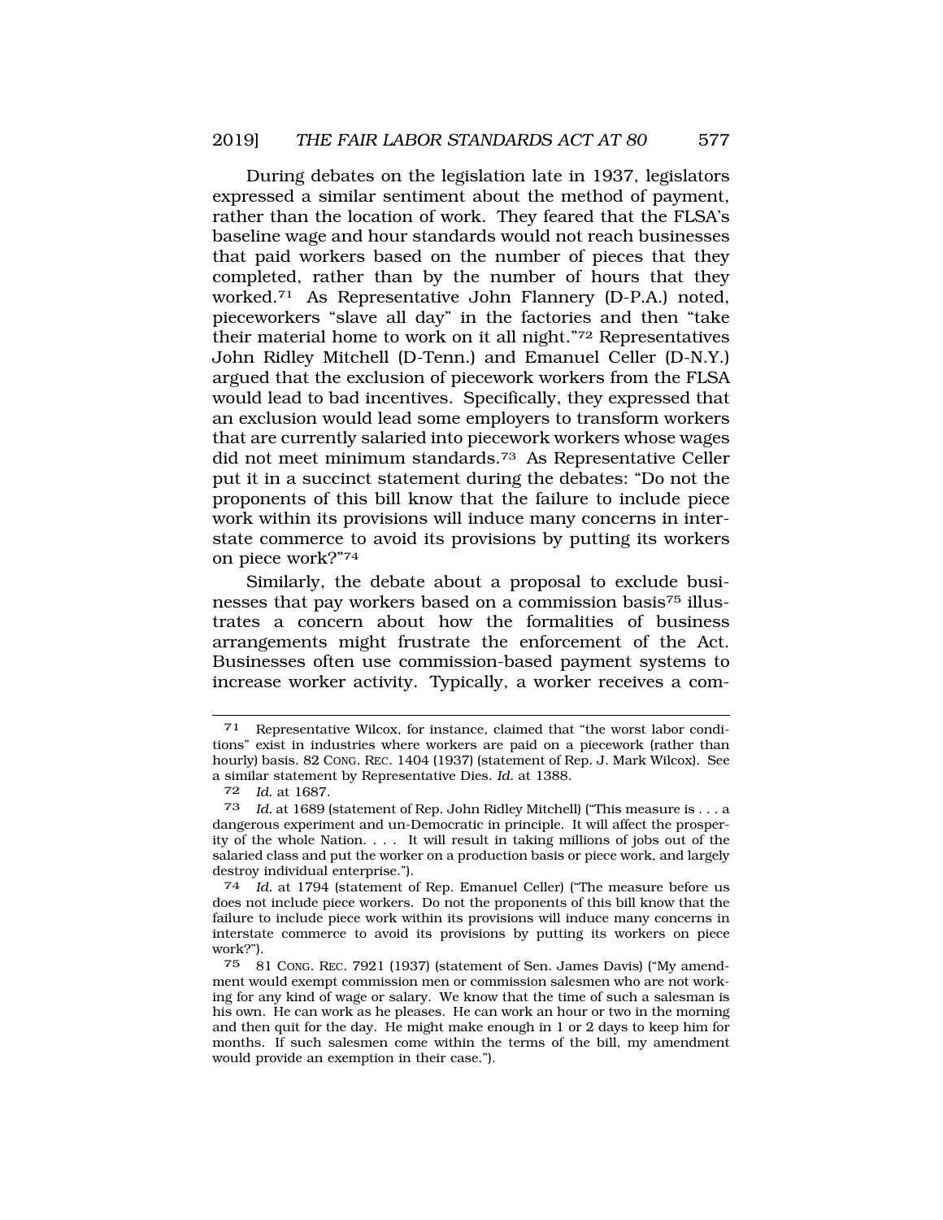During debates on the legislation late in 1937, legislators expressed a similar sentiment about the method of payment, rather than the location of work. They feared that the FLSA's baseline wage and hour standards would not reach businesses that paid workers based on the number of pieces that they completed, rather than by the number of hours that they worked.[71] As Representative John Flannery (D-P.A.) noted, pieceworkers "slave all day" in the factories and then "take their material home to work on it all night."[72] Representatives John Ridley Mitchell (D-Tenn.) and Emanuel Celler (D-N.Y.) argued that the exclusion of piecework workers from the FLSA would lead to bad incentives. Specifically, they expressed that an exclusion would lead some employers to transform workers that are currently salaried into piecework workers whose wages did not meet minimum standards.[73] As Representative Celler put it in a succinct statement during the debates: "Do not the proponents of this bill know that the failure to include piece work within its provisions will induce many concerns in interstate commerce to avoid its provisions by putting its workers on piece work?"[74]

Similarly, the debate about a proposal to exclude businesses that pay workers based on a commission basis[75] illustrates a concern about how the formalities of business arrangements might frustrate the enforcement of the Act. Businesses often use commission-based payment systems to increase worker activity. Typically, a worker receives a com-

---

71 Representative Wilcox, for instance, claimed that "the worst labor conditions" exist in industries where workers are paid on a piecework (rather than hourly) basis. 82 CONG. REC. 1404 (1937) (statement of Rep. J. Mark Wilcox). See a similar statement by Representative Dies. *Id.* at 1388.

72 *Id.* at 1687.

73 *Id.* at 1689 (statement of Rep. John Ridley Mitchell) ("This measure is . . . a dangerous experiment and un-Democratic in principle. It will affect the prosperity of the whole Nation. . . . It will result in taking millions of jobs out of the salaried class and put the worker on a production basis or piece work, and largely destroy individual enterprise.").

74 *Id.* at 1794 (statement of Rep. Emanuel Celler) ("The measure before us does not include piece workers. Do not the proponents of this bill know that the failure to include piece work within its provisions will induce many concerns in interstate commerce to avoid its provisions by putting its workers on piece work?").

75 81 CONG. REC. 7921 (1937) (statement of Sen. James Davis) ("My amendment would exempt commission men or commission salesmen who are not working for any kind of wage or salary. We know that the time of such a salesman is his own. He can work as he pleases. He can work an hour or two in the morning and then quit for the day. He might make enough in 1 or 2 days to keep him for months. If such salesmen come within the terms of the bill, my amendment would provide an exemption in their case.").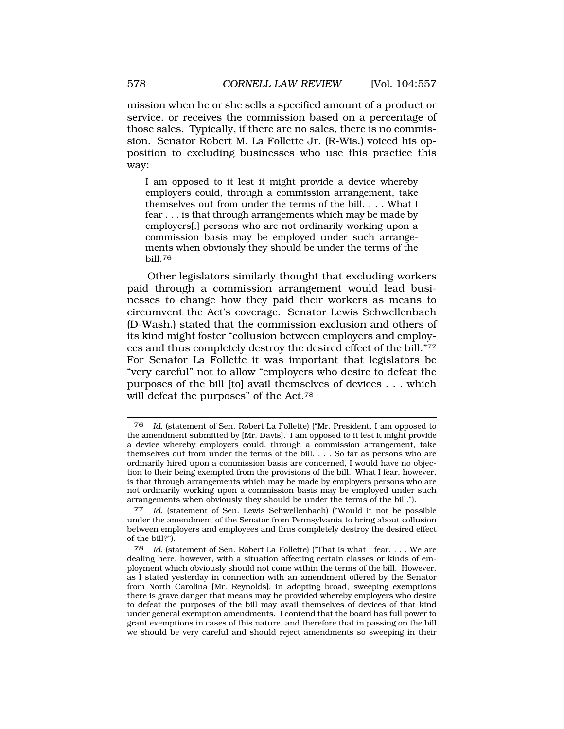mission when he or she sells a specified amount of a product or service, or receives the commission based on a percentage of those sales. Typically, if there are no sales, there is no commission. Senator Robert M. La Follette Jr. (R-Wis.) voiced his opposition to excluding businesses who use this practice this way:

> I am opposed to it lest it might provide a device whereby employers could, through a commission arrangement, take themselves out from under the terms of the bill. . . . What I fear . . . is that through arrangements which may be made by employers[,] persons who are not ordinarily working upon a commission basis may be employed under such arrangements when obviously they should be under the terms of the bill.[76]

Other legislators similarly thought that excluding workers paid through a commission arrangement would lead businesses to change how they paid their workers as means to circumvent the Act's coverage. Senator Lewis Schwellenbach (D-Wash.) stated that the commission exclusion and others of its kind might foster "collusion between employers and employees and thus completely destroy the desired effect of the bill."[77] For Senator La Follette it was important that legislators be "very careful" not to allow "employers who desire to defeat the purposes of the bill [to] avail themselves of devices . . . which will defeat the purposes" of the Act.[78]

---

[76] *Id.* (statement of Sen. Robert La Follette) ("Mr. President, I am opposed to the amendment submitted by [Mr. Davis]. I am opposed to it lest it might provide a device whereby employers could, through a commission arrangement, take themselves out from under the terms of the bill. . . . So far as persons who are ordinarily hired upon a commission basis are concerned, I would have no objection to their being exempted from the provisions of the bill. What I fear, however, is that through arrangements which may be made by employers persons who are not ordinarily working upon a commission basis may be employed under such arrangements when obviously they should be under the terms of the bill.").

[77] *Id.* (statement of Sen. Lewis Schwellenbach) ("Would it not be possible under the amendment of the Senator from Pennsylvania to bring about collusion between employers and employees and thus completely destroy the desired effect of the bill?").

[78] *Id.* (statement of Sen. Robert La Follette) ("That is what I fear. . . . We are dealing here, however, with a situation affecting certain classes or kinds of employment which obviously should not come within the terms of the bill. However, as I stated yesterday in connection with an amendment offered by the Senator from North Carolina [Mr. Reynolds], in adopting broad, sweeping exemptions there is grave danger that means may be provided whereby employers who desire to defeat the purposes of the bill may avail themselves of devices of that kind under general exemption amendments. I contend that the board has full power to grant exemptions in cases of this nature, and therefore that in passing on the bill we should be very careful and should reject amendments so sweeping in their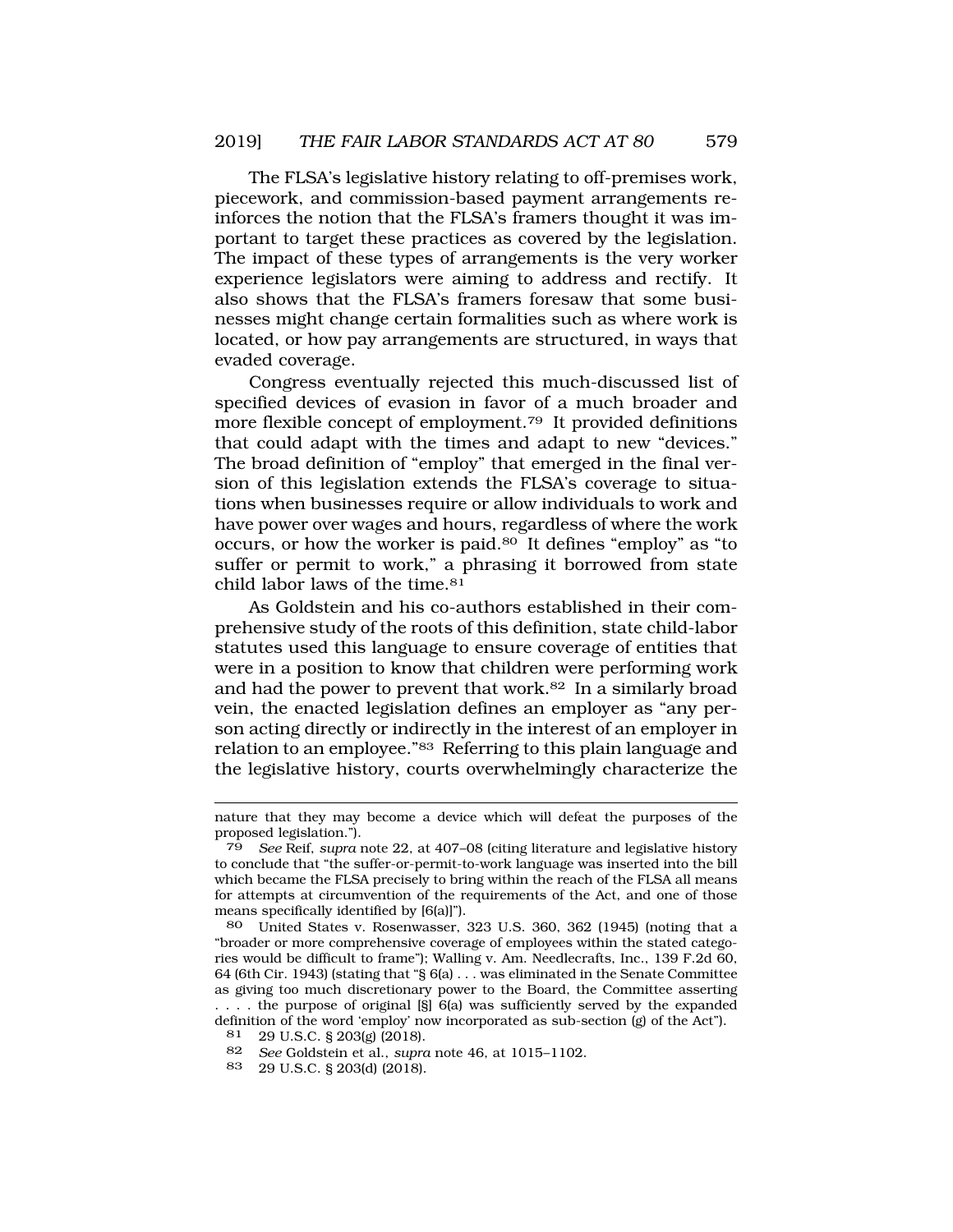The FLSA's legislative history relating to off-premises work, piecework, and commission-based payment arrangements reinforces the notion that the FLSA's framers thought it was important to target these practices as covered by the legislation. The impact of these types of arrangements is the very worker experience legislators were aiming to address and rectify. It also shows that the FLSA's framers foresaw that some businesses might change certain formalities such as where work is located, or how pay arrangements are structured, in ways that evaded coverage.

Congress eventually rejected this much-discussed list of specified devices of evasion in favor of a much broader and more flexible concept of employment.[79] It provided definitions that could adapt with the times and adapt to new "devices." The broad definition of "employ" that emerged in the final version of this legislation extends the FLSA's coverage to situations when businesses require or allow individuals to work and have power over wages and hours, regardless of where the work occurs, or how the worker is paid.[80] It defines "employ" as "to suffer or permit to work," a phrasing it borrowed from state child labor laws of the time.[81]

As Goldstein and his co-authors established in their comprehensive study of the roots of this definition, state child-labor statutes used this language to ensure coverage of entities that were in a position to know that children were performing work and had the power to prevent that work.[82] In a similarly broad vein, the enacted legislation defines an employer as "any person acting directly or indirectly in the interest of an employer in relation to an employee."[83] Referring to this plain language and the legislative history, courts overwhelmingly characterize the

---

nature that they may become a device which will defeat the purposes of the proposed legislation.").

79 *See* Reif, *supra* note 22, at 407–08 (citing literature and legislative history to conclude that "the suffer-or-permit-to-work language was inserted into the bill which became the FLSA precisely to bring within the reach of the FLSA all means for attempts at circumvention of the requirements of the Act, and one of those means specifically identified by [6(a)]").

80 United States v. Rosenwasser, 323 U.S. 360, 362 (1945) (noting that a "broader or more comprehensive coverage of employees within the stated categories would be difficult to frame"); Walling v. Am. Needlecrafts, Inc., 139 F.2d 60, 64 (6th Cir. 1943) (stating that "§ 6(a) . . . was eliminated in the Senate Committee as giving too much discretionary power to the Board, the Committee asserting . . . . the purpose of original [§] 6(a) was sufficiently served by the expanded definition of the word 'employ' now incorporated as sub-section (g) of the Act").

81 29 U.S.C. § 203(g) (2018).

82 *See* Goldstein et al., *supra* note 46, at 1015–1102.

83 29 U.S.C. § 203(d) (2018).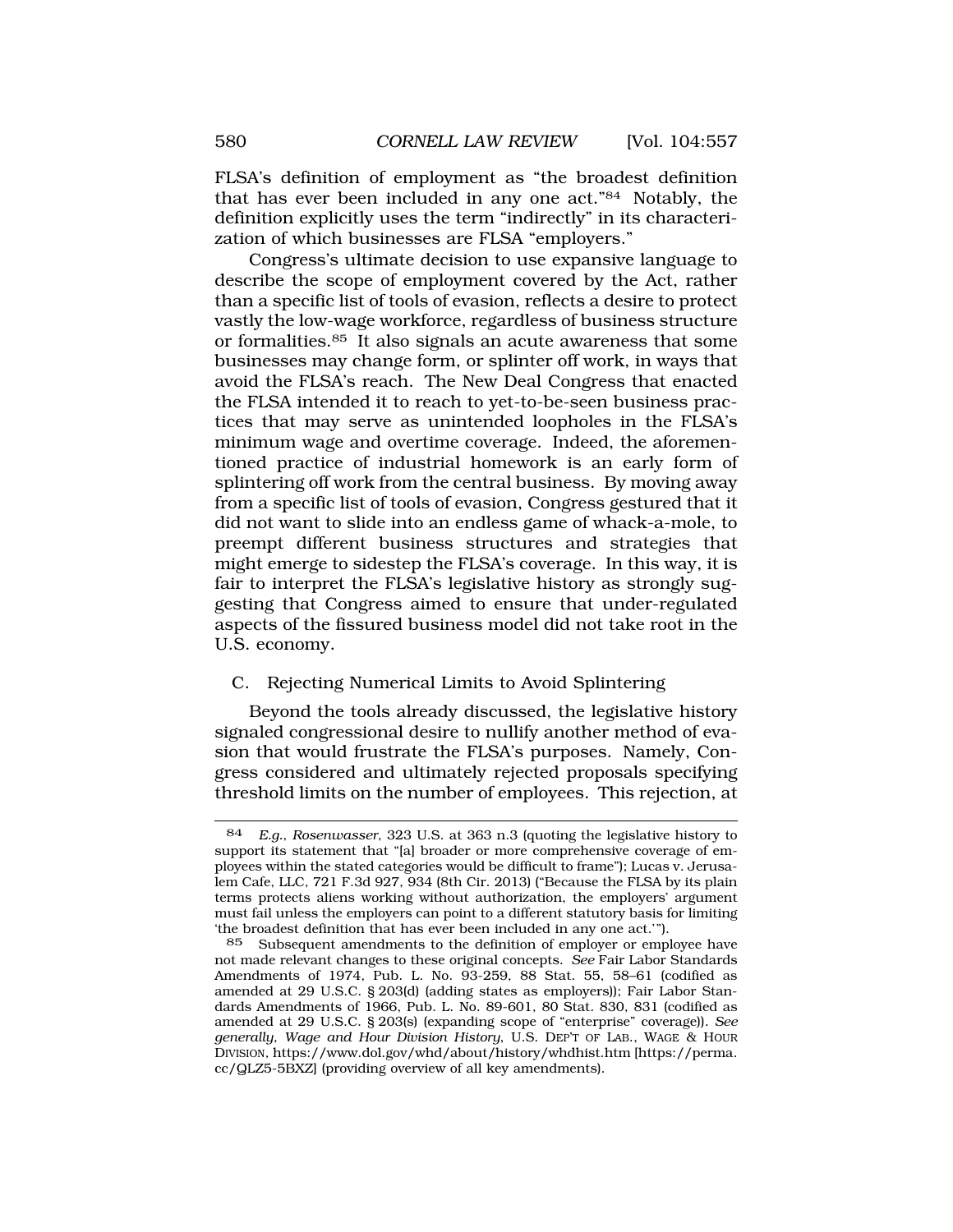FLSA's definition of employment as "the broadest definition that has ever been included in any one act."[84] Notably, the definition explicitly uses the term "indirectly" in its characterization of which businesses are FLSA "employers."

Congress's ultimate decision to use expansive language to describe the scope of employment covered by the Act, rather than a specific list of tools of evasion, reflects a desire to protect vastly the low-wage workforce, regardless of business structure or formalities.[85] It also signals an acute awareness that some businesses may change form, or splinter off work, in ways that avoid the FLSA's reach. The New Deal Congress that enacted the FLSA intended it to reach to yet-to-be-seen business practices that may serve as unintended loopholes in the FLSA's minimum wage and overtime coverage. Indeed, the aforementioned practice of industrial homework is an early form of splintering off work from the central business. By moving away from a specific list of tools of evasion, Congress gestured that it did not want to slide into an endless game of whack-a-mole, to preempt different business structures and strategies that might emerge to sidestep the FLSA's coverage. In this way, it is fair to interpret the FLSA's legislative history as strongly suggesting that Congress aimed to ensure that under-regulated aspects of the fissured business model did not take root in the U.S. economy.

### C. Rejecting Numerical Limits to Avoid Splintering

Beyond the tools already discussed, the legislative history signaled congressional desire to nullify another method of evasion that would frustrate the FLSA's purposes. Namely, Congress considered and ultimately rejected proposals specifying threshold limits on the number of employees. This rejection, at

---

84 *E.g.*, *Rosenwasser*, 323 U.S. at 363 n.3 (quoting the legislative history to support its statement that "[a] broader or more comprehensive coverage of employees within the stated categories would be difficult to frame"); Lucas v. Jerusalem Cafe, LLC, 721 F.3d 927, 934 (8th Cir. 2013) ("Because the FLSA by its plain terms protects aliens working without authorization, the employers' argument must fail unless the employers can point to a different statutory basis for limiting 'the broadest definition that has ever been included in any one act.'").

85 Subsequent amendments to the definition of employer or employee have not made relevant changes to these original concepts. *See* Fair Labor Standards Amendments of 1974, Pub. L. No. 93-259, 88 Stat. 55, 58–61 (codified as amended at 29 U.S.C. § 203(d) (adding states as employers)); Fair Labor Standards Amendments of 1966, Pub. L. No. 89-601, 80 Stat. 830, 831 (codified as amended at 29 U.S.C. § 203(s) (expanding scope of "enterprise" coverage)). *See generally*, *Wage and Hour Division History*, U.S. DEP'T OF LAB., WAGE & HOUR DIVISION, https://www.dol.gov/whd/about/history/whdhist.htm [https://perma.cc/QLZ5-5BXZ] (providing overview of all key amendments).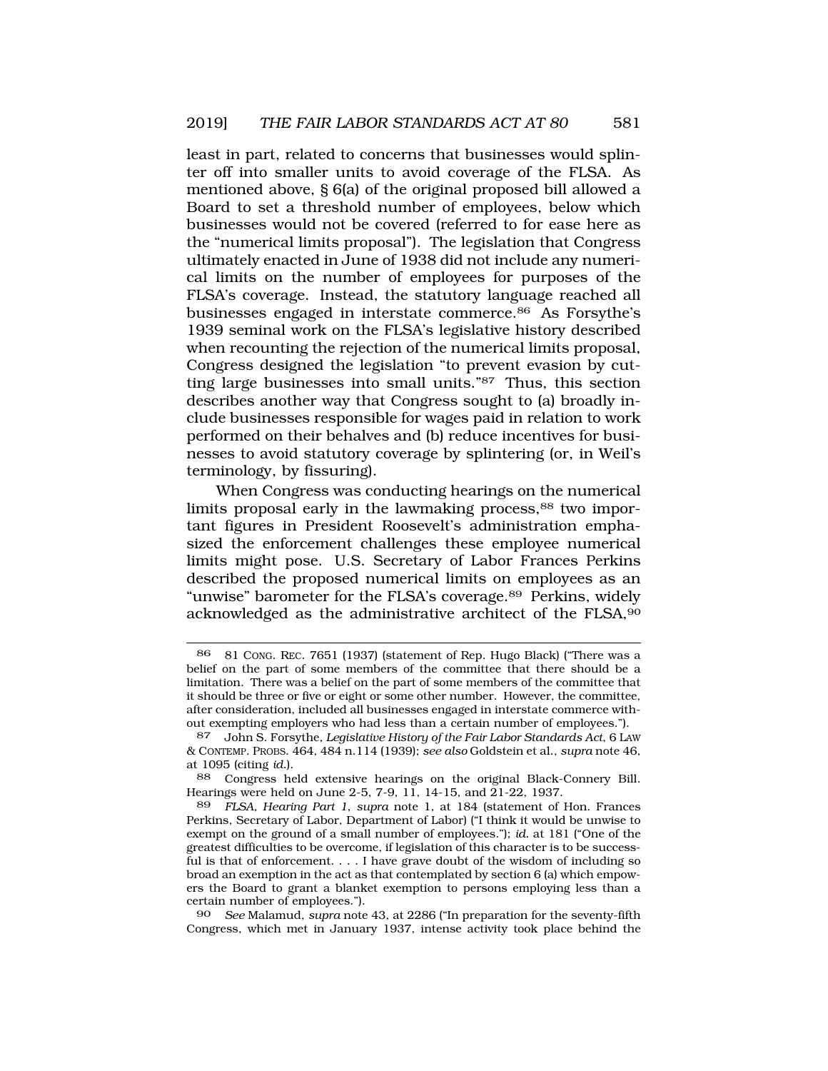least in part, related to concerns that businesses would splinter off into smaller units to avoid coverage of the FLSA. As mentioned above, § 6(a) of the original proposed bill allowed a Board to set a threshold number of employees, below which businesses would not be covered (referred to for ease here as the "numerical limits proposal"). The legislation that Congress ultimately enacted in June of 1938 did not include any numerical limits on the number of employees for purposes of the FLSA's coverage. Instead, the statutory language reached all businesses engaged in interstate commerce.[86] As Forsythe's 1939 seminal work on the FLSA's legislative history described when recounting the rejection of the numerical limits proposal, Congress designed the legislation "to prevent evasion by cutting large businesses into small units."[87] Thus, this section describes another way that Congress sought to (a) broadly include businesses responsible for wages paid in relation to work performed on their behalves and (b) reduce incentives for businesses to avoid statutory coverage by splintering (or, in Weil's terminology, by fissuring).

When Congress was conducting hearings on the numerical limits proposal early in the lawmaking process,[88] two important figures in President Roosevelt's administration emphasized the enforcement challenges these employee numerical limits might pose. U.S. Secretary of Labor Frances Perkins described the proposed numerical limits on employees as an "unwise" barometer for the FLSA's coverage.[89] Perkins, widely acknowledged as the administrative architect of the FLSA,[90]

---

86 81 CONG. REC. 7651 (1937) (statement of Rep. Hugo Black) ("There was a belief on the part of some members of the committee that there should be a limitation. There was a belief on the part of some members of the committee that it should be three or five or eight or some other number. However, the committee, after consideration, included all businesses engaged in interstate commerce without exempting employers who had less than a certain number of employees.").

87 John S. Forsythe, *Legislative History of the Fair Labor Standards Act*, 6 LAW & CONTEMP. PROBS. 464, 484 n.114 (1939); *see also* Goldstein et al., *supra* note 46, at 1095 (citing *id.*).

88 Congress held extensive hearings on the original Black-Connery Bill. Hearings were held on June 2-5, 7-9, 11, 14-15, and 21-22, 1937.

89 *FLSA, Hearing Part 1*, *supra* note 1, at 184 (statement of Hon. Frances Perkins, Secretary of Labor, Department of Labor) ("I think it would be unwise to exempt on the ground of a small number of employees."); *id.* at 181 ("One of the greatest difficulties to be overcome, if legislation of this character is to be successful is that of enforcement. . . . I have grave doubt of the wisdom of including so broad an exemption in the act as that contemplated by section 6 (a) which empowers the Board to grant a blanket exemption to persons employing less than a certain number of employees.").

90 *See* Malamud, *supra* note 43, at 2286 ("In preparation for the seventy-fifth Congress, which met in January 1937, intense activity took place behind the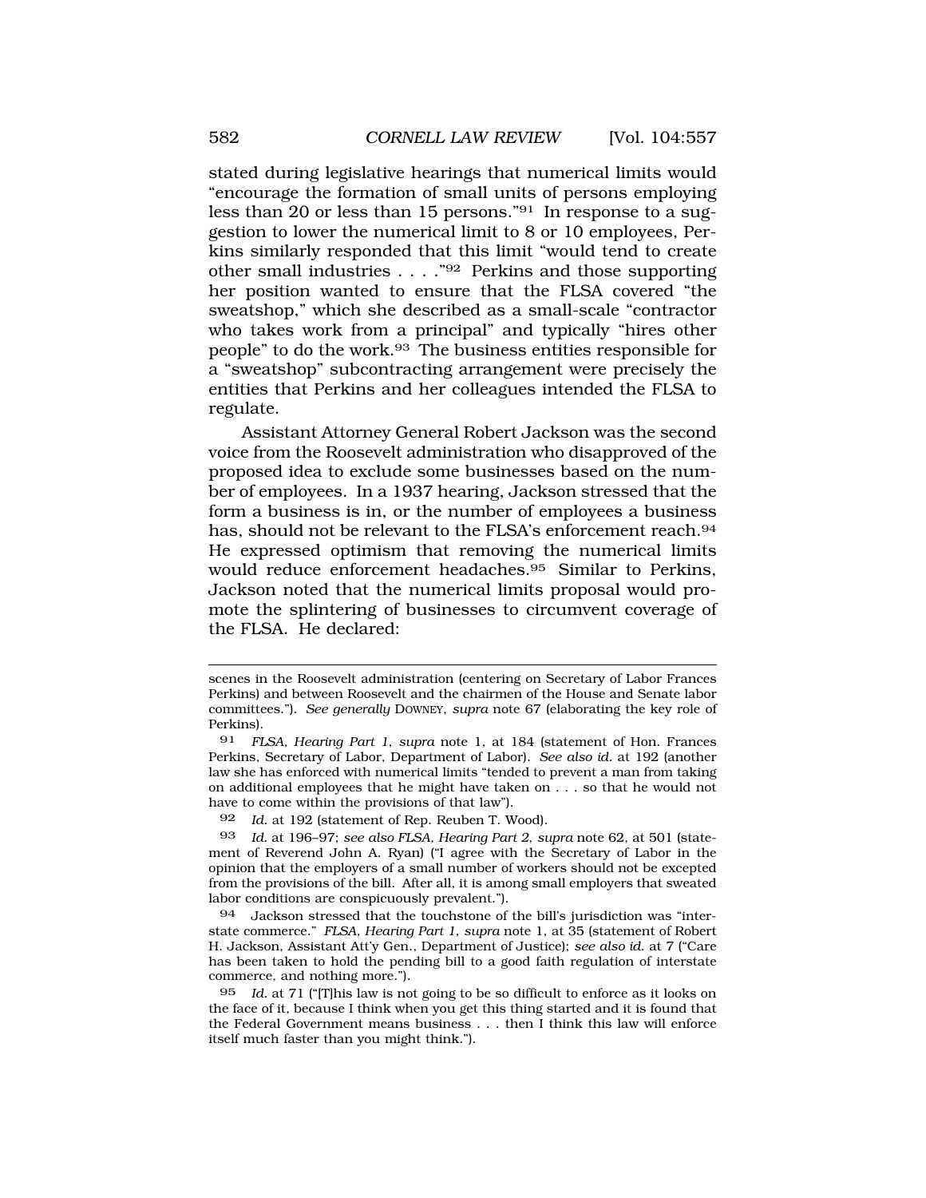stated during legislative hearings that numerical limits would "encourage the formation of small units of persons employing less than 20 or less than 15 persons."[91] In response to a suggestion to lower the numerical limit to 8 or 10 employees, Perkins similarly responded that this limit "would tend to create other small industries . . . ."[92] Perkins and those supporting her position wanted to ensure that the FLSA covered "the sweatshop," which she described as a small-scale "contractor who takes work from a principal" and typically "hires other people" to do the work.[93] The business entities responsible for a "sweatshop" subcontracting arrangement were precisely the entities that Perkins and her colleagues intended the FLSA to regulate.

Assistant Attorney General Robert Jackson was the second voice from the Roosevelt administration who disapproved of the proposed idea to exclude some businesses based on the number of employees. In a 1937 hearing, Jackson stressed that the form a business is in, or the number of employees a business has, should not be relevant to the FLSA's enforcement reach.[94] He expressed optimism that removing the numerical limits would reduce enforcement headaches.[95] Similar to Perkins, Jackson noted that the numerical limits proposal would promote the splintering of businesses to circumvent coverage of the FLSA. He declared:

---

scenes in the Roosevelt administration (centering on Secretary of Labor Frances Perkins) and between Roosevelt and the chairmen of the House and Senate labor committees."). *See generally* DOWNEY, *supra* note 67 (elaborating the key role of Perkins).

91 *FLSA, Hearing Part 1*, *supra* note 1, at 184 (statement of Hon. Frances Perkins, Secretary of Labor, Department of Labor). *See also id.* at 192 (another law she has enforced with numerical limits "tended to prevent a man from taking on additional employees that he might have taken on . . . so that he would not have to come within the provisions of that law").

92 *Id.* at 192 (statement of Rep. Reuben T. Wood).

93 *Id.* at 196–97; *see also FLSA, Hearing Part 2*, *supra* note 62, at 501 (statement of Reverend John A. Ryan) ("I agree with the Secretary of Labor in the opinion that the employers of a small number of workers should not be excepted from the provisions of the bill. After all, it is among small employers that sweated labor conditions are conspicuously prevalent.").

94 Jackson stressed that the touchstone of the bill's jurisdiction was "interstate commerce." *FLSA, Hearing Part 1*, *supra* note 1, at 35 (statement of Robert H. Jackson, Assistant Att'y Gen., Department of Justice); *see also id.* at 7 ("Care has been taken to hold the pending bill to a good faith regulation of interstate commerce, and nothing more.").

95 *Id.* at 71 ("[T]his law is not going to be so difficult to enforce as it looks on the face of it, because I think when you get this thing started and it is found that the Federal Government means business . . . then I think this law will enforce itself much faster than you might think.").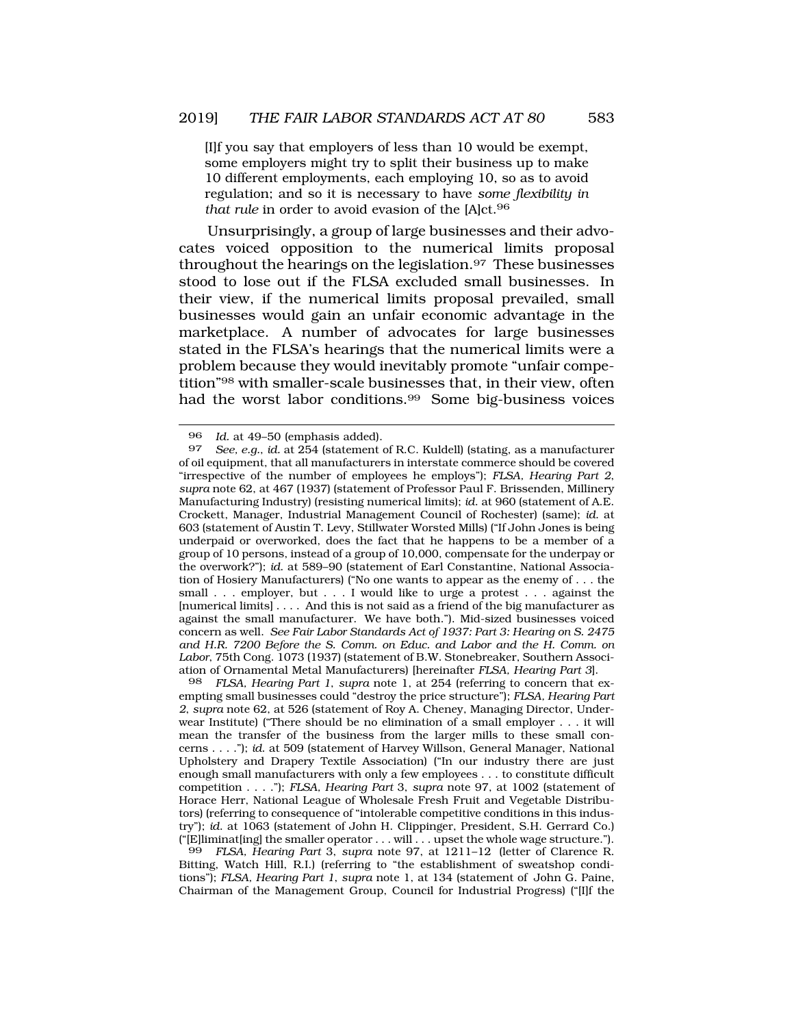> [I]f you say that employers of less than 10 would be exempt, some employers might try to split their business up to make 10 different employments, each employing 10, so as to avoid regulation; and so it is necessary to have *some flexibility in that rule* in order to avoid evasion of the [A]ct.[96]

Unsurprisingly, a group of large businesses and their advocates voiced opposition to the numerical limits proposal throughout the hearings on the legislation.[97] These businesses stood to lose out if the FLSA excluded small businesses. In their view, if the numerical limits proposal prevailed, small businesses would gain an unfair economic advantage in the marketplace. A number of advocates for large businesses stated in the FLSA's hearings that the numerical limits were a problem because they would inevitably promote "unfair competition"[98] with smaller-scale businesses that, in their view, often had the worst labor conditions.[99] Some big-business voices

---

96 *Id.* at 49–50 (emphasis added).

97 *See, e.g.*, *id.* at 254 (statement of R.C. Kuldell) (stating, as a manufacturer of oil equipment, that all manufacturers in interstate commerce should be covered "irrespective of the number of employees he employs"); *FLSA, Hearing Part 2*, *supra* note 62, at 467 (1937) (statement of Professor Paul F. Brissenden, Millinery Manufacturing Industry) (resisting numerical limits); *id.* at 960 (statement of A.E. Crockett, Manager, Industrial Management Council of Rochester) (same); *id.* at 603 (statement of Austin T. Levy, Stillwater Worsted Mills) ("If John Jones is being underpaid or overworked, does the fact that he happens to be a member of a group of 10 persons, instead of a group of 10,000, compensate for the underpay or the overwork?"); *id.* at 589–90 (statement of Earl Constantine, National Association of Hosiery Manufacturers) ("No one wants to appear as the enemy of . . . the small . . . employer, but . . . I would like to urge a protest . . . against the [numerical limits] . . . . And this is not said as a friend of the big manufacturer as against the small manufacturer. We have both."). Mid-sized businesses voiced concern as well. *See Fair Labor Standards Act of 1937: Part 3: Hearing on S. 2475 and H.R. 7200 Before the S. Comm. on Educ. and Labor and the H. Comm. on Labor*, 75th Cong. 1073 (1937) (statement of B.W. Stonebreaker, Southern Association of Ornamental Metal Manufacturers) [hereinafter *FLSA, Hearing Part 3*].

98 *FLSA, Hearing Part 1*, *supra* note 1, at 254 (referring to concern that exempting small businesses could "destroy the price structure"); *FLSA, Hearing Part 2*, *supra* note 62, at 526 (statement of Roy A. Cheney, Managing Director, Underwear Institute) ("There should be no elimination of a small employer . . . it will mean the transfer of the business from the larger mills to these small concerns . . . ."); *id.* at 509 (statement of Harvey Willson, General Manager, National Upholstery and Drapery Textile Association) ("In our industry there are just enough small manufacturers with only a few employees . . . to constitute difficult competition . . . ."); *FLSA, Hearing Part 3*, *supra* note 97, at 1002 (statement of Horace Herr, National League of Wholesale Fresh Fruit and Vegetable Distributors) (referring to consequence of "intolerable competitive conditions in this industry"); *id.* at 1063 (statement of John H. Clippinger, President, S.H. Gerrard Co.) ("[E]liminat[ing] the smaller operator . . . will . . . upset the whole wage structure.").

99 *FLSA, Hearing Part 3*, *supra* note 97, at 1211–12 (letter of Clarence R. Bitting, Watch Hill, R.I.) (referring to "the establishment of sweatshop conditions"); *FLSA, Hearing Part 1*, *supra* note 1, at 134 (statement of John G. Paine, Chairman of the Management Group, Council for Industrial Progress) ("[I]f the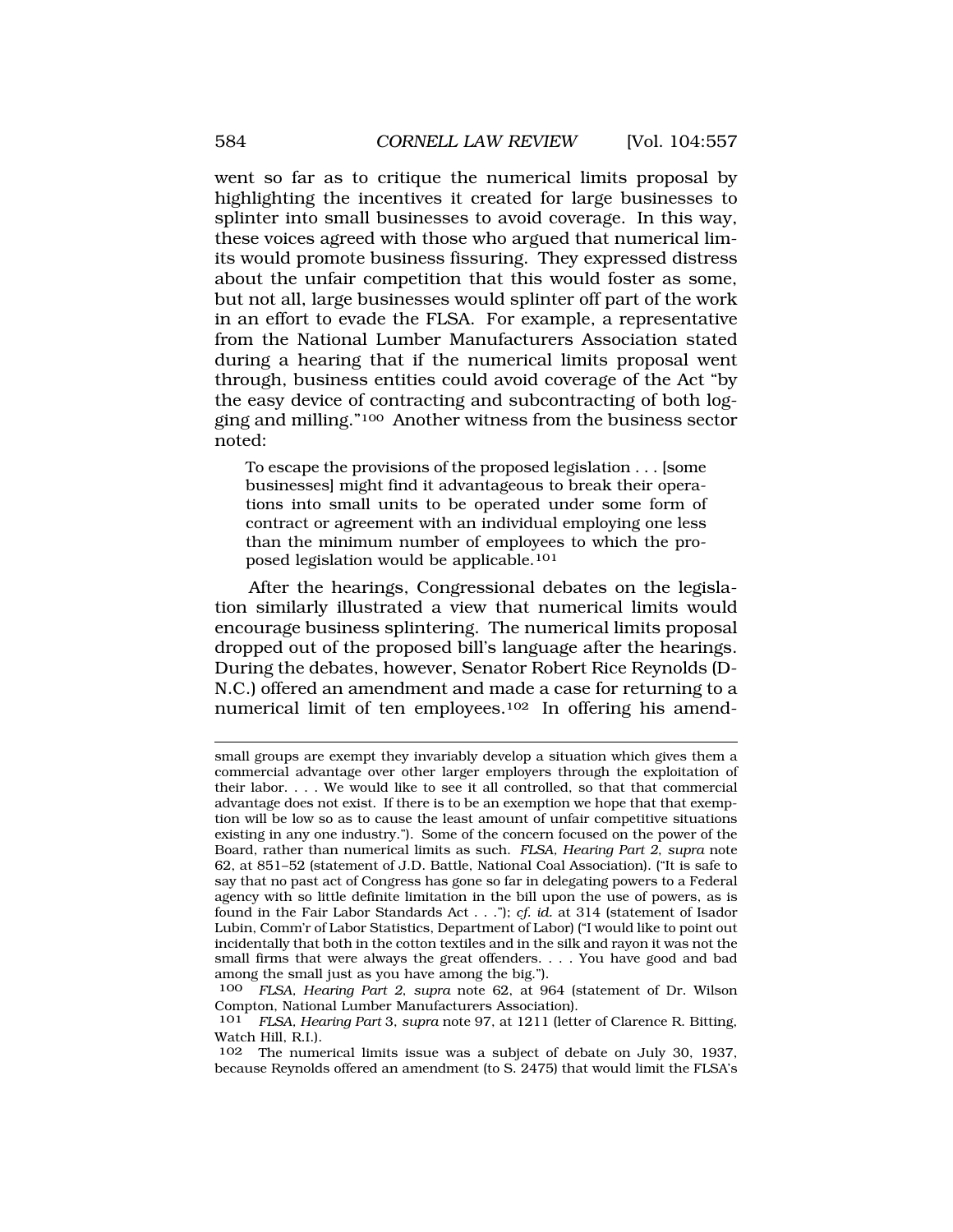went so far as to critique the numerical limits proposal by highlighting the incentives it created for large businesses to splinter into small businesses to avoid coverage. In this way, these voices agreed with those who argued that numerical limits would promote business fissuring. They expressed distress about the unfair competition that this would foster as some, but not all, large businesses would splinter off part of the work in an effort to evade the FLSA. For example, a representative from the National Lumber Manufacturers Association stated during a hearing that if the numerical limits proposal went through, business entities could avoid coverage of the Act "by the easy device of contracting and subcontracting of both logging and milling."[100] Another witness from the business sector noted:

> To escape the provisions of the proposed legislation . . . [some businesses] might find it advantageous to break their operations into small units to be operated under some form of contract or agreement with an individual employing one less than the minimum number of employees to which the proposed legislation would be applicable.[101]

After the hearings, Congressional debates on the legislation similarly illustrated a view that numerical limits would encourage business splintering. The numerical limits proposal dropped out of the proposed bill's language after the hearings. During the debates, however, Senator Robert Rice Reynolds (D-N.C.) offered an amendment and made a case for returning to a numerical limit of ten employees.[102] In offering his amend-

---

small groups are exempt they invariably develop a situation which gives them a commercial advantage over other larger employers through the exploitation of their labor. . . . We would like to see it all controlled, so that that commercial advantage does not exist. If there is to be an exemption we hope that that exemption will be low so as to cause the least amount of unfair competitive situations existing in any one industry."). Some of the concern focused on the power of the Board, rather than numerical limits as such. *FLSA, Hearing Part 2*, *supra* note 62, at 851–52 (statement of J.D. Battle, National Coal Association). ("It is safe to say that no past act of Congress has gone so far in delegating powers to a Federal agency with so little definite limitation in the bill upon the use of powers, as is found in the Fair Labor Standards Act . . ."); *cf. id.* at 314 (statement of Isador Lubin, Comm'r of Labor Statistics, Department of Labor) ("I would like to point out incidentally that both in the cotton textiles and in the silk and rayon it was not the small firms that were always the great offenders. . . . You have good and bad among the small just as you have among the big.").

[100] *FLSA, Hearing Part 2*, *supra* note 62, at 964 (statement of Dr. Wilson Compton, National Lumber Manufacturers Association).

[101] *FLSA, Hearing Part* 3, *supra* note 97, at 1211 (letter of Clarence R. Bitting, Watch Hill, R.I.).

[102] The numerical limits issue was a subject of debate on July 30, 1937, because Reynolds offered an amendment (to S. 2475) that would limit the FLSA's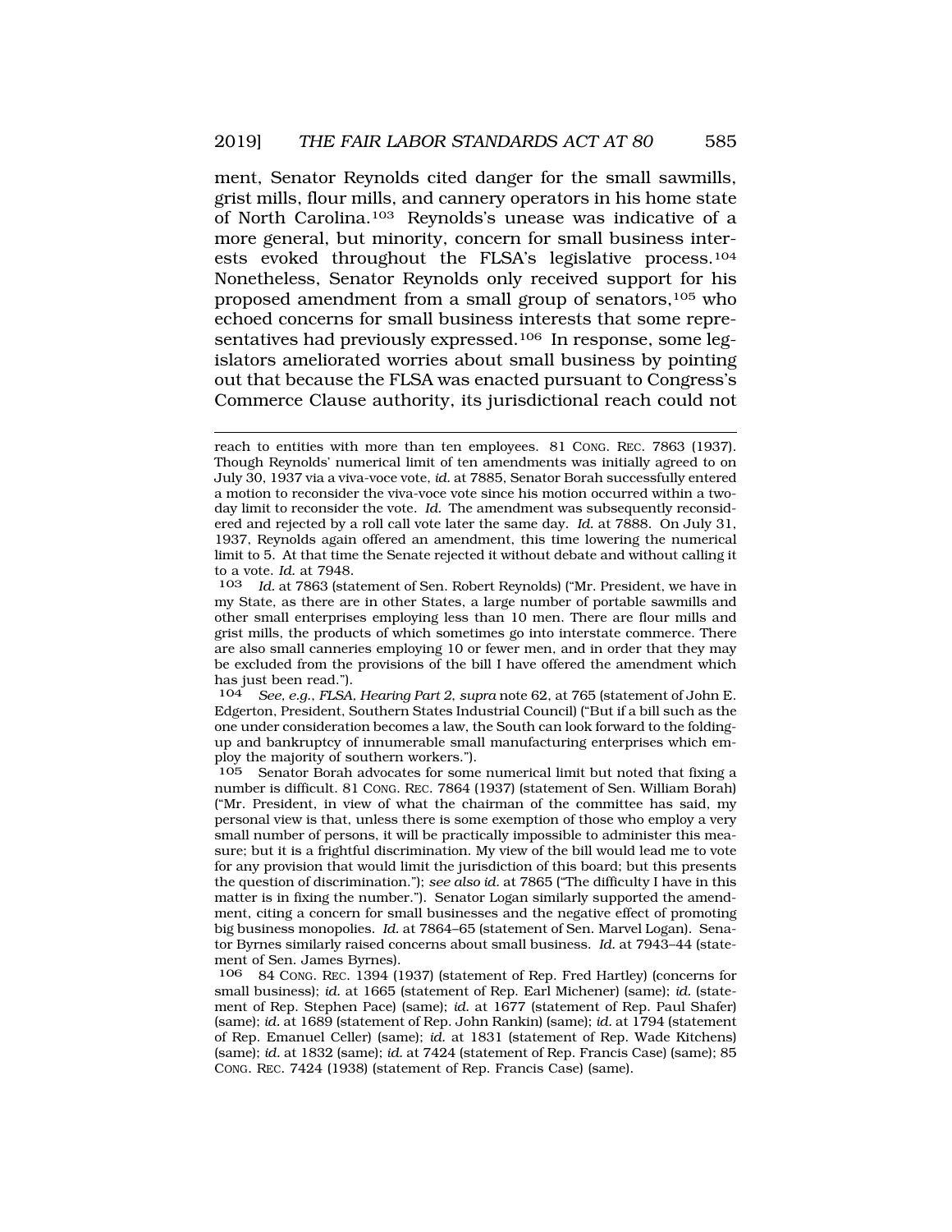ment, Senator Reynolds cited danger for the small sawmills, grist mills, flour mills, and cannery operators in his home state of North Carolina.[103] Reynolds's unease was indicative of a more general, but minority, concern for small business interests evoked throughout the FLSA's legislative process.[104] Nonetheless, Senator Reynolds only received support for his proposed amendment from a small group of senators,[105] who echoed concerns for small business interests that some representatives had previously expressed.[106] In response, some legislators ameliorated worries about small business by pointing out that because the FLSA was enacted pursuant to Congress's Commerce Clause authority, its jurisdictional reach could not

---

reach to entities with more than ten employees. 81 CONG. REC. 7863 (1937). Though Reynolds' numerical limit of ten amendments was initially agreed to on July 30, 1937 via a viva-voce vote, *id.* at 7885, Senator Borah successfully entered a motion to reconsider the viva-voce vote since his motion occurred within a two-day limit to reconsider the vote. *Id.* The amendment was subsequently reconsidered and rejected by a roll call vote later the same day. *Id.* at 7888. On July 31, 1937, Reynolds again offered an amendment, this time lowering the numerical limit to 5. At that time the Senate rejected it without debate and without calling it to a vote. *Id.* at 7948.

103 *Id.* at 7863 (statement of Sen. Robert Reynolds) ("Mr. President, we have in my State, as there are in other States, a large number of portable sawmills and other small enterprises employing less than 10 men. There are flour mills and grist mills, the products of which sometimes go into interstate commerce. There are also small canneries employing 10 or fewer men, and in order that they may be excluded from the provisions of the bill I have offered the amendment which has just been read.").

104 *See, e.g.*, *FLSA, Hearing Part 2*, *supra* note 62, at 765 (statement of John E. Edgerton, President, Southern States Industrial Council) ("But if a bill such as the one under consideration becomes a law, the South can look forward to the folding-up and bankruptcy of innumerable small manufacturing enterprises which employ the majority of southern workers.").

105 Senator Borah advocates for some numerical limit but noted that fixing a number is difficult. 81 CONG. REC. 7864 (1937) (statement of Sen. William Borah) ("Mr. President, in view of what the chairman of the committee has said, my personal view is that, unless there is some exemption of those who employ a very small number of persons, it will be practically impossible to administer this measure; but it is a frightful discrimination. My view of the bill would lead me to vote for any provision that would limit the jurisdiction of this board; but this presents the question of discrimination."); *see also id.* at 7865 ("The difficulty I have in this matter is in fixing the number."). Senator Logan similarly supported the amendment, citing a concern for small businesses and the negative effect of promoting big business monopolies. *Id.* at 7864–65 (statement of Sen. Marvel Logan). Senator Byrnes similarly raised concerns about small business. *Id.* at 7943–44 (statement of Sen. James Byrnes).

106 84 CONG. REC. 1394 (1937) (statement of Rep. Fred Hartley) (concerns for small business); *id.* at 1665 (statement of Rep. Earl Michener) (same); *id.* (statement of Rep. Stephen Pace) (same); *id.* at 1677 (statement of Rep. Paul Shafer) (same); *id.* at 1689 (statement of Rep. John Rankin) (same); *id.* at 1794 (statement of Rep. Emanuel Celler) (same); *id.* at 1831 (statement of Rep. Wade Kitchens) (same); *id.* at 1832 (same); *id.* at 7424 (statement of Rep. Francis Case) (same); 85 CONG. REC. 7424 (1938) (statement of Rep. Francis Case) (same).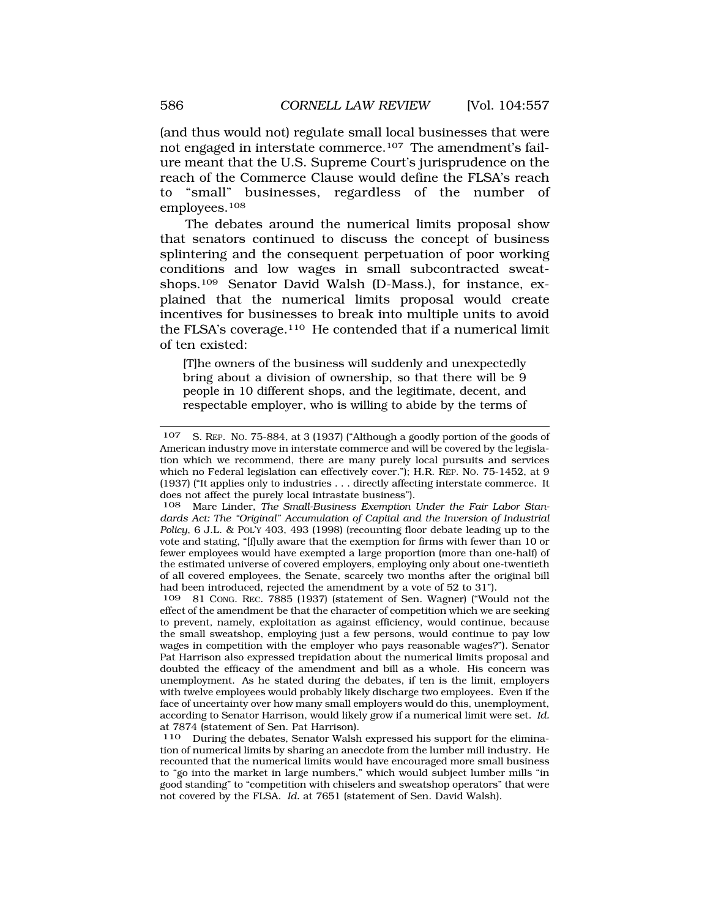(and thus would not) regulate small local businesses that were not engaged in interstate commerce.[107] The amendment's failure meant that the U.S. Supreme Court's jurisprudence on the reach of the Commerce Clause would define the FLSA's reach to "small" businesses, regardless of the number of employees.[108]

The debates around the numerical limits proposal show that senators continued to discuss the concept of business splintering and the consequent perpetuation of poor working conditions and low wages in small subcontracted sweatshops.[109] Senator David Walsh (D-Mass.), for instance, explained that the numerical limits proposal would create incentives for businesses to break into multiple units to avoid the FLSA's coverage.[110] He contended that if a numerical limit of ten existed:

> [T]he owners of the business will suddenly and unexpectedly bring about a division of ownership, so that there will be 9 people in 10 different shops, and the legitimate, decent, and respectable employer, who is willing to abide by the terms of

---

107 S. REP. NO. 75-884, at 3 (1937) ("Although a goodly portion of the goods of American industry move in interstate commerce and will be covered by the legislation which we recommend, there are many purely local pursuits and services which no Federal legislation can effectively cover."); H.R. REP. NO. 75-1452, at 9 (1937) ("It applies only to industries . . . directly affecting interstate commerce. It does not affect the purely local intrastate business").

108 Marc Linder, *The Small-Business Exemption Under the Fair Labor Standards Act: The "Original" Accumulation of Capital and the Inversion of Industrial Policy*, 6 J.L. & POL'Y 403, 493 (1998) (recounting floor debate leading up to the vote and stating, "[f]ully aware that the exemption for firms with fewer than 10 or fewer employees would have exempted a large proportion (more than one-half) of the estimated universe of covered employers, employing only about one-twentieth of all covered employees, the Senate, scarcely two months after the original bill had been introduced, rejected the amendment by a vote of 52 to 31").

109 81 CONG. REC. 7885 (1937) (statement of Sen. Wagner) ("Would not the effect of the amendment be that the character of competition which we are seeking to prevent, namely, exploitation as against efficiency, would continue, because the small sweatshop, employing just a few persons, would continue to pay low wages in competition with the employer who pays reasonable wages?"). Senator Pat Harrison also expressed trepidation about the numerical limits proposal and doubted the efficacy of the amendment and bill as a whole. His concern was unemployment. As he stated during the debates, if ten is the limit, employers with twelve employees would probably likely discharge two employees. Even if the face of uncertainty over how many small employers would do this, unemployment, according to Senator Harrison, would likely grow if a numerical limit were set. *Id.* at 7874 (statement of Sen. Pat Harrison).

110 During the debates, Senator Walsh expressed his support for the elimination of numerical limits by sharing an anecdote from the lumber mill industry. He recounted that the numerical limits would have encouraged more small business to "go into the market in large numbers," which would subject lumber mills "in good standing" to "competition with chiselers and sweatshop operators" that were not covered by the FLSA. *Id.* at 7651 (statement of Sen. David Walsh).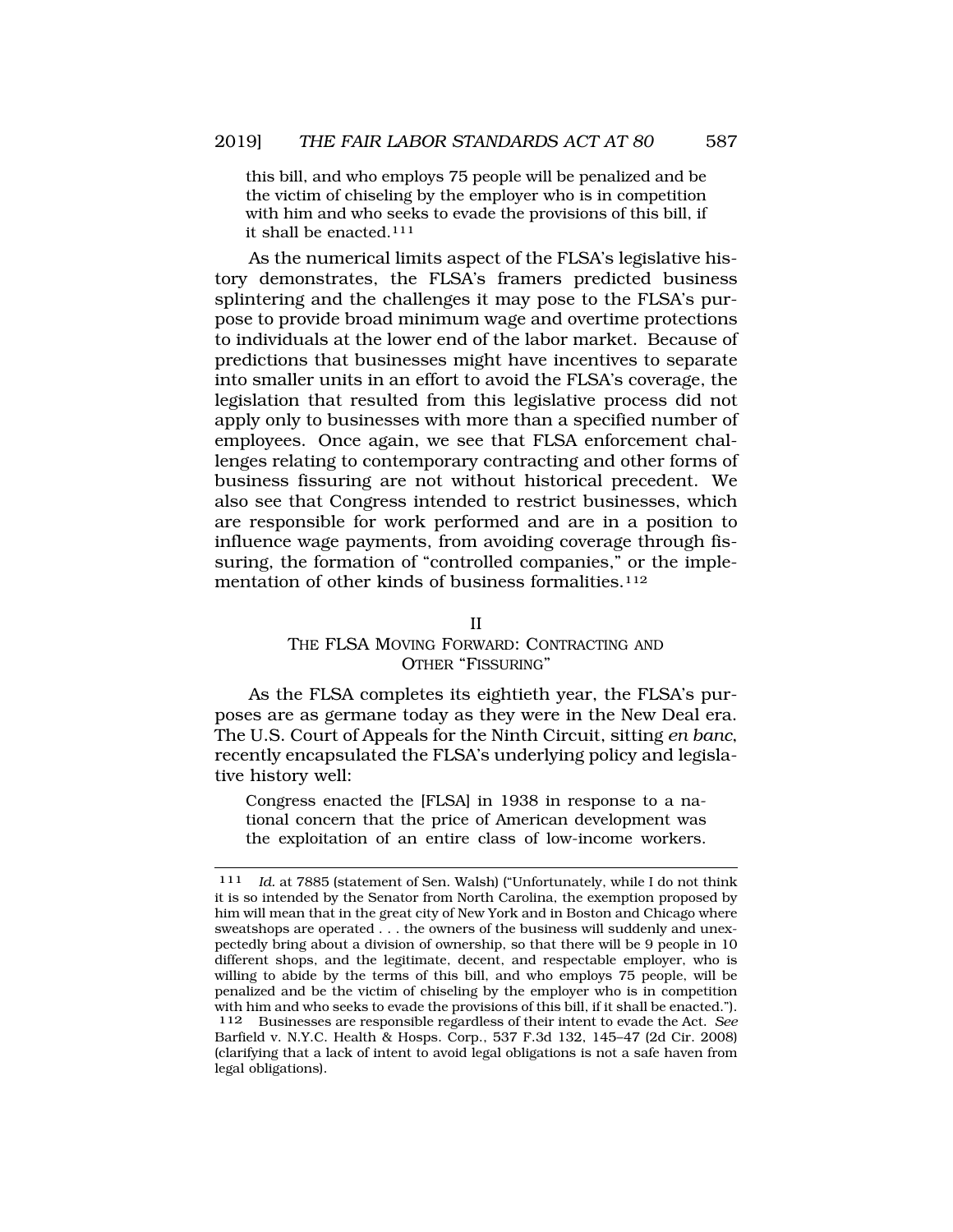> this bill, and who employs 75 people will be penalized and be the victim of chiseling by the employer who is in competition with him and who seeks to evade the provisions of this bill, if it shall be enacted.[111]

As the numerical limits aspect of the FLSA's legislative history demonstrates, the FLSA's framers predicted business splintering and the challenges it may pose to the FLSA's purpose to provide broad minimum wage and overtime protections to individuals at the lower end of the labor market. Because of predictions that businesses might have incentives to separate into smaller units in an effort to avoid the FLSA's coverage, the legislation that resulted from this legislative process did not apply only to businesses with more than a specified number of employees. Once again, we see that FLSA enforcement challenges relating to contemporary contracting and other forms of business fissuring are not without historical precedent. We also see that Congress intended to restrict businesses, which are responsible for work performed and are in a position to influence wage payments, from avoiding coverage through fissuring, the formation of "controlled companies," or the implementation of other kinds of business formalities.[112]

## II
## THE FLSA MOVING FORWARD: CONTRACTING AND OTHER "FISSURING"

As the FLSA completes its eightieth year, the FLSA's purposes are as germane today as they were in the New Deal era. The U.S. Court of Appeals for the Ninth Circuit, sitting *en banc*, recently encapsulated the FLSA's underlying policy and legislative history well:

> Congress enacted the [FLSA] in 1938 in response to a national concern that the price of American development was the exploitation of an entire class of low-income workers.

---

[111] *Id.* at 7885 (statement of Sen. Walsh) ("Unfortunately, while I do not think it is so intended by the Senator from North Carolina, the exemption proposed by him will mean that in the great city of New York and in Boston and Chicago where sweatshops are operated . . . the owners of the business will suddenly and unexpectedly bring about a division of ownership, so that there will be 9 people in 10 different shops, and the legitimate, decent, and respectable employer, who is willing to abide by the terms of this bill, and who employs 75 people, will be penalized and be the victim of chiseling by the employer who is in competition with him and who seeks to evade the provisions of this bill, if it shall be enacted.").

[112] Businesses are responsible regardless of their intent to evade the Act. *See* Barfield v. N.Y.C. Health & Hosps. Corp., 537 F.3d 132, 145–47 (2d Cir. 2008) (clarifying that a lack of intent to avoid legal obligations is not a safe haven from legal obligations).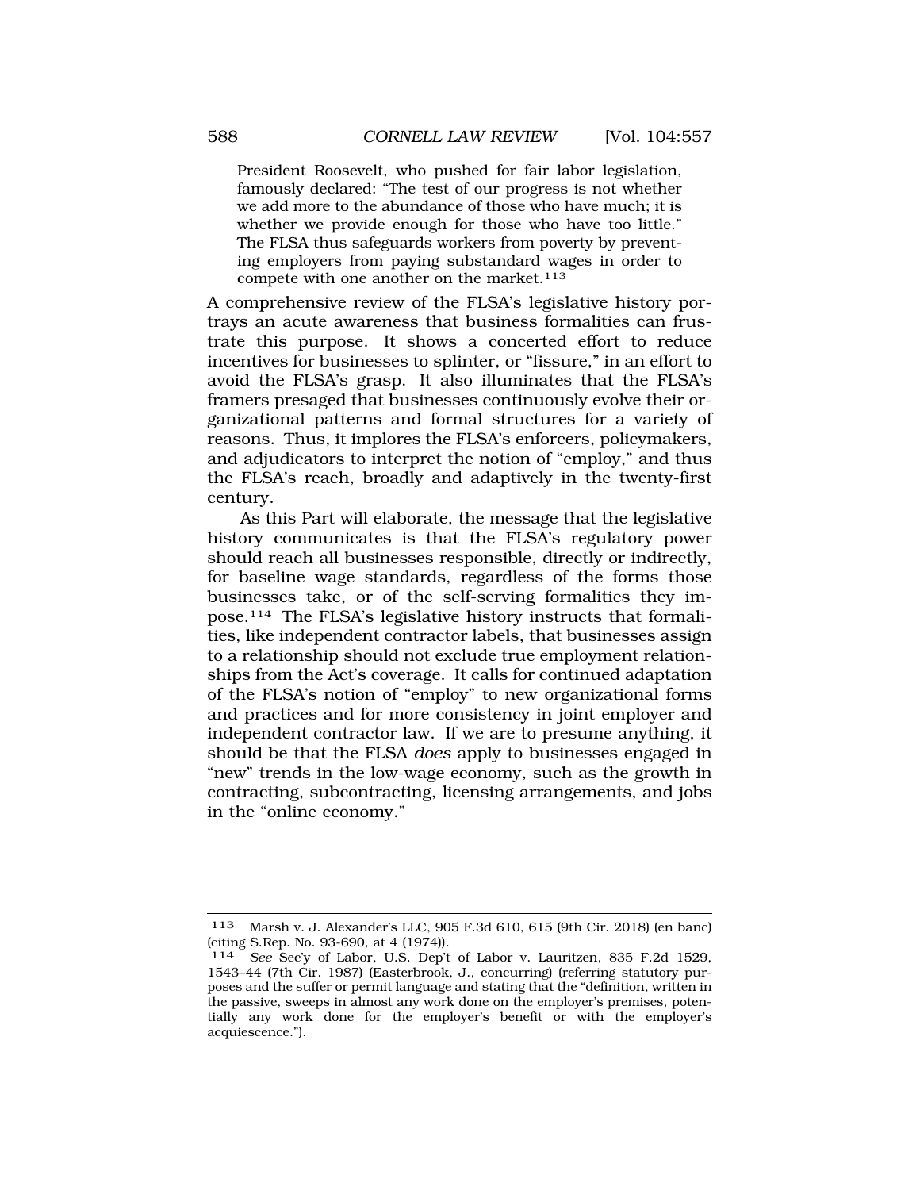> President Roosevelt, who pushed for fair labor legislation, famously declared: "The test of our progress is not whether we add more to the abundance of those who have much; it is whether we provide enough for those who have too little." The FLSA thus safeguards workers from poverty by preventing employers from paying substandard wages in order to compete with one another on the market.[113]

A comprehensive review of the FLSA's legislative history portrays an acute awareness that business formalities can frustrate this purpose. It shows a concerted effort to reduce incentives for businesses to splinter, or "fissure," in an effort to avoid the FLSA's grasp. It also illuminates that the FLSA's framers presaged that businesses continuously evolve their organizational patterns and formal structures for a variety of reasons. Thus, it implores the FLSA's enforcers, policymakers, and adjudicators to interpret the notion of "employ," and thus the FLSA's reach, broadly and adaptively in the twenty-first century.

As this Part will elaborate, the message that the legislative history communicates is that the FLSA's regulatory power should reach all businesses responsible, directly or indirectly, for baseline wage standards, regardless of the forms those businesses take, or of the self-serving formalities they impose.[114] The FLSA's legislative history instructs that formalities, like independent contractor labels, that businesses assign to a relationship should not exclude true employment relationships from the Act's coverage. It calls for continued adaptation of the FLSA's notion of "employ" to new organizational forms and practices and for more consistency in joint employer and independent contractor law. If we are to presume anything, it should be that the FLSA *does* apply to businesses engaged in "new" trends in the low-wage economy, such as the growth in contracting, subcontracting, licensing arrangements, and jobs in the "online economy."

---

113 Marsh v. J. Alexander's LLC, 905 F.3d 610, 615 (9th Cir. 2018) (en banc) (citing S.Rep. No. 93-690, at 4 (1974)).

114 *See* Sec'y of Labor, U.S. Dep't of Labor v. Lauritzen, 835 F.2d 1529, 1543–44 (7th Cir. 1987) (Easterbrook, J., concurring) (referring statutory purposes and the suffer or permit language and stating that the "definition, written in the passive, sweeps in almost any work done on the employer's premises, potentially any work done for the employer's benefit or with the employer's acquiescence.").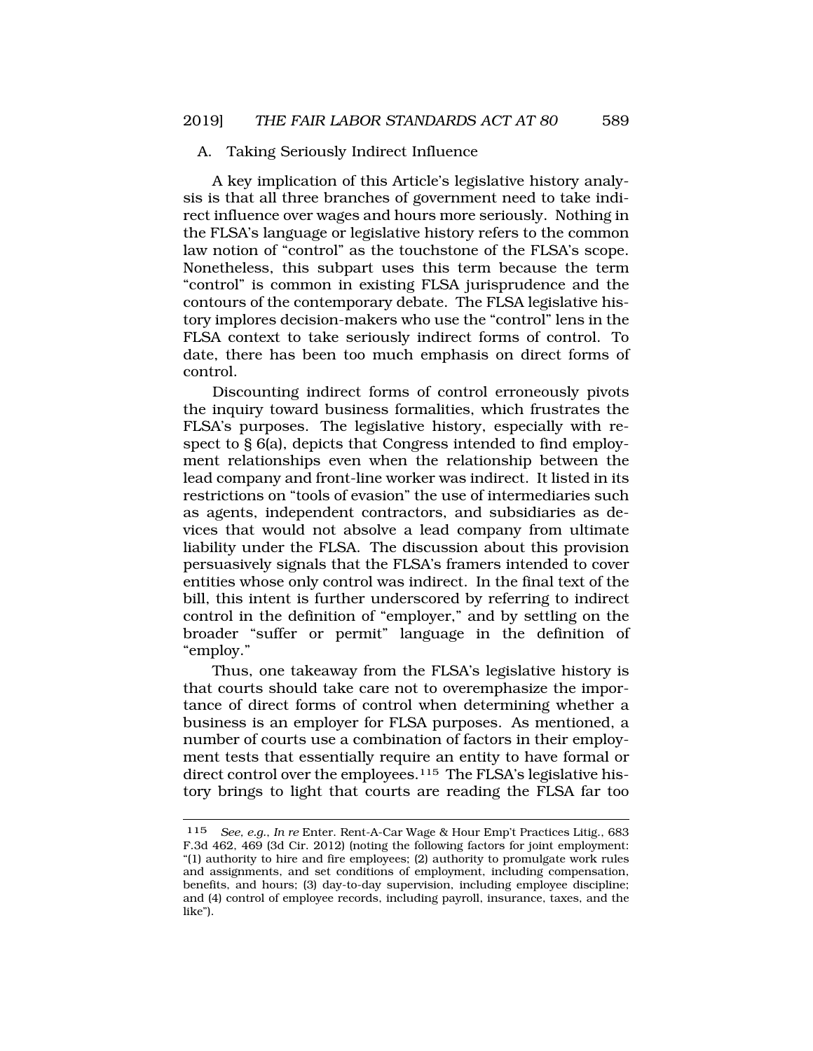### A. Taking Seriously Indirect Influence

A key implication of this Article's legislative history analysis is that all three branches of government need to take indirect influence over wages and hours more seriously. Nothing in the FLSA's language or legislative history refers to the common law notion of "control" as the touchstone of the FLSA's scope. Nonetheless, this subpart uses this term because the term "control" is common in existing FLSA jurisprudence and the contours of the contemporary debate. The FLSA legislative history implores decision-makers who use the "control" lens in the FLSA context to take seriously indirect forms of control. To date, there has been too much emphasis on direct forms of control.

Discounting indirect forms of control erroneously pivots the inquiry toward business formalities, which frustrates the FLSA's purposes. The legislative history, especially with respect to § 6(a), depicts that Congress intended to find employment relationships even when the relationship between the lead company and front-line worker was indirect. It listed in its restrictions on "tools of evasion" the use of intermediaries such as agents, independent contractors, and subsidiaries as devices that would not absolve a lead company from ultimate liability under the FLSA. The discussion about this provision persuasively signals that the FLSA's framers intended to cover entities whose only control was indirect. In the final text of the bill, this intent is further underscored by referring to indirect control in the definition of "employer," and by settling on the broader "suffer or permit" language in the definition of "employ."

Thus, one takeaway from the FLSA's legislative history is that courts should take care not to overemphasize the importance of direct forms of control when determining whether a business is an employer for FLSA purposes. As mentioned, a number of courts use a combination of factors in their employment tests that essentially require an entity to have formal or direct control over the employees.[115] The FLSA's legislative history brings to light that courts are reading the FLSA far too

---

115 *See, e.g.*, *In re* Enter. Rent-A-Car Wage & Hour Emp't Practices Litig., 683 F.3d 462, 469 (3d Cir. 2012) (noting the following factors for joint employment: "(1) authority to hire and fire employees; (2) authority to promulgate work rules and assignments, and set conditions of employment, including compensation, benefits, and hours; (3) day-to-day supervision, including employee discipline; and (4) control of employee records, including payroll, insurance, taxes, and the like").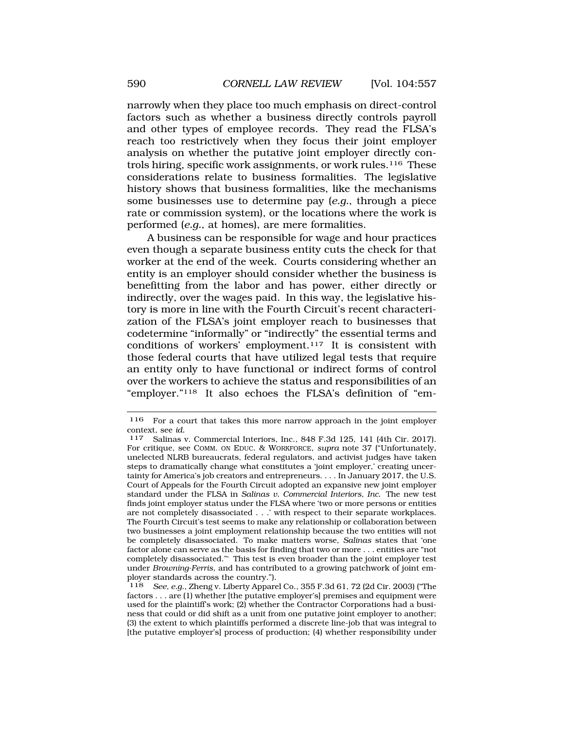narrowly when they place too much emphasis on direct-control factors such as whether a business directly controls payroll and other types of employee records. They read the FLSA's reach too restrictively when they focus their joint employer analysis on whether the putative joint employer directly controls hiring, specific work assignments, or work rules.[116] These considerations relate to business formalities. The legislative history shows that business formalities, like the mechanisms some businesses use to determine pay (*e.g.*, through a piece rate or commission system), or the locations where the work is performed (*e.g.*, at homes), are mere formalities.

A business can be responsible for wage and hour practices even though a separate business entity cuts the check for that worker at the end of the week. Courts considering whether an entity is an employer should consider whether the business is benefitting from the labor and has power, either directly or indirectly, over the wages paid. In this way, the legislative history is more in line with the Fourth Circuit's recent characterization of the FLSA's joint employer reach to businesses that codetermine "informally" or "indirectly" the essential terms and conditions of workers' employment.[117] It is consistent with those federal courts that have utilized legal tests that require an entity only to have functional or indirect forms of control over the workers to achieve the status and responsibilities of an "employer."[118] It also echoes the FLSA's definition of "em-

---

[116] For a court that takes this more narrow approach in the joint employer context, see *id.*

[117] Salinas v. Commercial Interiors, Inc., 848 F.3d 125, 141 (4th Cir. 2017). For critique, see COMM. ON EDUC. & WORKFORCE, *supra* note 37 ("Unfortunately, unelected NLRB bureaucrats, federal regulators, and activist judges have taken steps to dramatically change what constitutes a 'joint employer,' creating uncertainty for America's job creators and entrepreneurs. . . . In January 2017, the U.S. Court of Appeals for the Fourth Circuit adopted an expansive new joint employer standard under the FLSA in *Salinas v. Commercial Interiors, Inc.* The new test finds joint employer status under the FLSA where 'two or more persons or entities are not completely disassociated . . .' with respect to their separate workplaces. The Fourth Circuit's test seems to make any relationship or collaboration between two businesses a joint employment relationship because the two entities will not be completely disassociated. To make matters worse, *Salinas* states that 'one factor alone can serve as the basis for finding that two or more . . . entities are "not completely disassociated."' This test is even broader than the joint employer test under *Browning-Ferris*, and has contributed to a growing patchwork of joint employer standards across the country.").

[118] *See, e.g.*, Zheng v. Liberty Apparel Co., 355 F.3d 61, 72 (2d Cir. 2003) ("The factors . . . are (1) whether [the putative employer's] premises and equipment were used for the plaintiff's work; (2) whether the Contractor Corporations had a business that could or did shift as a unit from one putative joint employer to another; (3) the extent to which plaintiffs performed a discrete line-job that was integral to [the putative employer's] process of production; (4) whether responsibility under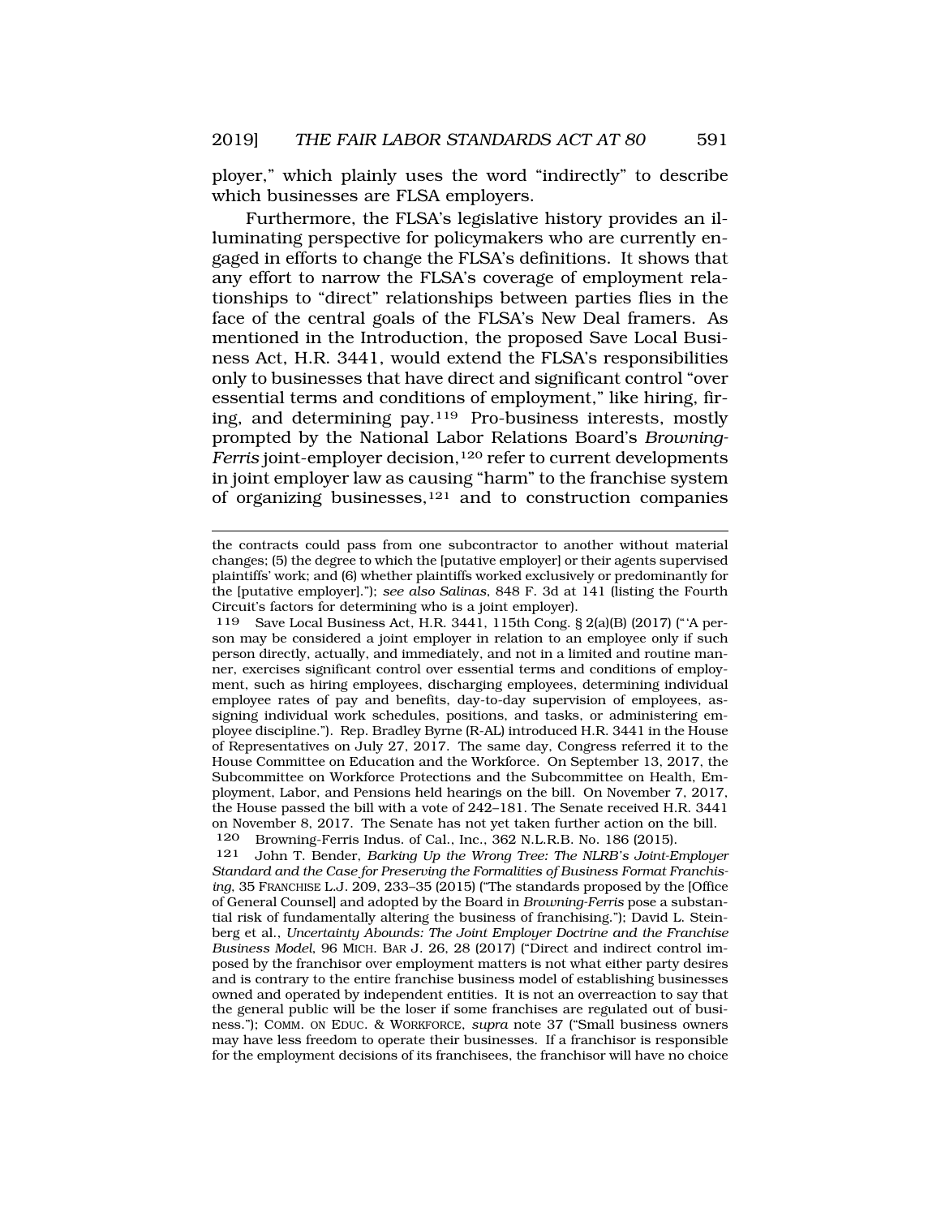ployer," which plainly uses the word "indirectly" to describe which businesses are FLSA employers.

Furthermore, the FLSA's legislative history provides an illuminating perspective for policymakers who are currently engaged in efforts to change the FLSA's definitions. It shows that any effort to narrow the FLSA's coverage of employment relationships to "direct" relationships between parties flies in the face of the central goals of the FLSA's New Deal framers. As mentioned in the Introduction, the proposed Save Local Business Act, H.R. 3441, would extend the FLSA's responsibilities only to businesses that have direct and significant control "over essential terms and conditions of employment," like hiring, firing, and determining pay.[119] Pro-business interests, mostly prompted by the National Labor Relations Board's *Browning-Ferris* joint-employer decision,[120] refer to current developments in joint employer law as causing "harm" to the franchise system of organizing businesses,[121] and to construction companies

---

the contracts could pass from one subcontractor to another without material changes; (5) the degree to which the [putative employer] or their agents supervised plaintiffs' work; and (6) whether plaintiffs worked exclusively or predominantly for the [putative employer]."); *see also Salinas*, 848 F. 3d at 141 (listing the Fourth Circuit's factors for determining who is a joint employer).

119 Save Local Business Act, H.R. 3441, 115th Cong. § 2(a)(B) (2017) ("'A person may be considered a joint employer in relation to an employee only if such person directly, actually, and immediately, and not in a limited and routine manner, exercises significant control over essential terms and conditions of employment, such as hiring employees, discharging employees, determining individual employee rates of pay and benefits, day-to-day supervision of employees, assigning individual work schedules, positions, and tasks, or administering employee discipline."). Rep. Bradley Byrne (R-AL) introduced H.R. 3441 in the House of Representatives on July 27, 2017. The same day, Congress referred it to the House Committee on Education and the Workforce. On September 13, 2017, the Subcommittee on Workforce Protections and the Subcommittee on Health, Employment, Labor, and Pensions held hearings on the bill. On November 7, 2017, the House passed the bill with a vote of 242–181. The Senate received H.R. 3441 on November 8, 2017. The Senate has not yet taken further action on the bill.

120 Browning-Ferris Indus. of Cal., Inc., 362 N.L.R.B. No. 186 (2015).

121 John T. Bender, *Barking Up the Wrong Tree: The NLRB's Joint-Employer Standard and the Case for Preserving the Formalities of Business Format Franchising*, 35 FRANCHISE L.J. 209, 233–35 (2015) ("The standards proposed by the [Office of General Counsel] and adopted by the Board in *Browning-Ferris* pose a substantial risk of fundamentally altering the business of franchising."); David L. Steinberg et al., *Uncertainty Abounds: The Joint Employer Doctrine and the Franchise Business Model*, 96 MICH. BAR J. 26, 28 (2017) ("Direct and indirect control imposed by the franchisor over employment matters is not what either party desires and is contrary to the entire franchise business model of establishing businesses owned and operated by independent entities. It is not an overreaction to say that the general public will be the loser if some franchises are regulated out of business."); COMM. ON EDUC. & WORKFORCE, *supra* note 37 ("Small business owners may have less freedom to operate their businesses. If a franchisor is responsible for the employment decisions of its franchisees, the franchisor will have no choice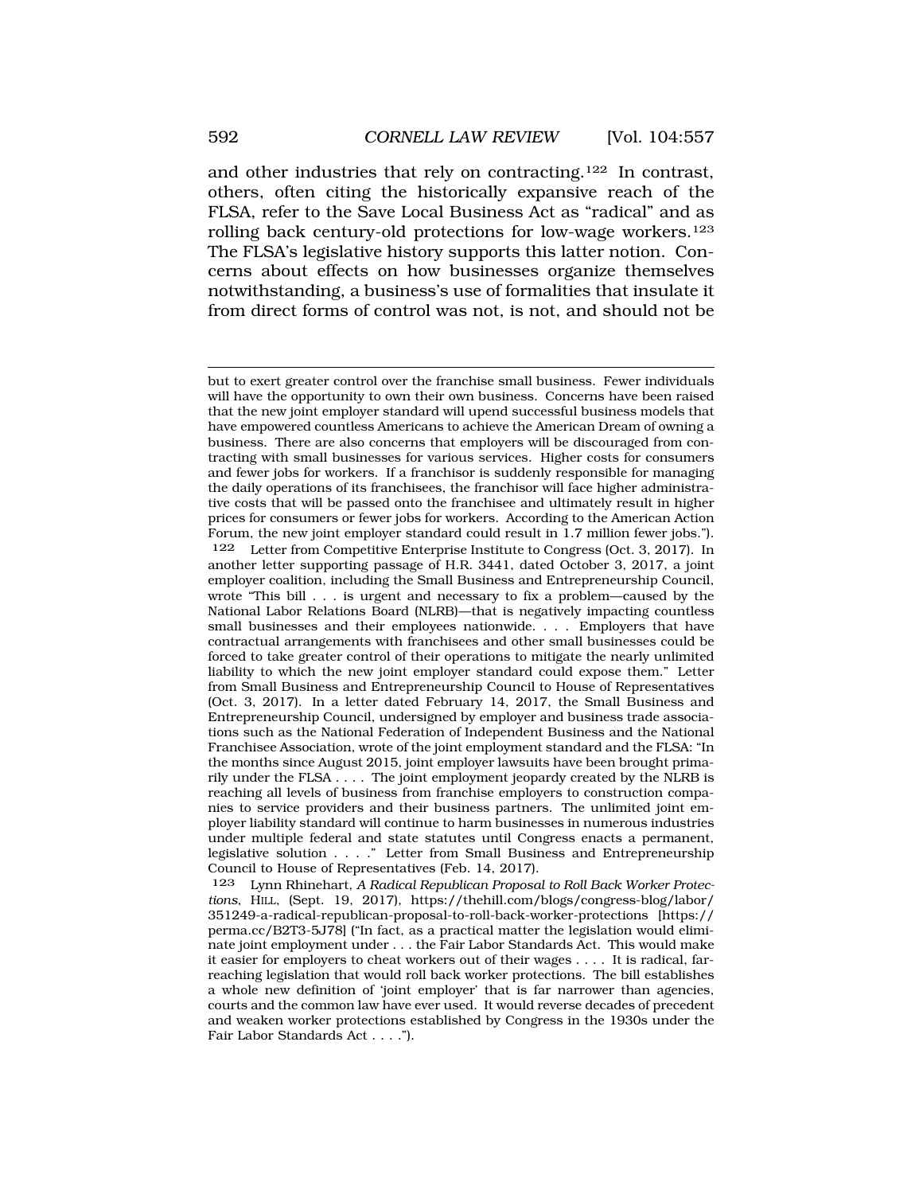and other industries that rely on contracting.[122] In contrast, others, often citing the historically expansive reach of the FLSA, refer to the Save Local Business Act as "radical" and as rolling back century-old protections for low-wage workers.[123] The FLSA's legislative history supports this latter notion. Concerns about effects on how businesses organize themselves notwithstanding, a business's use of formalities that insulate it from direct forms of control was not, is not, and should not be

---

but to exert greater control over the franchise small business. Fewer individuals will have the opportunity to own their own business. Concerns have been raised that the new joint employer standard will upend successful business models that have empowered countless Americans to achieve the American Dream of owning a business. There are also concerns that employers will be discouraged from contracting with small businesses for various services. Higher costs for consumers and fewer jobs for workers. If a franchisor is suddenly responsible for managing the daily operations of its franchisees, the franchisor will face higher administrative costs that will be passed onto the franchisee and ultimately result in higher prices for consumers or fewer jobs for workers. According to the American Action Forum, the new joint employer standard could result in 1.7 million fewer jobs.").

122 Letter from Competitive Enterprise Institute to Congress (Oct. 3, 2017). In another letter supporting passage of H.R. 3441, dated October 3, 2017, a joint employer coalition, including the Small Business and Entrepreneurship Council, wrote "This bill . . . is urgent and necessary to fix a problem—caused by the National Labor Relations Board (NLRB)—that is negatively impacting countless small businesses and their employees nationwide. . . . Employers that have contractual arrangements with franchisees and other small businesses could be forced to take greater control of their operations to mitigate the nearly unlimited liability to which the new joint employer standard could expose them." Letter from Small Business and Entrepreneurship Council to House of Representatives (Oct. 3, 2017). In a letter dated February 14, 2017, the Small Business and Entrepreneurship Council, undersigned by employer and business trade associations such as the National Federation of Independent Business and the National Franchisee Association, wrote of the joint employment standard and the FLSA: "In the months since August 2015, joint employer lawsuits have been brought primarily under the FLSA . . . . The joint employment jeopardy created by the NLRB is reaching all levels of business from franchise employers to construction companies to service providers and their business partners. The unlimited joint employer liability standard will continue to harm businesses in numerous industries under multiple federal and state statutes until Congress enacts a permanent, legislative solution . . . ." Letter from Small Business and Entrepreneurship Council to House of Representatives (Feb. 14, 2017).

123 Lynn Rhinehart, *A Radical Republican Proposal to Roll Back Worker Protections*, HILL, (Sept. 19, 2017), https://thehill.com/blogs/congress-blog/labor/351249-a-radical-republican-proposal-to-roll-back-worker-protections [https://perma.cc/B2T3-5J78] ("In fact, as a practical matter the legislation would eliminate joint employment under . . . the Fair Labor Standards Act. This would make it easier for employers to cheat workers out of their wages . . . . It is radical, far-reaching legislation that would roll back worker protections. The bill establishes a whole new definition of 'joint employer' that is far narrower than agencies, courts and the common law have ever used. It would reverse decades of precedent and weaken worker protections established by Congress in the 1930s under the Fair Labor Standards Act . . . .").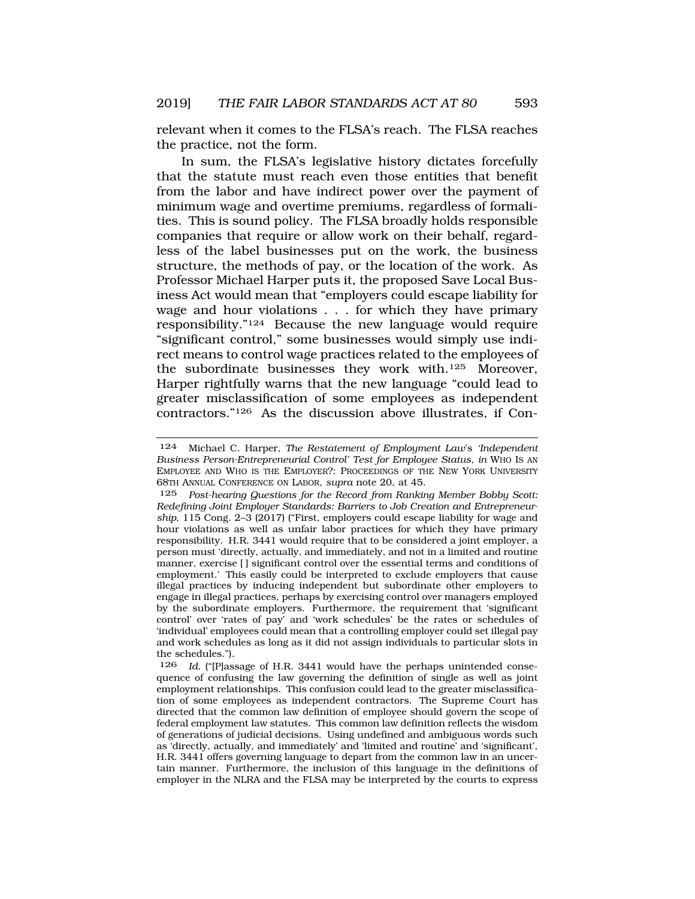relevant when it comes to the FLSA's reach. The FLSA reaches the practice, not the form.

In sum, the FLSA's legislative history dictates forcefully that the statute must reach even those entities that benefit from the labor and have indirect power over the payment of minimum wage and overtime premiums, regardless of formalities. This is sound policy. The FLSA broadly holds responsible companies that require or allow work on their behalf, regardless of the label businesses put on the work, the business structure, the methods of pay, or the location of the work. As Professor Michael Harper puts it, the proposed Save Local Business Act would mean that "employers could escape liability for wage and hour violations . . . for which they have primary responsibility."[124] Because the new language would require "significant control," some businesses would simply use indirect means to control wage practices related to the employees of the subordinate businesses they work with.[125] Moreover, Harper rightfully warns that the new language "could lead to greater misclassification of some employees as independent contractors."[126] As the discussion above illustrates, if Con-

---

[124] Michael C. Harper, *The Restatement of Employment Law's 'Independent Business Person-Entrepreneurial Control' Test for Employee Status*, *in* WHO IS AN EMPLOYEE AND WHO IS THE EMPLOYER?: PROCEEDINGS OF THE NEW YORK UNIVERSITY 68TH ANNUAL CONFERENCE ON LABOR, *supra* note 20, at 45.

[125] *Post-hearing Questions for the Record from Ranking Member Bobby Scott: Redefining Joint Employer Standards: Barriers to Job Creation and Entrepreneurship*, 115 Cong. 2–3 (2017) ("First, employers could escape liability for wage and hour violations as well as unfair labor practices for which they have primary responsibility. H.R. 3441 would require that to be considered a joint employer, a person must 'directly, actually, and immediately, and not in a limited and routine manner, exercise [ ] significant control over the essential terms and conditions of employment.' This easily could be interpreted to exclude employers that cause illegal practices by inducing independent but subordinate other employers to engage in illegal practices, perhaps by exercising control over managers employed by the subordinate employers. Furthermore, the requirement that 'significant control' over 'rates of pay' and 'work schedules' be the rates or schedules of 'individual' employees could mean that a controlling employer could set illegal pay and work schedules as long as it did not assign individuals to particular slots in the schedules.").

[126] *Id.* ("[P]assage of H.R. 3441 would have the perhaps unintended consequence of confusing the law governing the definition of single as well as joint employment relationships. This confusion could lead to the greater misclassification of some employees as independent contractors. The Supreme Court has directed that the common law definition of employee should govern the scope of federal employment law statutes. This common law definition reflects the wisdom of generations of judicial decisions. Using undefined and ambiguous words such as 'directly, actually, and immediately' and 'limited and routine' and 'significant', H.R. 3441 offers governing language to depart from the common law in an uncertain manner. Furthermore, the inclusion of this language in the definitions of employer in the NLRA and the FLSA may be interpreted by the courts to express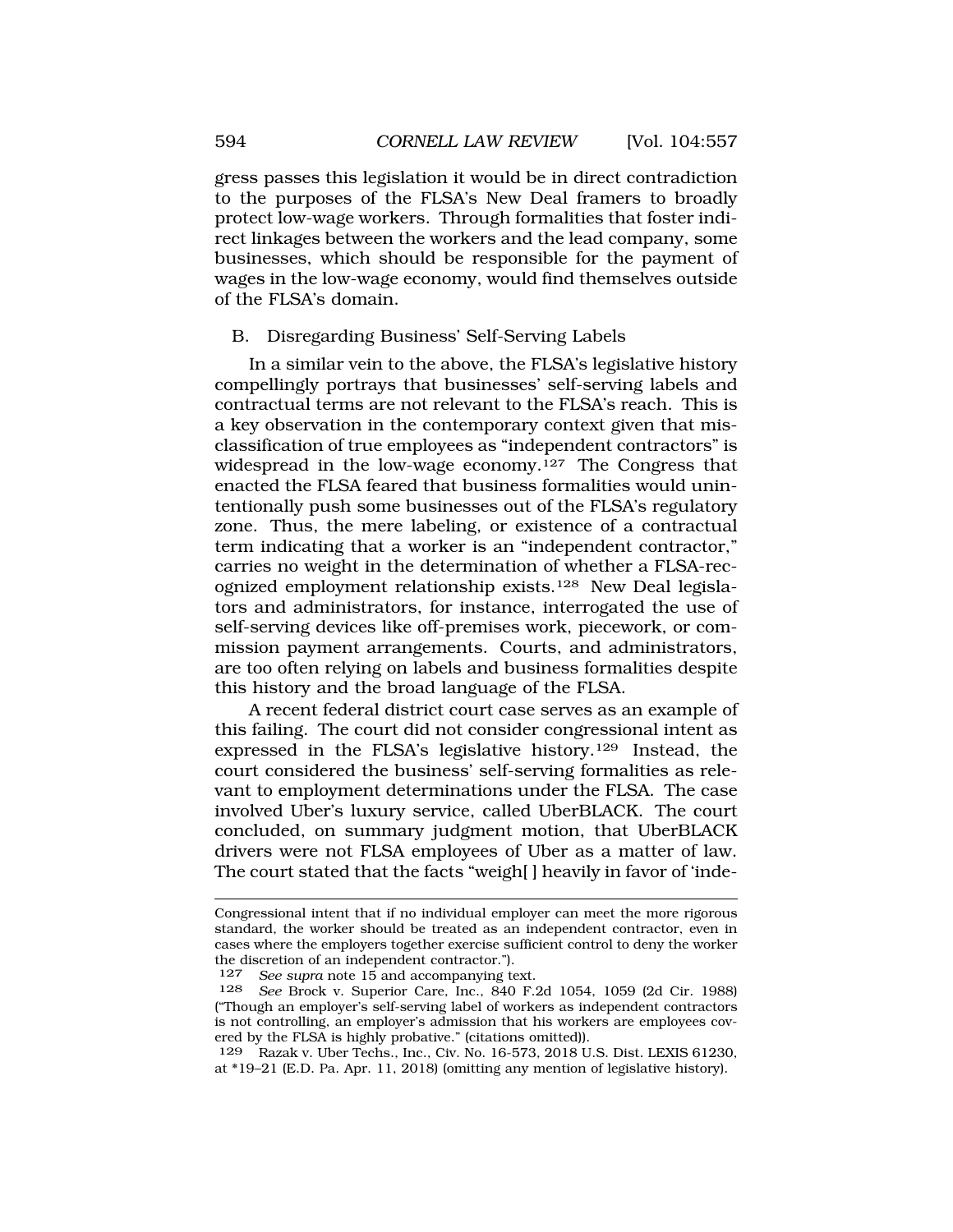gress passes this legislation it would be in direct contradiction to the purposes of the FLSA's New Deal framers to broadly protect low-wage workers. Through formalities that foster indirect linkages between the workers and the lead company, some businesses, which should be responsible for the payment of wages in the low-wage economy, would find themselves outside of the FLSA's domain.

### B. Disregarding Business' Self-Serving Labels

In a similar vein to the above, the FLSA's legislative history compellingly portrays that businesses' self-serving labels and contractual terms are not relevant to the FLSA's reach. This is a key observation in the contemporary context given that misclassification of true employees as "independent contractors" is widespread in the low-wage economy.[127] The Congress that enacted the FLSA feared that business formalities would unintentionally push some businesses out of the FLSA's regulatory zone. Thus, the mere labeling, or existence of a contractual term indicating that a worker is an "independent contractor," carries no weight in the determination of whether a FLSA-recognized employment relationship exists.[128] New Deal legislators and administrators, for instance, interrogated the use of self-serving devices like off-premises work, piecework, or commission payment arrangements. Courts, and administrators, are too often relying on labels and business formalities despite this history and the broad language of the FLSA.

A recent federal district court case serves as an example of this failing. The court did not consider congressional intent as expressed in the FLSA's legislative history.[129] Instead, the court considered the business' self-serving formalities as relevant to employment determinations under the FLSA. The case involved Uber's luxury service, called UberBLACK. The court concluded, on summary judgment motion, that UberBLACK drivers were not FLSA employees of Uber as a matter of law. The court stated that the facts "weigh[ ] heavily in favor of 'inde-

---

Congressional intent that if no individual employer can meet the more rigorous standard, the worker should be treated as an independent contractor, even in cases where the employers together exercise sufficient control to deny the worker the discretion of an independent contractor.").

127 *See supra* note 15 and accompanying text.

128 *See* Brock v. Superior Care, Inc., 840 F.2d 1054, 1059 (2d Cir. 1988) ("Though an employer's self-serving label of workers as independent contractors is not controlling, an employer's admission that his workers are employees covered by the FLSA is highly probative." (citations omitted)).

129 Razak v. Uber Techs., Inc., Civ. No. 16-573, 2018 U.S. Dist. LEXIS 61230, at *19–21 (E.D. Pa. Apr. 11, 2018) (omitting any mention of legislative history).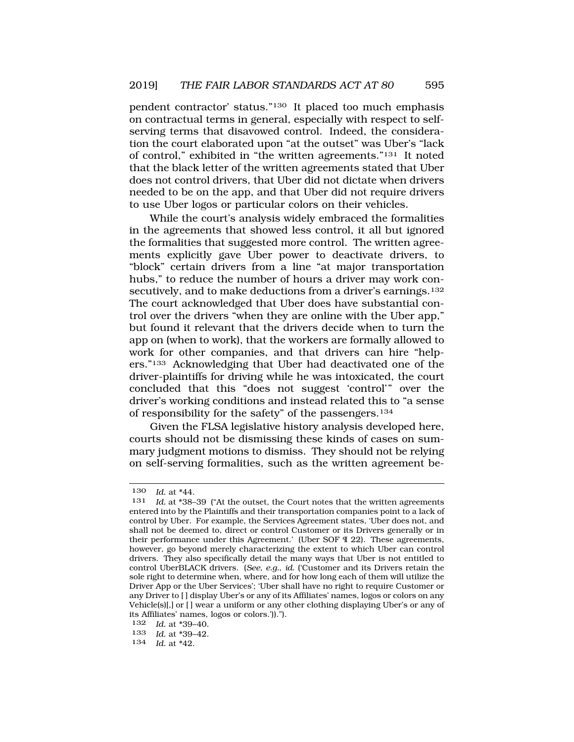pendent contractor' status."[130] It placed too much emphasis on contractual terms in general, especially with respect to self-serving terms that disavowed control. Indeed, the consideration the court elaborated upon "at the outset" was Uber's "lack of control," exhibited in "the written agreements."[131] It noted that the black letter of the written agreements stated that Uber does not control drivers, that Uber did not dictate when drivers needed to be on the app, and that Uber did not require drivers to use Uber logos or particular colors on their vehicles.

While the court's analysis widely embraced the formalities in the agreements that showed less control, it all but ignored the formalities that suggested more control. The written agreements explicitly gave Uber power to deactivate drivers, to "block" certain drivers from a line "at major transportation hubs," to reduce the number of hours a driver may work consecutively, and to make deductions from a driver's earnings.[132] The court acknowledged that Uber does have substantial control over the drivers "when they are online with the Uber app," but found it relevant that the drivers decide when to turn the app on (when to work), that the workers are formally allowed to work for other companies, and that drivers can hire "helpers."[133] Acknowledging that Uber had deactivated one of the driver-plaintiffs for driving while he was intoxicated, the court concluded that this "does not suggest 'control'" over the driver's working conditions and instead related this to "a sense of responsibility for the safety" of the passengers.[134]

Given the FLSA legislative history analysis developed here, courts should not be dismissing these kinds of cases on summary judgment motions to dismiss. They should not be relying on self-serving formalities, such as the written agreement be-

---

130 *Id.* at *44.

131 *Id.* at *38–39 ("At the outset, the Court notes that the written agreements entered into by the Plaintiffs and their transportation companies point to a lack of control by Uber. For example, the Services Agreement states, 'Uber does not, and shall not be deemed to, direct or control Customer or its Drivers generally or in their performance under this Agreement.' (Uber SOF ¶ 22). These agreements, however, go beyond merely characterizing the extent to which Uber can control drivers. They also specifically detail the many ways that Uber is not entitled to control UberBLACK drivers. (*See, e.g.*, *id.* ('Customer and its Drivers retain the sole right to determine when, where, and for how long each of them will utilize the Driver App or the Uber Services'; 'Uber shall have no right to require Customer or any Driver to [ ] display Uber's or any of its Affiliates' names, logos or colors on any Vehicle(s)[,] or [ ] wear a uniform or any other clothing displaying Uber's or any of its Affiliates' names, logos or colors.')).").

132 *Id.* at *39–40.

133 *Id.* at *39–42.

134 *Id.* at *42.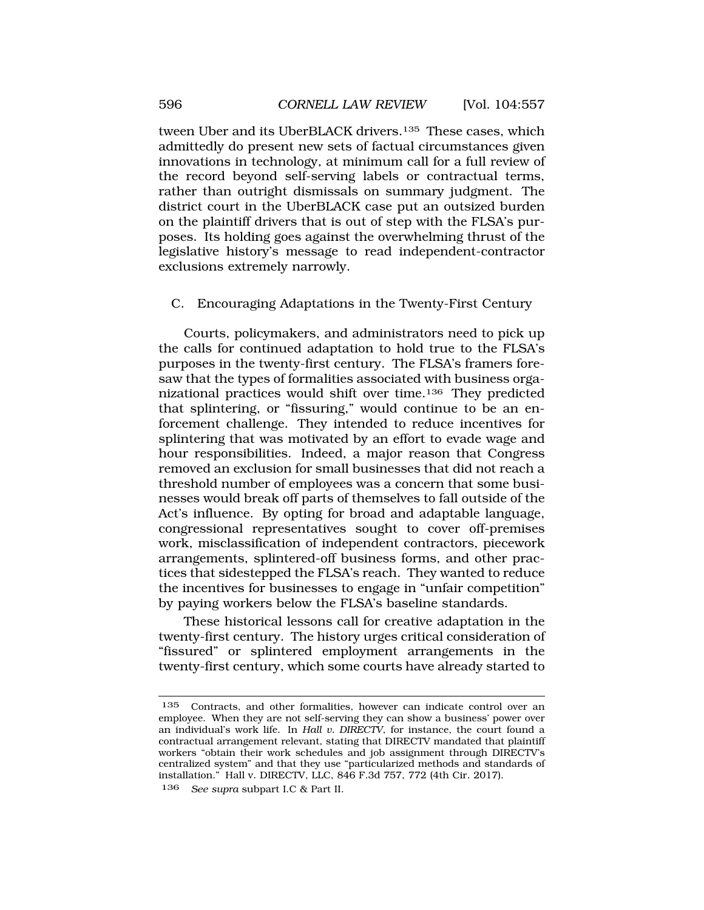tween Uber and its UberBLACK drivers.[135] These cases, which admittedly do present new sets of factual circumstances given innovations in technology, at minimum call for a full review of the record beyond self-serving labels or contractual terms, rather than outright dismissals on summary judgment. The district court in the UberBLACK case put an outsized burden on the plaintiff drivers that is out of step with the FLSA's purposes. Its holding goes against the overwhelming thrust of the legislative history's message to read independent-contractor exclusions extremely narrowly.

### C. Encouraging Adaptations in the Twenty-First Century

Courts, policymakers, and administrators need to pick up the calls for continued adaptation to hold true to the FLSA's purposes in the twenty-first century. The FLSA's framers foresaw that the types of formalities associated with business organizational practices would shift over time.[136] They predicted that splintering, or "fissuring," would continue to be an enforcement challenge. They intended to reduce incentives for splintering that was motivated by an effort to evade wage and hour responsibilities. Indeed, a major reason that Congress removed an exclusion for small businesses that did not reach a threshold number of employees was a concern that some businesses would break off parts of themselves to fall outside of the Act's influence. By opting for broad and adaptable language, congressional representatives sought to cover off-premises work, misclassification of independent contractors, piecework arrangements, splintered-off business forms, and other practices that sidestepped the FLSA's reach. They wanted to reduce the incentives for businesses to engage in "unfair competition" by paying workers below the FLSA's baseline standards.

These historical lessons call for creative adaptation in the twenty-first century. The history urges critical consideration of "fissured" or splintered employment arrangements in the twenty-first century, which some courts have already started to

---

[135] Contracts, and other formalities, however can indicate control over an employee. When they are not self-serving they can show a business' power over an individual's work life. In *Hall v. DIRECTV*, for instance, the court found a contractual arrangement relevant, stating that DIRECTV mandated that plaintiff workers "obtain their work schedules and job assignment through DIRECTV's centralized system" and that they use "particularized methods and standards of installation." Hall v. DIRECTV, LLC, 846 F.3d 757, 772 (4th Cir. 2017).

[136] *See supra* subpart I.C & Part II.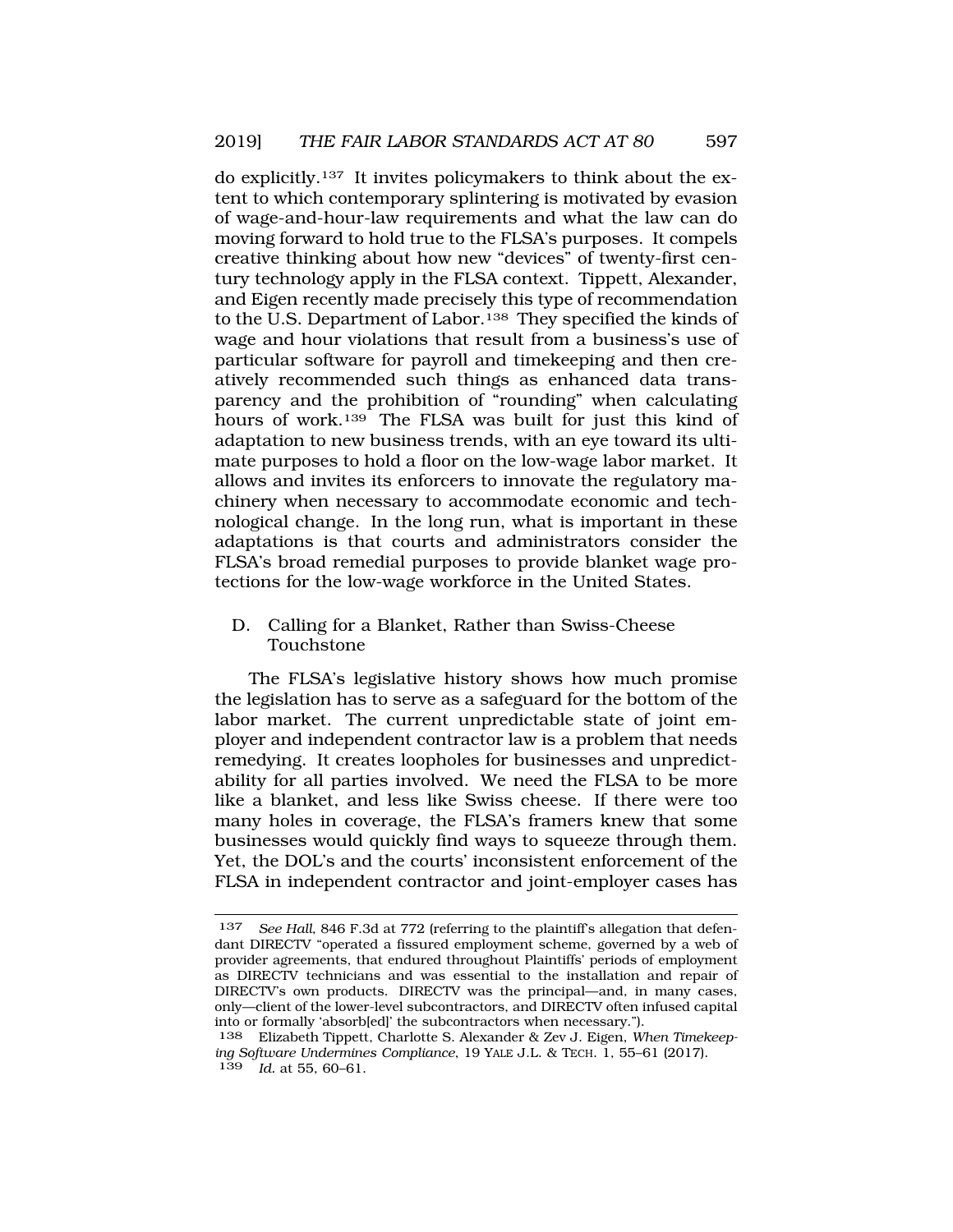do explicitly.[137] It invites policymakers to think about the extent to which contemporary splintering is motivated by evasion of wage-and-hour-law requirements and what the law can do moving forward to hold true to the FLSA's purposes. It compels creative thinking about how new "devices" of twenty-first century technology apply in the FLSA context. Tippett, Alexander, and Eigen recently made precisely this type of recommendation to the U.S. Department of Labor.[138] They specified the kinds of wage and hour violations that result from a business's use of particular software for payroll and timekeeping and then creatively recommended such things as enhanced data transparency and the prohibition of "rounding" when calculating hours of work.[139] The FLSA was built for just this kind of adaptation to new business trends, with an eye toward its ultimate purposes to hold a floor on the low-wage labor market. It allows and invites its enforcers to innovate the regulatory machinery when necessary to accommodate economic and technological change. In the long run, what is important in these adaptations is that courts and administrators consider the FLSA's broad remedial purposes to provide blanket wage protections for the low-wage workforce in the United States.

### D. Calling for a Blanket, Rather than Swiss-Cheese Touchstone

The FLSA's legislative history shows how much promise the legislation has to serve as a safeguard for the bottom of the labor market. The current unpredictable state of joint employer and independent contractor law is a problem that needs remedying. It creates loopholes for businesses and unpredictability for all parties involved. We need the FLSA to be more like a blanket, and less like Swiss cheese. If there were too many holes in coverage, the FLSA's framers knew that some businesses would quickly find ways to squeeze through them. Yet, the DOL's and the courts' inconsistent enforcement of the FLSA in independent contractor and joint-employer cases has

---

137 *See Hall*, 846 F.3d at 772 (referring to the plaintiff's allegation that defendant DIRECTV "operated a fissured employment scheme, governed by a web of provider agreements, that endured throughout Plaintiffs' periods of employment as DIRECTV technicians and was essential to the installation and repair of DIRECTV's own products. DIRECTV was the principal—and, in many cases, only—client of the lower-level subcontractors, and DIRECTV often infused capital into or formally 'absorb[ed]' the subcontractors when necessary.").

138 Elizabeth Tippett, Charlotte S. Alexander & Zev J. Eigen, *When Timekeeping Software Undermines Compliance*, 19 YALE J.L. & TECH. 1, 55–61 (2017).

139 *Id.* at 55, 60–61.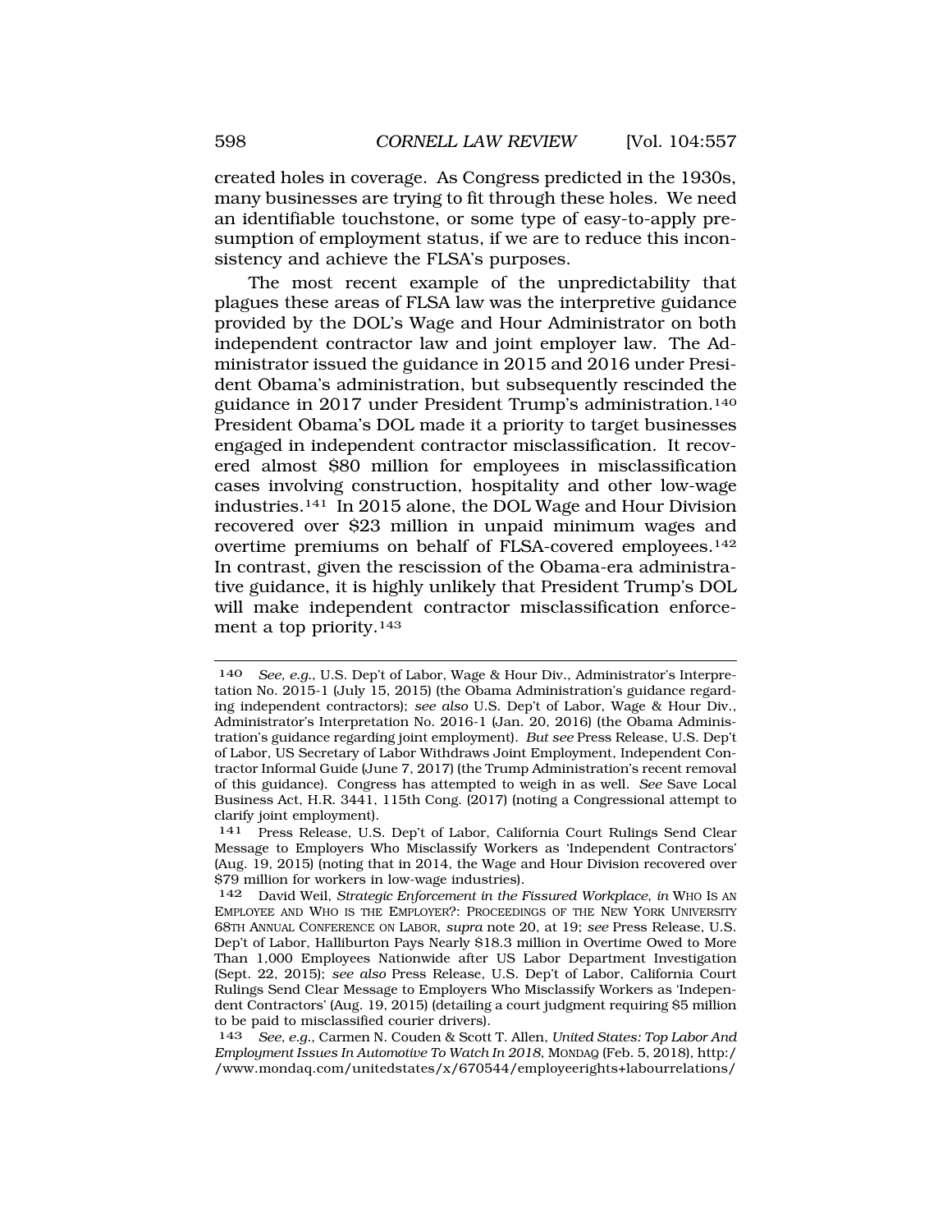created holes in coverage. As Congress predicted in the 1930s, many businesses are trying to fit through these holes. We need an identifiable touchstone, or some type of easy-to-apply presumption of employment status, if we are to reduce this inconsistency and achieve the FLSA's purposes.

The most recent example of the unpredictability that plagues these areas of FLSA law was the interpretive guidance provided by the DOL's Wage and Hour Administrator on both independent contractor law and joint employer law. The Administrator issued the guidance in 2015 and 2016 under President Obama's administration, but subsequently rescinded the guidance in 2017 under President Trump's administration.[140] President Obama's DOL made it a priority to target businesses engaged in independent contractor misclassification. It recovered almost $80 million for employees in misclassification cases involving construction, hospitality and other low-wage industries.[141] In 2015 alone, the DOL Wage and Hour Division recovered over $23 million in unpaid minimum wages and overtime premiums on behalf of FLSA-covered employees.[142] In contrast, given the rescission of the Obama-era administrative guidance, it is highly unlikely that President Trump's DOL will make independent contractor misclassification enforcement a top priority.[143]

---

140 *See, e.g.*, U.S. Dep't of Labor, Wage & Hour Div., Administrator's Interpretation No. 2015-1 (July 15, 2015) (the Obama Administration's guidance regarding independent contractors); *see also* U.S. Dep't of Labor, Wage & Hour Div., Administrator's Interpretation No. 2016-1 (Jan. 20, 2016) (the Obama Administration's guidance regarding joint employment). *But see* Press Release, U.S. Dep't of Labor, US Secretary of Labor Withdraws Joint Employment, Independent Contractor Informal Guide (June 7, 2017) (the Trump Administration's recent removal of this guidance). Congress has attempted to weigh in as well. *See* Save Local Business Act, H.R. 3441, 115th Cong. (2017) (noting a Congressional attempt to clarify joint employment).

141 Press Release, U.S. Dep't of Labor, California Court Rulings Send Clear Message to Employers Who Misclassify Workers as 'Independent Contractors' (Aug. 19, 2015) (noting that in 2014, the Wage and Hour Division recovered over $79 million for workers in low-wage industries).

142 David Weil, *Strategic Enforcement in the Fissured Workplace*, *in* WHO IS AN EMPLOYEE AND WHO IS THE EMPLOYER?: PROCEEDINGS OF THE NEW YORK UNIVERSITY 68TH ANNUAL CONFERENCE ON LABOR, *supra* note 20, at 19; *see* Press Release, U.S. Dep't of Labor, Halliburton Pays Nearly $18.3 million in Overtime Owed to More Than 1,000 Employees Nationwide after US Labor Department Investigation (Sept. 22, 2015); *see also* Press Release, U.S. Dep't of Labor, California Court Rulings Send Clear Message to Employers Who Misclassify Workers as 'Independent Contractors' (Aug. 19, 2015) (detailing a court judgment requiring $5 million to be paid to misclassified courier drivers).

143 *See, e.g.*, Carmen N. Couden & Scott T. Allen, *United States: Top Labor And Employment Issues In Automotive To Watch In 2018*, MONDAQ (Feb. 5, 2018), http://www.mondaq.com/unitedstates/x/670544/employeerights+labourrelations/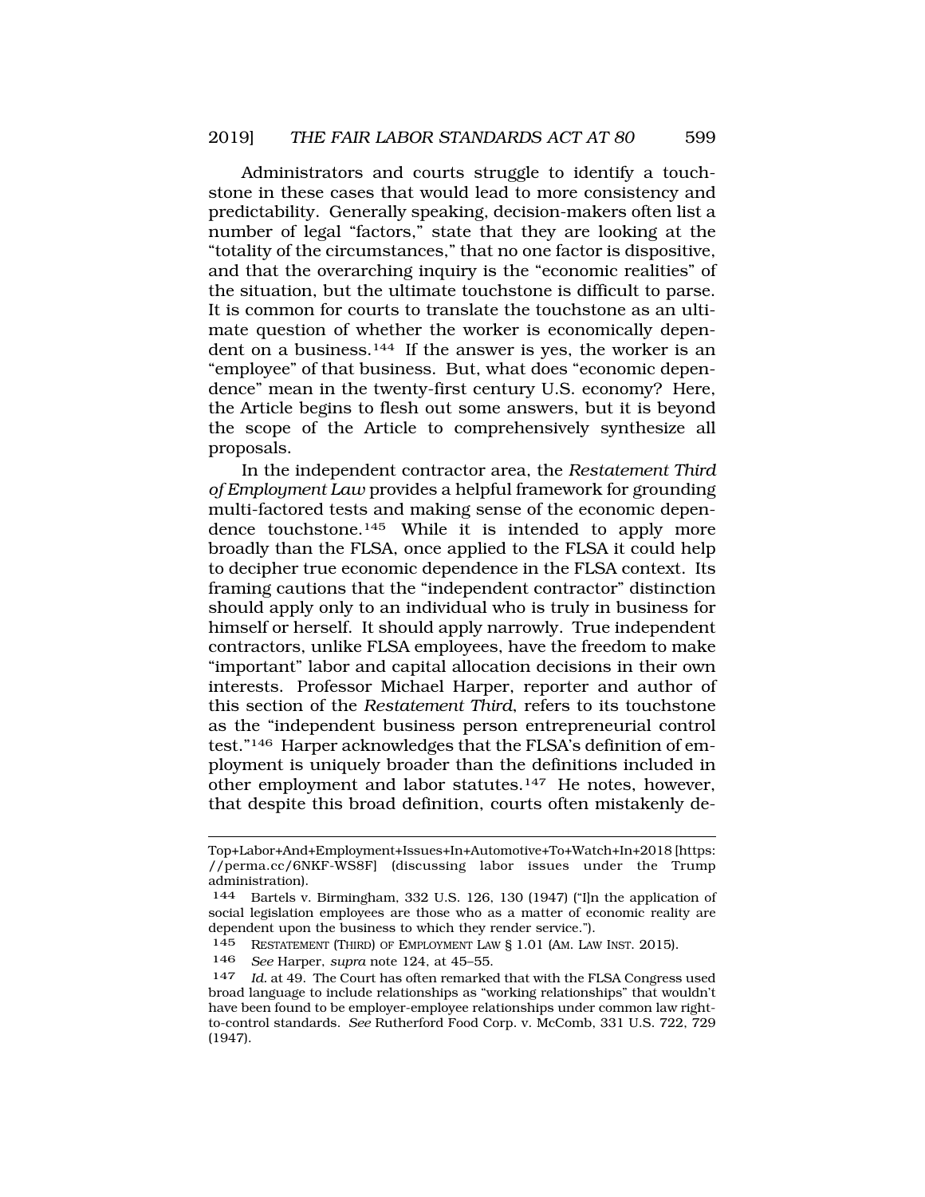Administrators and courts struggle to identify a touchstone in these cases that would lead to more consistency and predictability. Generally speaking, decision-makers often list a number of legal "factors," state that they are looking at the "totality of the circumstances," that no one factor is dispositive, and that the overarching inquiry is the "economic realities" of the situation, but the ultimate touchstone is difficult to parse. It is common for courts to translate the touchstone as an ultimate question of whether the worker is economically dependent on a business.[144] If the answer is yes, the worker is an "employee" of that business. But, what does "economic dependence" mean in the twenty-first century U.S. economy? Here, the Article begins to flesh out some answers, but it is beyond the scope of the Article to comprehensively synthesize all proposals.

In the independent contractor area, the *Restatement Third of Employment Law* provides a helpful framework for grounding multi-factored tests and making sense of the economic dependence touchstone.[145] While it is intended to apply more broadly than the FLSA, once applied to the FLSA it could help to decipher true economic dependence in the FLSA context. Its framing cautions that the "independent contractor" distinction should apply only to an individual who is truly in business for himself or herself. It should apply narrowly. True independent contractors, unlike FLSA employees, have the freedom to make "important" labor and capital allocation decisions in their own interests. Professor Michael Harper, reporter and author of this section of the *Restatement Third*, refers to its touchstone as the "independent business person entrepreneurial control test."[146] Harper acknowledges that the FLSA's definition of employment is uniquely broader than the definitions included in other employment and labor statutes.[147] He notes, however, that despite this broad definition, courts often mistakenly de-

---

Top+Labor+And+Employment+Issues+In+Automotive+To+Watch+In+2018 [https://perma.cc/6NKF-WS8F] (discussing labor issues under the Trump administration).

144 Bartels v. Birmingham, 332 U.S. 126, 130 (1947) ("I]n the application of social legislation employees are those who as a matter of economic reality are dependent upon the business to which they render service.").

145 RESTATEMENT (THIRD) OF EMPLOYMENT LAW § 1.01 (AM. LAW INST. 2015).

146 *See* Harper, *supra* note 124, at 45–55.

147 *Id.* at 49. The Court has often remarked that with the FLSA Congress used broad language to include relationships as "working relationships" that wouldn't have been found to be employer-employee relationships under common law right-to-control standards. *See* Rutherford Food Corp. v. McComb, 331 U.S. 722, 729 (1947).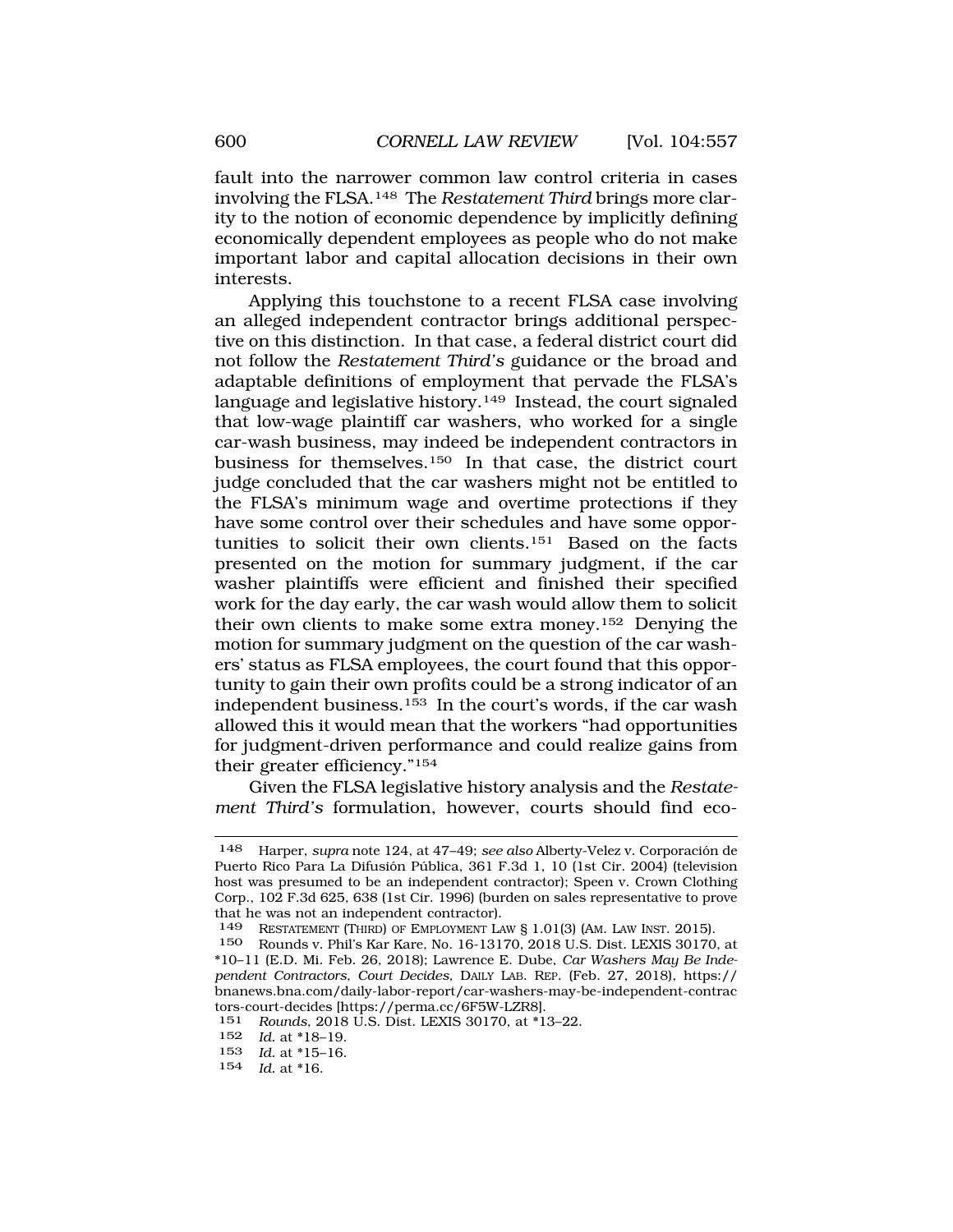fault into the narrower common law control criteria in cases involving the FLSA.[148] The *Restatement Third* brings more clarity to the notion of economic dependence by implicitly defining economically dependent employees as people who do not make important labor and capital allocation decisions in their own interests.

Applying this touchstone to a recent FLSA case involving an alleged independent contractor brings additional perspective on this distinction. In that case, a federal district court did not follow the *Restatement Third's* guidance or the broad and adaptable definitions of employment that pervade the FLSA's language and legislative history.[149] Instead, the court signaled that low-wage plaintiff car washers, who worked for a single car-wash business, may indeed be independent contractors in business for themselves.[150] In that case, the district court judge concluded that the car washers might not be entitled to the FLSA's minimum wage and overtime protections if they have some control over their schedules and have some opportunities to solicit their own clients.[151] Based on the facts presented on the motion for summary judgment, if the car washer plaintiffs were efficient and finished their specified work for the day early, the car wash would allow them to solicit their own clients to make some extra money.[152] Denying the motion for summary judgment on the question of the car washers' status as FLSA employees, the court found that this opportunity to gain their own profits could be a strong indicator of an independent business.[153] In the court's words, if the car wash allowed this it would mean that the workers "had opportunities for judgment-driven performance and could realize gains from their greater efficiency."[154]

Given the FLSA legislative history analysis and the *Restatement Third's* formulation, however, courts should find eco-

---

[148] Harper, *supra* note 124, at 47–49; *see also* Alberty-Velez v. Corporación de Puerto Rico Para La Difusión Pública, 361 F.3d 1, 10 (1st Cir. 2004) (television host was presumed to be an independent contractor); Speen v. Crown Clothing Corp., 102 F.3d 625, 638 (1st Cir. 1996) (burden on sales representative to prove that he was not an independent contractor).

[149] RESTATEMENT (THIRD) OF EMPLOYMENT LAW § 1.01(3) (AM. LAW INST. 2015).

[150] Rounds v. Phil's Kar Kare, No. 16-13170, 2018 U.S. Dist. LEXIS 30170, at *10–11 (E.D. Mi. Feb. 26, 2018); Lawrence E. Dube, *Car Washers May Be Independent Contractors, Court Decides*, DAILY LAB. REP. (Feb. 27, 2018), https://bnanews.bna.com/daily-labor-report/car-washers-may-be-independent-contractors-court-decides [https://perma.cc/6F5W-LZR8].

[151] *Rounds*, 2018 U.S. Dist. LEXIS 30170, at *13–22.

[152] *Id.* at *18–19.

[153] *Id.* at *15–16.

[154] *Id.* at *16.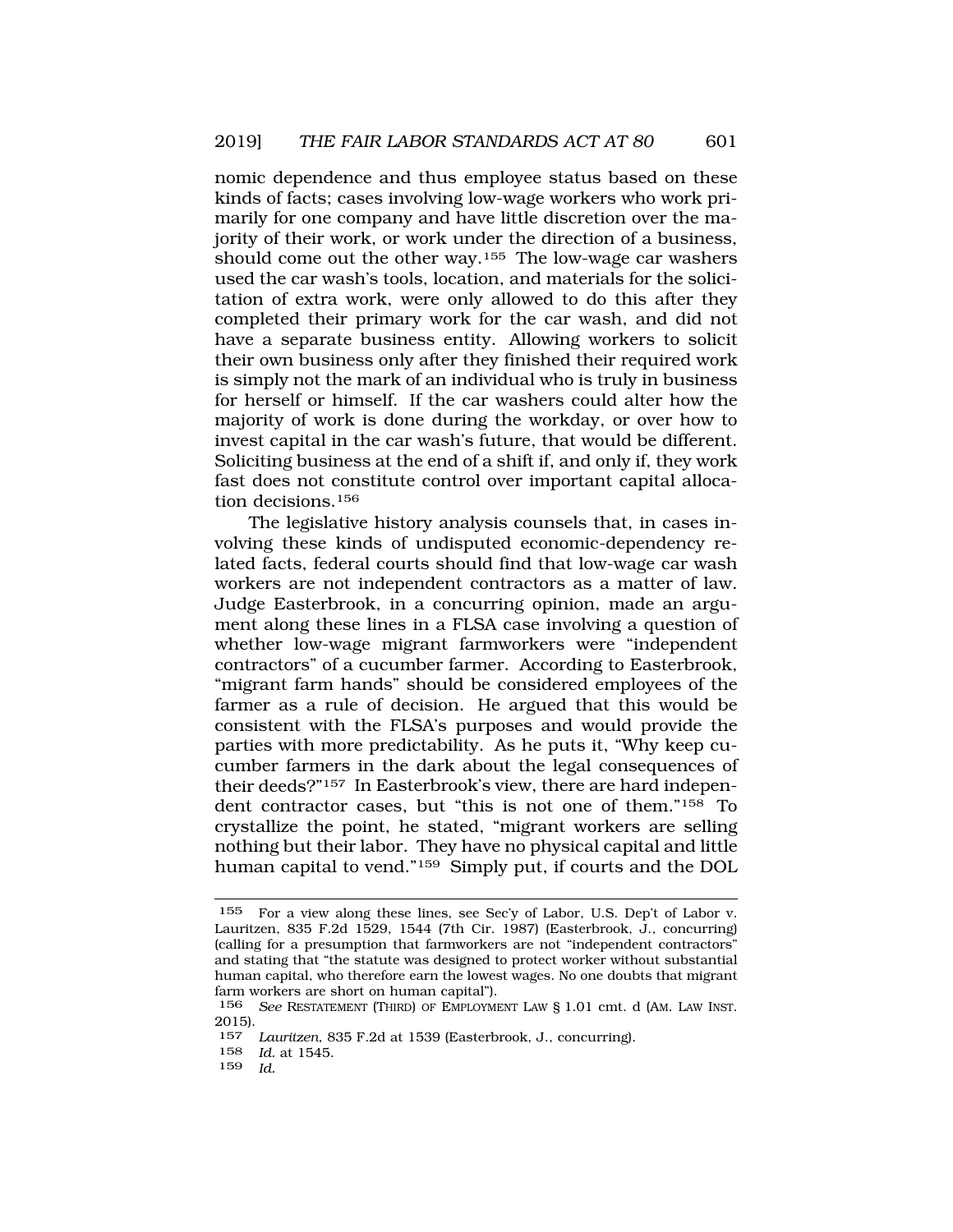nomic dependence and thus employee status based on these kinds of facts; cases involving low-wage workers who work primarily for one company and have little discretion over the majority of their work, or work under the direction of a business, should come out the other way.[155] The low-wage car washers used the car wash's tools, location, and materials for the solicitation of extra work, were only allowed to do this after they completed their primary work for the car wash, and did not have a separate business entity. Allowing workers to solicit their own business only after they finished their required work is simply not the mark of an individual who is truly in business for herself or himself. If the car washers could alter how the majority of work is done during the workday, or over how to invest capital in the car wash's future, that would be different. Soliciting business at the end of a shift if, and only if, they work fast does not constitute control over important capital allocation decisions.[156]

The legislative history analysis counsels that, in cases involving these kinds of undisputed economic-dependency related facts, federal courts should find that low-wage car wash workers are not independent contractors as a matter of law. Judge Easterbrook, in a concurring opinion, made an argument along these lines in a FLSA case involving a question of whether low-wage migrant farmworkers were "independent contractors" of a cucumber farmer. According to Easterbrook, "migrant farm hands" should be considered employees of the farmer as a rule of decision. He argued that this would be consistent with the FLSA's purposes and would provide the parties with more predictability. As he puts it, "Why keep cucumber farmers in the dark about the legal consequences of their deeds?"[157] In Easterbrook's view, there are hard independent contractor cases, but "this is not one of them."[158] To crystallize the point, he stated, "migrant workers are selling nothing but their labor. They have no physical capital and little human capital to vend."[159] Simply put, if courts and the DOL

---

[155] For a view along these lines, see Sec'y of Labor, U.S. Dep't of Labor v. Lauritzen, 835 F.2d 1529, 1544 (7th Cir. 1987) (Easterbrook, J., concurring) (calling for a presumption that farmworkers are not "independent contractors" and stating that "the statute was designed to protect worker without substantial human capital, who therefore earn the lowest wages. No one doubts that migrant farm workers are short on human capital").

[156] *See* RESTATEMENT (THIRD) OF EMPLOYMENT LAW § 1.01 cmt. d (AM. LAW INST. 2015).

[157] *Lauritzen*, 835 F.2d at 1539 (Easterbrook, J., concurring).

[158] *Id.* at 1545.

[159] *Id.*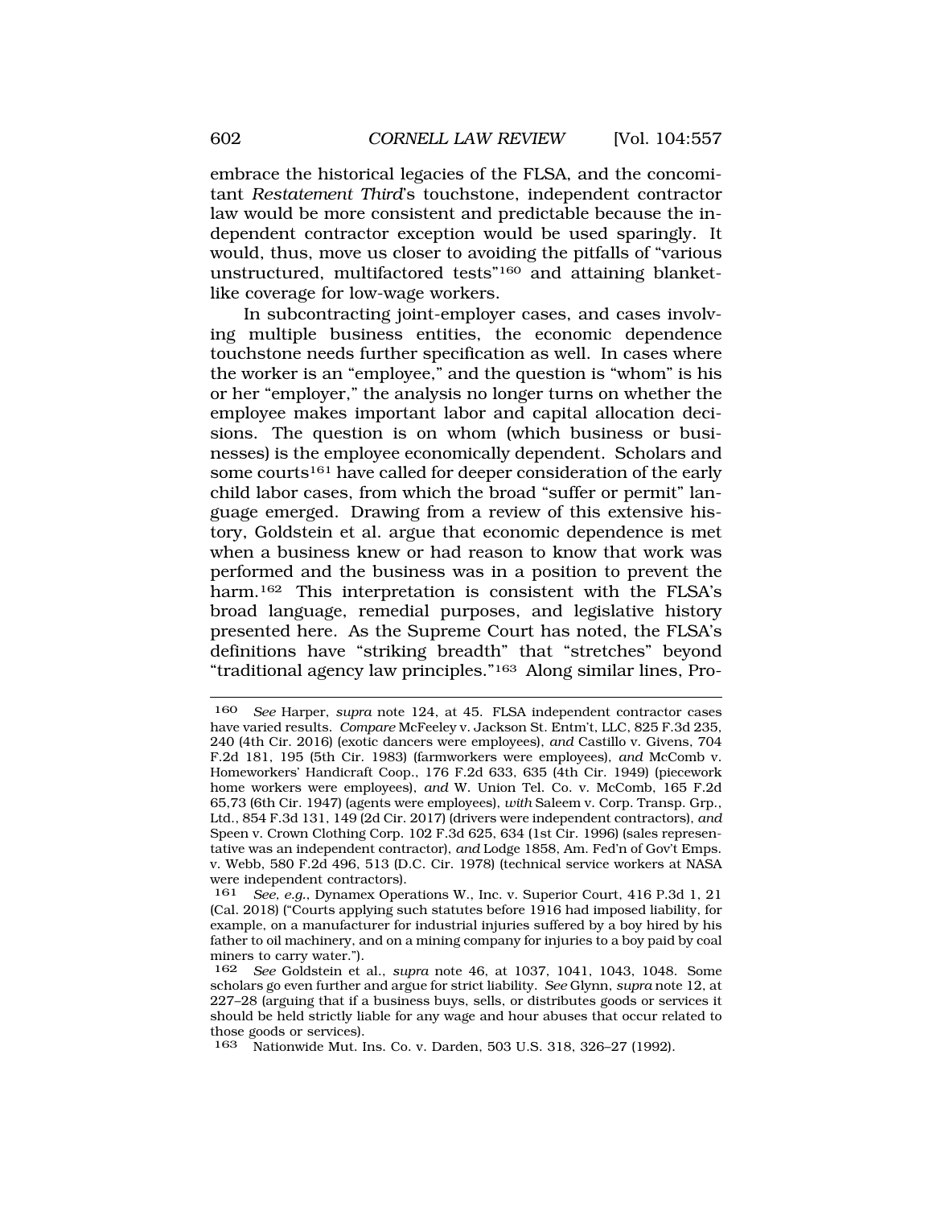embrace the historical legacies of the FLSA, and the concomitant *Restatement Third*'s touchstone, independent contractor law would be more consistent and predictable because the independent contractor exception would be used sparingly. It would, thus, move us closer to avoiding the pitfalls of "various unstructured, multifactored tests"[160] and attaining blanket-like coverage for low-wage workers.

In subcontracting joint-employer cases, and cases involving multiple business entities, the economic dependence touchstone needs further specification as well. In cases where the worker is an "employee," and the question is "whom" is his or her "employer," the analysis no longer turns on whether the employee makes important labor and capital allocation decisions. The question is on whom (which business or businesses) is the employee economically dependent. Scholars and some courts[161] have called for deeper consideration of the early child labor cases, from which the broad "suffer or permit" language emerged. Drawing from a review of this extensive history, Goldstein et al. argue that economic dependence is met when a business knew or had reason to know that work was performed and the business was in a position to prevent the harm.[162] This interpretation is consistent with the FLSA's broad language, remedial purposes, and legislative history presented here. As the Supreme Court has noted, the FLSA's definitions have "striking breadth" that "stretches" beyond "traditional agency law principles."[163] Along similar lines, Pro-

---

160 *See* Harper, *supra* note 124, at 45. FLSA independent contractor cases have varied results. *Compare* McFeeley v. Jackson St. Entm't, LLC, 825 F.3d 235, 240 (4th Cir. 2016) (exotic dancers were employees), *and* Castillo v. Givens, 704 F.2d 181, 195 (5th Cir. 1983) (farmworkers were employees), *and* McComb v. Homeworkers' Handicraft Coop., 176 F.2d 633, 635 (4th Cir. 1949) (piecework home workers were employees), *and* W. Union Tel. Co. v. McComb, 165 F.2d 65,73 (6th Cir. 1947) (agents were employees), *with* Saleem v. Corp. Transp. Grp., Ltd., 854 F.3d 131, 149 (2d Cir. 2017) (drivers were independent contractors), *and* Speen v. Crown Clothing Corp. 102 F.3d 625, 634 (1st Cir. 1996) (sales representative was an independent contractor), *and* Lodge 1858, Am. Fed'n of Gov't Emps. v. Webb, 580 F.2d 496, 513 (D.C. Cir. 1978) (technical service workers at NASA were independent contractors).

161 *See, e.g.*, Dynamex Operations W., Inc. v. Superior Court, 416 P.3d 1, 21 (Cal. 2018) ("Courts applying such statutes before 1916 had imposed liability, for example, on a manufacturer for industrial injuries suffered by a boy hired by his father to oil machinery, and on a mining company for injuries to a boy paid by coal miners to carry water.").

162 *See* Goldstein et al., *supra* note 46, at 1037, 1041, 1043, 1048. Some scholars go even further and argue for strict liability. *See* Glynn, *supra* note 12, at 227–28 (arguing that if a business buys, sells, or distributes goods or services it should be held strictly liable for any wage and hour abuses that occur related to those goods or services).

163 Nationwide Mut. Ins. Co. v. Darden, 503 U.S. 318, 326–27 (1992).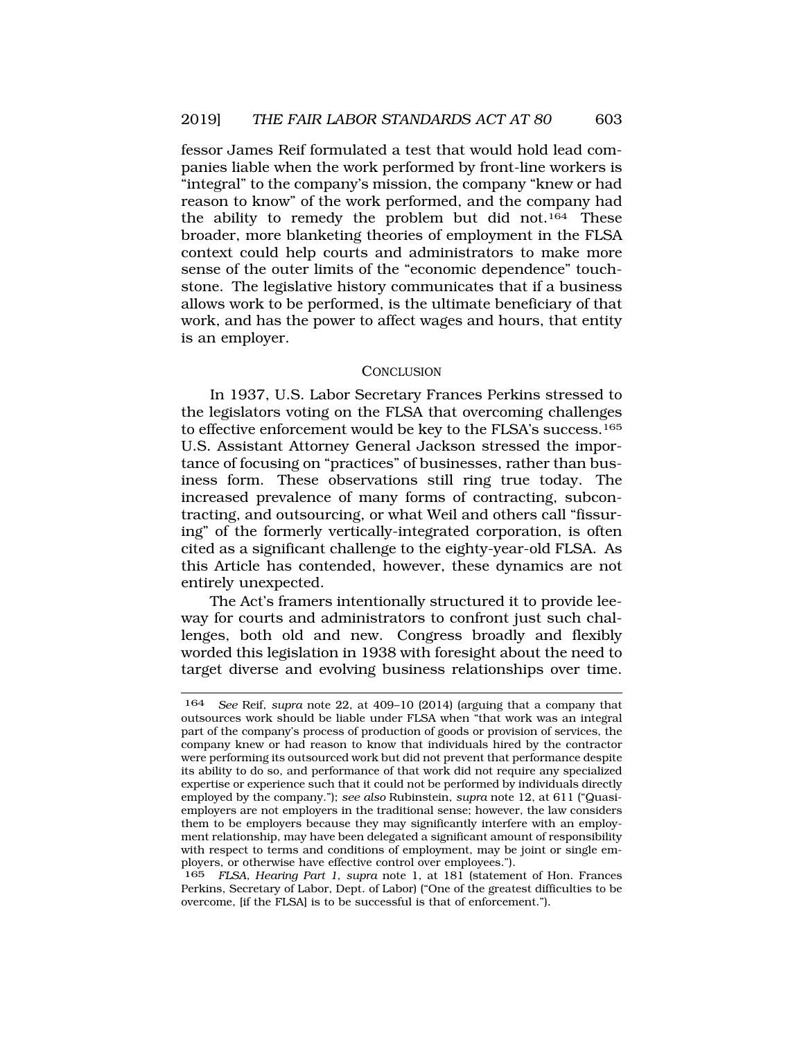fessor James Reif formulated a test that would hold lead companies liable when the work performed by front-line workers is "integral" to the company's mission, the company "knew or had reason to know" of the work performed, and the company had the ability to remedy the problem but did not.[164] These broader, more blanketing theories of employment in the FLSA context could help courts and administrators to make more sense of the outer limits of the "economic dependence" touchstone. The legislative history communicates that if a business allows work to be performed, is the ultimate beneficiary of that work, and has the power to affect wages and hours, that entity is an employer.

## CONCLUSION

In 1937, U.S. Labor Secretary Frances Perkins stressed to the legislators voting on the FLSA that overcoming challenges to effective enforcement would be key to the FLSA's success.[165] U.S. Assistant Attorney General Jackson stressed the importance of focusing on "practices" of businesses, rather than business form. These observations still ring true today. The increased prevalence of many forms of contracting, subcontracting, and outsourcing, or what Weil and others call "fissuring" of the formerly vertically-integrated corporation, is often cited as a significant challenge to the eighty-year-old FLSA. As this Article has contended, however, these dynamics are not entirely unexpected.

The Act's framers intentionally structured it to provide leeway for courts and administrators to confront just such challenges, both old and new. Congress broadly and flexibly worded this legislation in 1938 with foresight about the need to target diverse and evolving business relationships over time.

---

[164] *See* Reif, *supra* note 22, at 409–10 (2014) (arguing that a company that outsources work should be liable under FLSA when "that work was an integral part of the company's process of production of goods or provision of services, the company knew or had reason to know that individuals hired by the contractor were performing its outsourced work but did not prevent that performance despite its ability to do so, and performance of that work did not require any specialized expertise or experience such that it could not be performed by individuals directly employed by the company."); *see also* Rubinstein, *supra* note 12, at 611 ("Quasi-employers are not employers in the traditional sense; however, the law considers them to be employers because they may significantly interfere with an employment relationship, may have been delegated a significant amount of responsibility with respect to terms and conditions of employment, may be joint or single employers, or otherwise have effective control over employees.").

[165] *FLSA, Hearing Part 1*, *supra* note 1, at 181 (statement of Hon. Frances Perkins, Secretary of Labor, Dept. of Labor) ("One of the greatest difficulties to be overcome, [if the FLSA] is to be successful is that of enforcement.").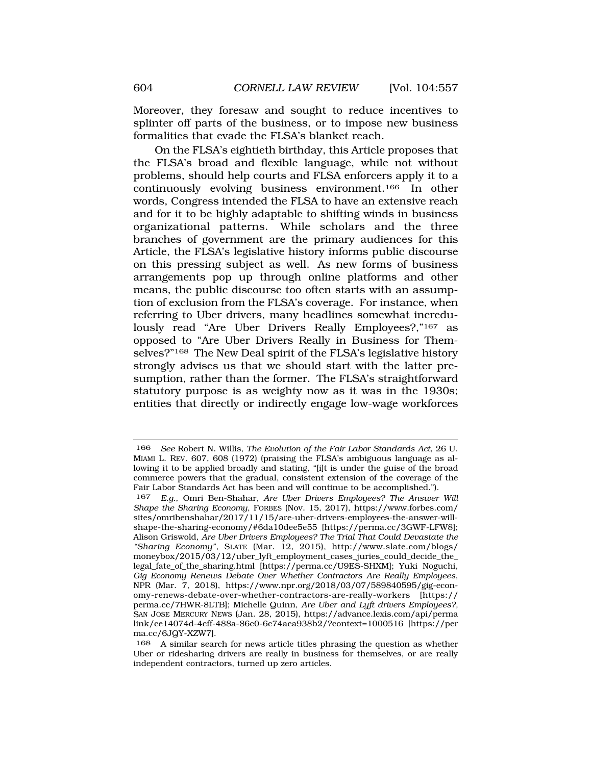Moreover, they foresaw and sought to reduce incentives to splinter off parts of the business, or to impose new business formalities that evade the FLSA's blanket reach.

On the FLSA's eightieth birthday, this Article proposes that the FLSA's broad and flexible language, while not without problems, should help courts and FLSA enforcers apply it to a continuously evolving business environment.[166] In other words, Congress intended the FLSA to have an extensive reach and for it to be highly adaptable to shifting winds in business organizational patterns. While scholars and the three branches of government are the primary audiences for this Article, the FLSA's legislative history informs public discourse on this pressing subject as well. As new forms of business arrangements pop up through online platforms and other means, the public discourse too often starts with an assumption of exclusion from the FLSA's coverage. For instance, when referring to Uber drivers, many headlines somewhat incredulously read "Are Uber Drivers Really Employees?,"[167] as opposed to "Are Uber Drivers Really in Business for Themselves?"[168] The New Deal spirit of the FLSA's legislative history strongly advises us that we should start with the latter presumption, rather than the former. The FLSA's straightforward statutory purpose is as weighty now as it was in the 1930s; entities that directly or indirectly engage low-wage workforces

---

166 *See* Robert N. Willis, *The Evolution of the Fair Labor Standards Act*, 26 U. MIAMI L. REV. 607, 608 (1972) (praising the FLSA's ambiguous language as allowing it to be applied broadly and stating, "[i]t is under the guise of the broad commerce powers that the gradual, consistent extension of the coverage of the Fair Labor Standards Act has been and will continue to be accomplished.").

167 *E.g.*, Omri Ben-Shahar, *Are Uber Drivers Employees? The Answer Will Shape the Sharing Economy*, FORBES (Nov. 15, 2017), https://www.forbes.com/sites/omribenshahar/2017/11/15/are-uber-drivers-employees-the-answer-will-shape-the-sharing-economy/#6da10dee5e55 [https://perma.cc/3GWF-LFW8]; Alison Griswold, *Are Uber Drivers Employees? The Trial That Could Devastate the "Sharing Economy"*, SLATE (Mar. 12, 2015), http://www.slate.com/blogs/moneybox/2015/03/12/uber_lyft_employment_cases_juries_could_decide_the_legal_fate_of_the_sharing.html [https://perma.cc/U9ES-SHXM]; Yuki Noguchi, *Gig Economy Renews Debate Over Whether Contractors Are Really Employees*, NPR (Mar. 7, 2018), https://www.npr.org/2018/03/07/589840595/gig-economy-renews-debate-over-whether-contractors-are-really-workers [https://perma.cc/7HWR-8LTB]; Michelle Quinn, *Are Uber and Lyft drivers Employees?*, SAN JOSE MERCURY NEWS (Jan. 28, 2015), https://advance.lexis.com/api/permalink/ce14074d-4cff-488a-86c0-6c74aca938b2/?context=1000516 [https://perma.cc/6JQY-XZW7].

168 A similar search for news article titles phrasing the question as whether Uber or ridesharing drivers are really in business for themselves, or are really independent contractors, turned up zero articles.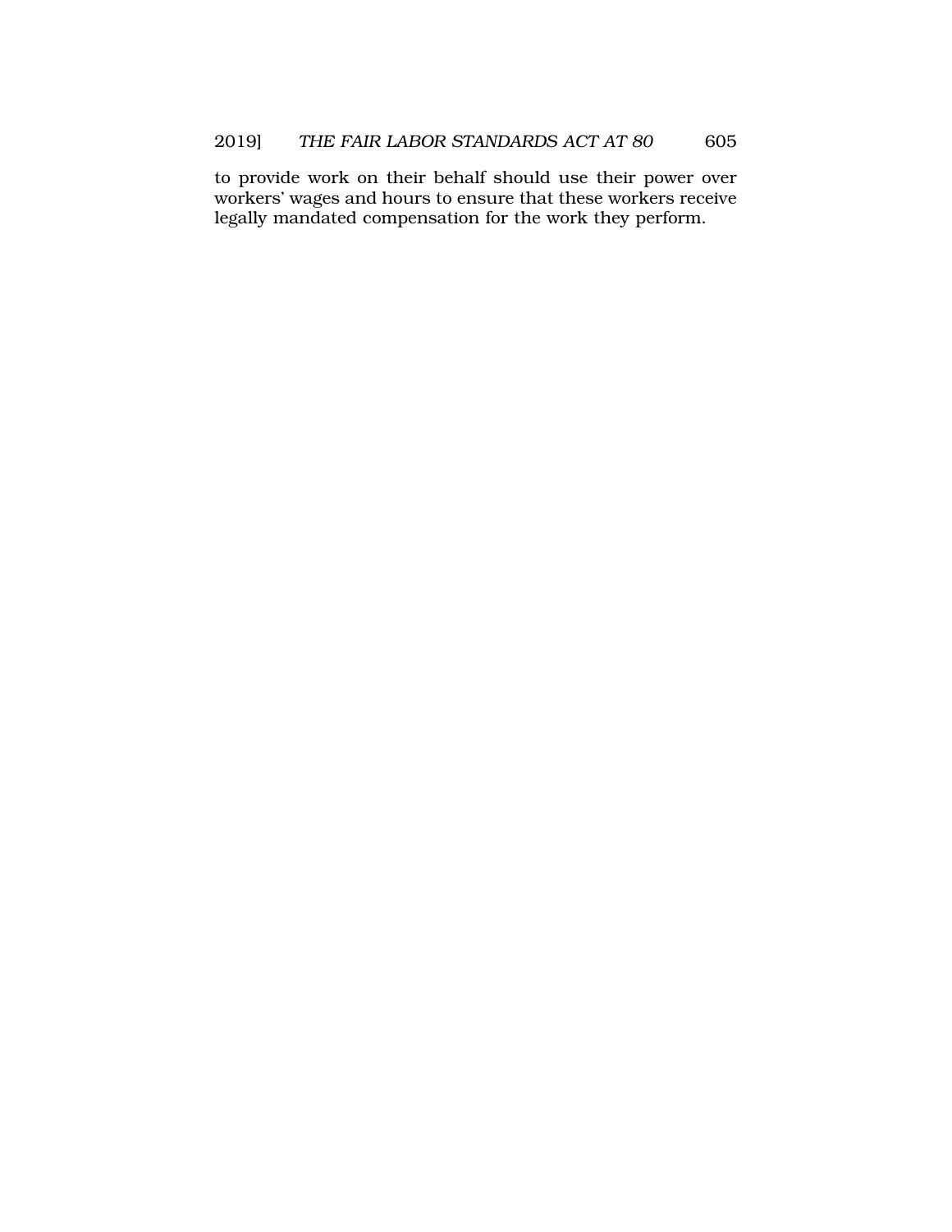to provide work on their behalf should use their power over workers' wages and hours to ensure that these workers receive legally mandated compensation for the work they perform.